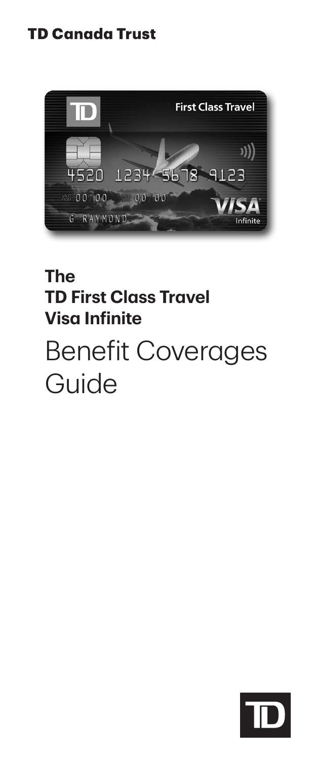**TD Canada Trust**

# The TD First Class Travel Visa Infinite

# Benefit Coverages Guide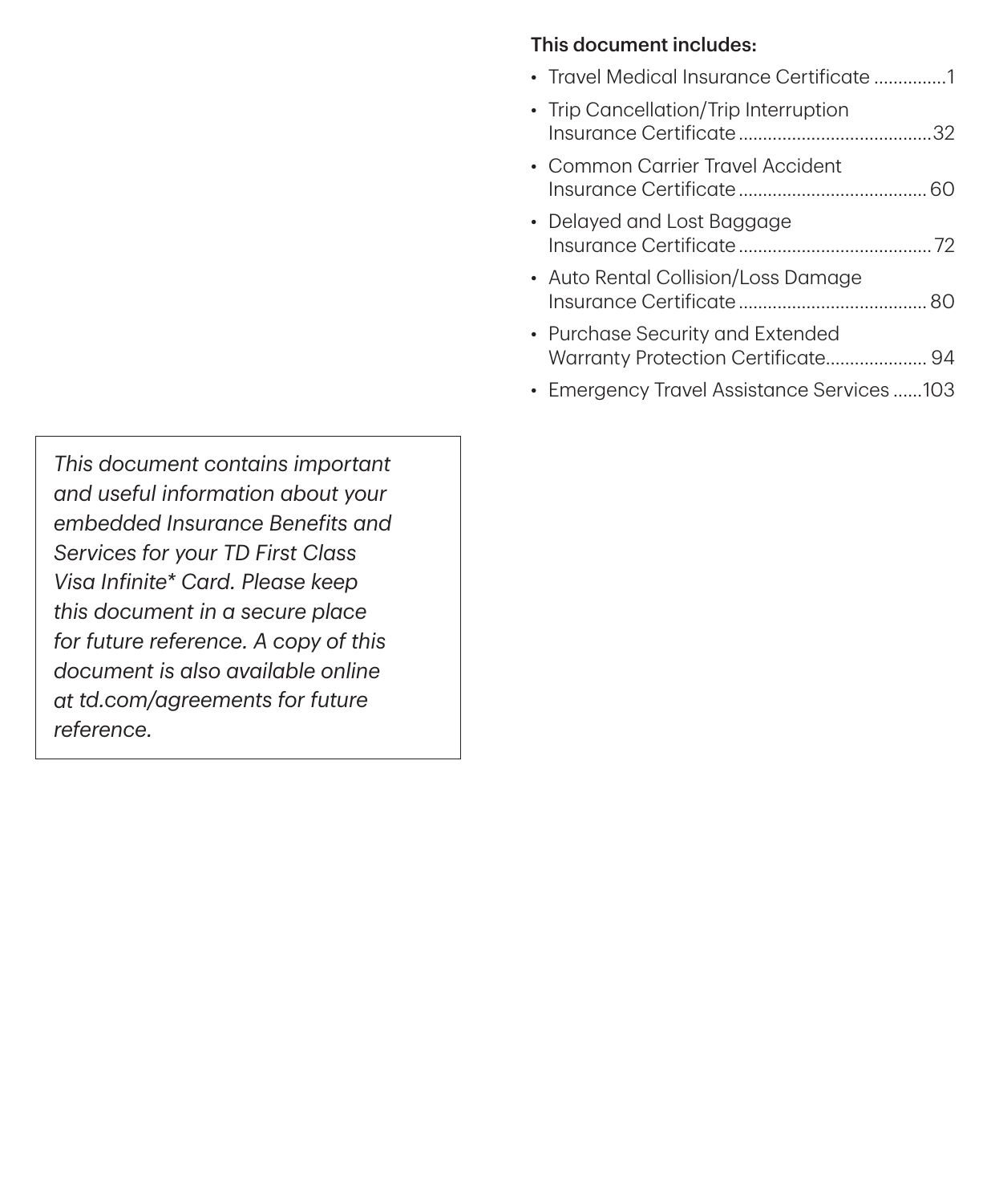**This document includes:**

- Travel Medical Insurance Certificate ...............1
- Trip Cancellation/Trip Interruption Insurance Certificate ........................................32
- Common Carrier Travel Accident Insurance Certificate ....................................... 60
- Delayed and Lost Baggage Insurance Certificate ........................................72
- Auto Rental Collision/Loss Damage Insurance Certificate ....................................... 80
- Purchase Security and Extended Warranty Protection Certificate..................... 94
- Emergency Travel Assistance Services ......103

*This document contains important and useful information about your embedded Insurance Benefits and Services for your TD First Class Visa Infinite* Card. Please keep this document in a secure place for future reference. A copy of this document is also available online at td.com/agreements for future reference.*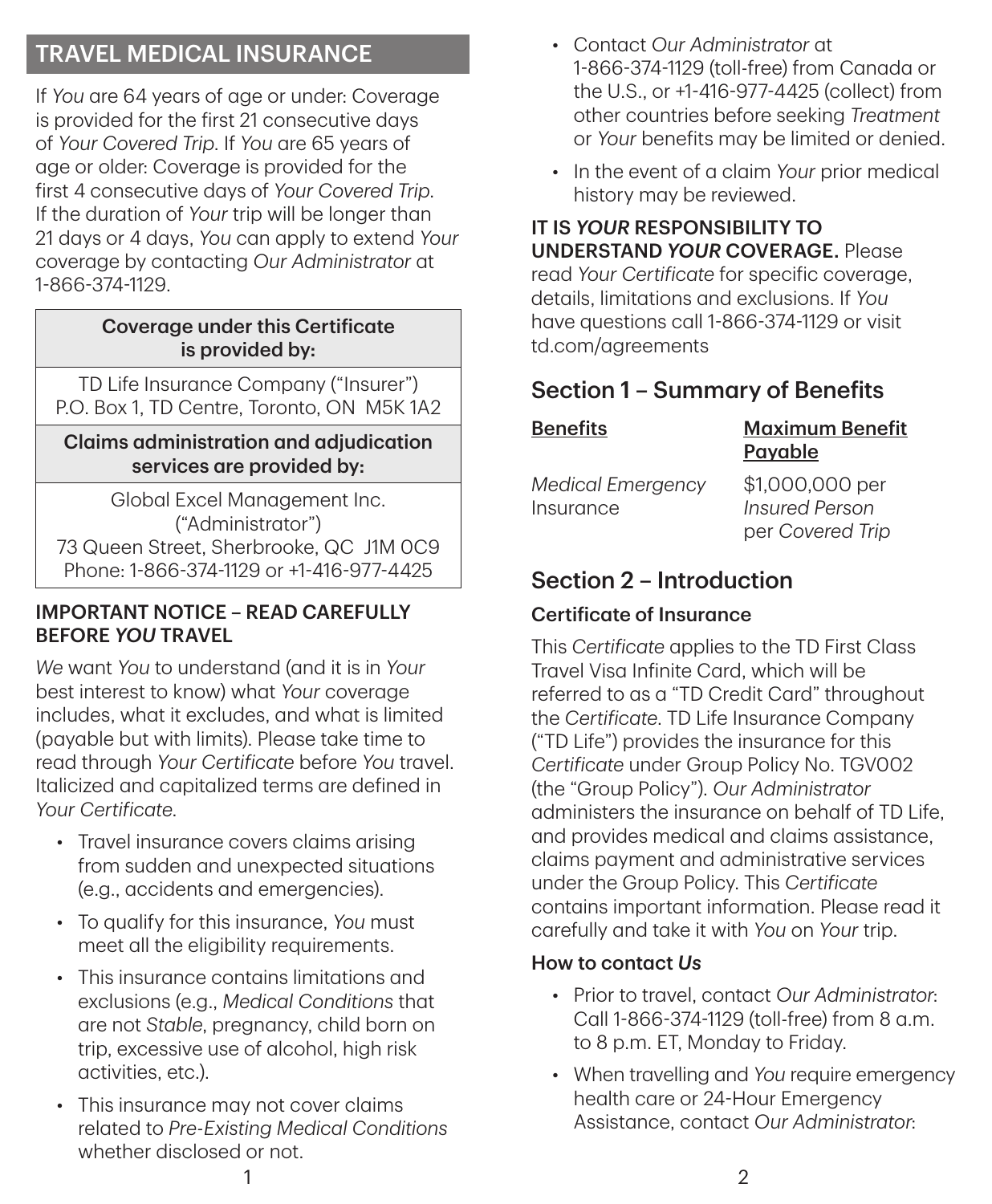# TRAVEL MEDICAL INSURANCE

If *You* are 64 years of age or under: Coverage is provided for the first 21 consecutive days of *Your Covered Trip*. If *You* are 65 years of age or older: Coverage is provided for the first 4 consecutive days of *Your Covered Trip*. If the duration of *Your* trip will be longer than 21 days or 4 days, *You* can apply to extend *Your* coverage by contacting *Our Administrator* at 1-866-374-1129.

| Coverage under this Certificate is provided by: |
| --- |
| TD Life Insurance Company ("Insurer") P.O. Box 1, TD Centre, Toronto, ON M5K 1A2 |
| **Claims administration and adjudication services are provided by:** |
| Global Excel Management Inc. ("Administrator") 73 Queen Street, Sherbrooke, QC J1M 0C9 Phone: 1-866-374-1129 or +1-416-977-4425 |

**IMPORTANT NOTICE – READ CAREFULLY BEFORE *YOU* TRAVEL**

*We* want *You* to understand (and it is in *Your* best interest to know) what *Your* coverage includes, what it excludes, and what is limited (payable but with limits). Please take time to read through *Your Certificate* before *You* travel. Italicized and capitalized terms are defined in *Your Certificate*.

- Travel insurance covers claims arising from sudden and unexpected situations (e.g., accidents and emergencies).
- To qualify for this insurance, *You* must meet all the eligibility requirements.
- This insurance contains limitations and exclusions (e.g., *Medical Conditions* that are not *Stable*, pregnancy, child born on trip, excessive use of alcohol, high risk activities, etc.).
- This insurance may not cover claims related to *Pre-Existing Medical Conditions* whether disclosed or not.
- Contact *Our Administrator* at 1-866-374-1129 (toll-free) from Canada or the U.S., or +1-416-977-4425 (collect) from other countries before seeking *Treatment* or *Your* benefits may be limited or denied.
- In the event of a claim *Your* prior medical history may be reviewed.

**IT IS *YOUR* RESPONSIBILITY TO UNDERSTAND *YOUR* COVERAGE.** Please read *Your Certificate* for specific coverage, details, limitations and exclusions. If *You* have questions call 1-866-374-1129 or visit td.com/agreements

## Section 1 – Summary of Benefits

| Benefits | Maximum Benefit Payable |
| --- | --- |
| *Medical Emergency* Insurance | $1,000,000 per *Insured Person* per *Covered Trip* |

## Section 2 – Introduction

### Certificate of Insurance

This *Certificate* applies to the TD First Class Travel Visa Infinite Card, which will be referred to as a "TD Credit Card" throughout the *Certificate*. TD Life Insurance Company ("TD Life") provides the insurance for this *Certificate* under Group Policy No. TGV002 (the "Group Policy"). *Our Administrator* administers the insurance on behalf of TD Life, and provides medical and claims assistance, claims payment and administrative services under the Group Policy. This *Certificate* contains important information. Please read it carefully and take it with *You* on *Your* trip.

### How to contact *Us*

- Prior to travel, contact *Our Administrator*: Call 1-866-374-1129 (toll-free) from 8 a.m. to 8 p.m. ET, Monday to Friday.
- When travelling and *You* require emergency health care or 24-Hour Emergency Assistance, contact *Our Administrator*: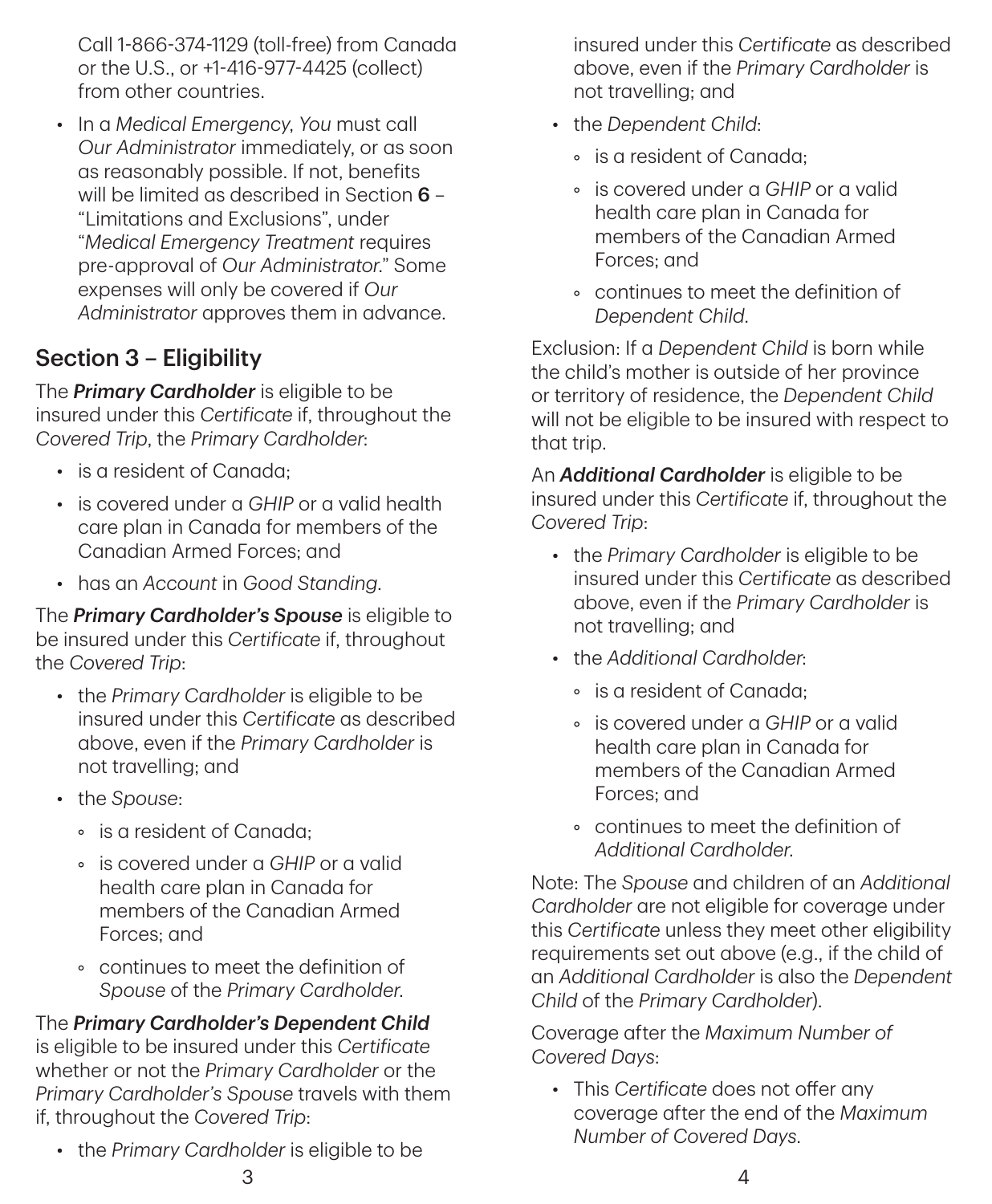Call 1-866-374-1129 (toll-free) from Canada or the U.S., or +1-416-977-4425 (collect) from other countries.

- In a *Medical Emergency*, *You* must call *Our Administrator* immediately, or as soon as reasonably possible. If not, benefits will be limited as described in Section **6** – "Limitations and Exclusions", under "*Medical Emergency Treatment* requires pre-approval of *Our Administrator*." Some expenses will only be covered if *Our Administrator* approves them in advance.

## Section 3 – Eligibility

The ***Primary Cardholder*** is eligible to be insured under this *Certificate* if, throughout the *Covered Trip*, the *Primary Cardholder*:

- is a resident of Canada;
- is covered under a *GHIP* or a valid health care plan in Canada for members of the Canadian Armed Forces; and
- has an *Account* in *Good Standing*.

The ***Primary Cardholder's Spouse*** is eligible to be insured under this *Certificate* if, throughout the *Covered Trip*:

- the *Primary Cardholder* is eligible to be insured under this *Certificate* as described above, even if the *Primary Cardholder* is not travelling; and
- the *Spouse*:
  - is a resident of Canada;
  - is covered under a *GHIP* or a valid health care plan in Canada for members of the Canadian Armed Forces; and
  - continues to meet the definition of *Spouse* of the *Primary Cardholder*.

The ***Primary Cardholder's Dependent Child*** is eligible to be insured under this *Certificate* whether or not the *Primary Cardholder* or the *Primary Cardholder's Spouse* travels with them if, throughout the *Covered Trip*:

- the *Primary Cardholder* is eligible to be insured under this *Certificate* as described above, even if the *Primary Cardholder* is not travelling; and
- the *Dependent Child*:
  - is a resident of Canada;
  - is covered under a *GHIP* or a valid health care plan in Canada for members of the Canadian Armed Forces; and
  - continues to meet the definition of *Dependent Child*.

Exclusion: If a *Dependent Child* is born while the child's mother is outside of her province or territory of residence, the *Dependent Child* will not be eligible to be insured with respect to that trip.

An ***Additional Cardholder*** is eligible to be insured under this *Certificate* if, throughout the *Covered Trip*:

- the *Primary Cardholder* is eligible to be insured under this *Certificate* as described above, even if the *Primary Cardholder* is not travelling; and
- the *Additional Cardholder*:
  - is a resident of Canada;
  - is covered under a *GHIP* or a valid health care plan in Canada for members of the Canadian Armed Forces; and
  - continues to meet the definition of *Additional Cardholder*.

Note: The *Spouse* and children of an *Additional Cardholder* are not eligible for coverage under this *Certificate* unless they meet other eligibility requirements set out above (e.g., if the child of an *Additional Cardholder* is also the *Dependent Child* of the *Primary Cardholder*).

Coverage after the *Maximum Number of Covered Days*:

- This *Certificate* does not offer any coverage after the end of the *Maximum Number of Covered Days*.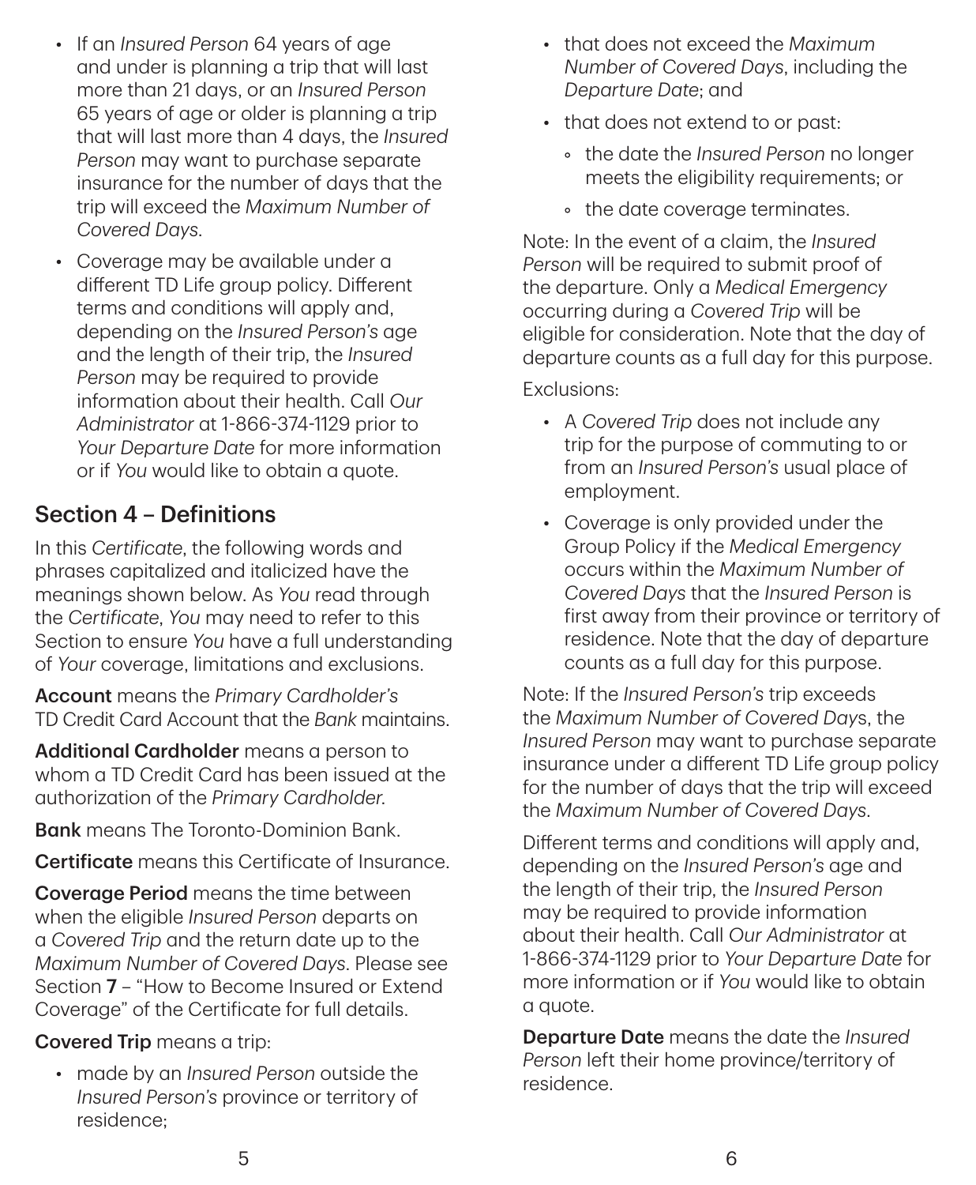- If an *Insured Person* 64 years of age and under is planning a trip that will last more than 21 days, or an *Insured Person* 65 years of age or older is planning a trip that will last more than 4 days, the *Insured Person* may want to purchase separate insurance for the number of days that the trip will exceed the *Maximum Number of Covered Days*.
- Coverage may be available under a different TD Life group policy. Different terms and conditions will apply and, depending on the *Insured Person's* age and the length of their trip, the *Insured Person* may be required to provide information about their health. Call *Our Administrator* at 1-866-374-1129 prior to *Your Departure Date* for more information or if *You* would like to obtain a quote.

## Section 4 – Definitions

In this *Certificate*, the following words and phrases capitalized and italicized have the meanings shown below. As *You* read through the *Certificate*, *You* may need to refer to this Section to ensure *You* have a full understanding of *Your* coverage, limitations and exclusions.

**Account** means the *Primary Cardholder's* TD Credit Card Account that the *Bank* maintains.

**Additional Cardholder** means a person to whom a TD Credit Card has been issued at the authorization of the *Primary Cardholder*.

**Bank** means The Toronto-Dominion Bank.

**Certificate** means this Certificate of Insurance.

**Coverage Period** means the time between when the eligible *Insured Person* departs on a *Covered Trip* and the return date up to the *Maximum Number of Covered Days*. Please see Section **7** – "How to Become Insured or Extend Coverage" of the Certificate for full details.

**Covered Trip** means a trip:

- made by an *Insured Person* outside the *Insured Person's* province or territory of residence;
- that does not exceed the *Maximum Number of Covered Days*, including the *Departure Date*; and
- that does not extend to or past:
  - the date the *Insured Person* no longer meets the eligibility requirements; or
  - the date coverage terminates.

Note: In the event of a claim, the *Insured Person* will be required to submit proof of the departure. Only a *Medical Emergency* occurring during a *Covered Trip* will be eligible for consideration. Note that the day of departure counts as a full day for this purpose.

Exclusions:

- A *Covered Trip* does not include any trip for the purpose of commuting to or from an *Insured Person's* usual place of employment.
- Coverage is only provided under the Group Policy if the *Medical Emergency* occurs within the *Maximum Number of Covered Days* that the *Insured Person* is first away from their province or territory of residence. Note that the day of departure counts as a full day for this purpose.

Note: If the *Insured Person's* trip exceeds the *Maximum Number of Covered Days*, the *Insured Person* may want to purchase separate insurance under a different TD Life group policy for the number of days that the trip will exceed the *Maximum Number of Covered Days*.

Different terms and conditions will apply and, depending on the *Insured Person's* age and the length of their trip, the *Insured Person* may be required to provide information about their health. Call *Our Administrator* at 1-866-374-1129 prior to *Your Departure Date* for more information or if *You* would like to obtain a quote.

**Departure Date** means the date the *Insured Person* left their home province/territory of residence.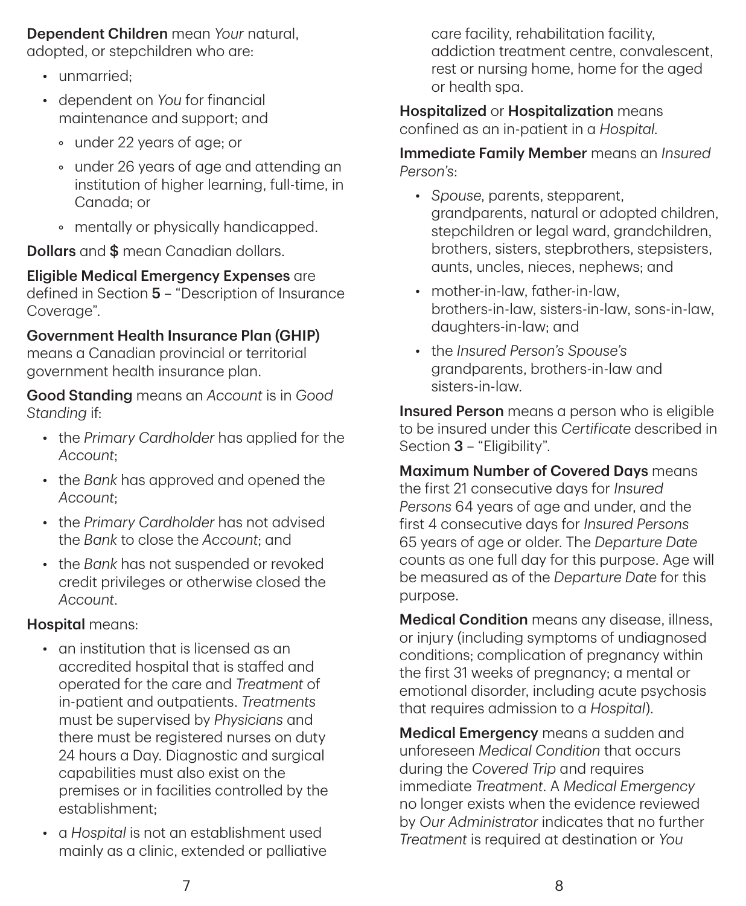**Dependent Children** mean *Your* natural, adopted, or stepchildren who are:

- unmarried;
- dependent on *You* for financial maintenance and support; and
  - under 22 years of age; or
  - under 26 years of age and attending an institution of higher learning, full-time, in Canada; or
  - mentally or physically handicapped.

**Dollars** and **$** mean Canadian dollars.

**Eligible Medical Emergency Expenses** are defined in Section **5** – "Description of Insurance Coverage".

**Government Health Insurance Plan (GHIP)** means a Canadian provincial or territorial government health insurance plan.

**Good Standing** means an *Account* is in *Good Standing* if:

- the *Primary Cardholder* has applied for the *Account*;
- the *Bank* has approved and opened the *Account*;
- the *Primary Cardholder* has not advised the *Bank* to close the *Account*; and
- the *Bank* has not suspended or revoked credit privileges or otherwise closed the *Account*.

**Hospital** means:

- an institution that is licensed as an accredited hospital that is staffed and operated for the care and *Treatment* of in-patient and outpatients. *Treatments* must be supervised by *Physicians* and there must be registered nurses on duty 24 hours a Day. Diagnostic and surgical capabilities must also exist on the premises or in facilities controlled by the establishment;
- a *Hospital* is not an establishment used mainly as a clinic, extended or palliative care facility, rehabilitation facility, addiction treatment centre, convalescent, rest or nursing home, home for the aged or health spa.

**Hospitalized** or **Hospitalization** means confined as an in-patient in a *Hospital*.

**Immediate Family Member** means an *Insured Person's*:

- *Spouse*, parents, stepparent, grandparents, natural or adopted children, stepchildren or legal ward, grandchildren, brothers, sisters, stepbrothers, stepsisters, aunts, uncles, nieces, nephews; and
- mother-in-law, father-in-law, brothers-in-law, sisters-in-law, sons-in-law, daughters-in-law; and
- the *Insured Person's Spouse's* grandparents, brothers-in-law and sisters-in-law.

**Insured Person** means a person who is eligible to be insured under this *Certificate* described in Section **3** – "Eligibility".

**Maximum Number of Covered Days** means the first 21 consecutive days for *Insured Persons* 64 years of age and under, and the first 4 consecutive days for *Insured Persons* 65 years of age or older. The *Departure Date* counts as one full day for this purpose. Age will be measured as of the *Departure Date* for this purpose.

**Medical Condition** means any disease, illness, or injury (including symptoms of undiagnosed conditions; complication of pregnancy within the first 31 weeks of pregnancy; a mental or emotional disorder, including acute psychosis that requires admission to a *Hospital*).

**Medical Emergency** means a sudden and unforeseen *Medical Condition* that occurs during the *Covered Trip* and requires immediate *Treatment*. A *Medical Emergency* no longer exists when the evidence reviewed by *Our Administrator* indicates that no further *Treatment* is required at destination or *You*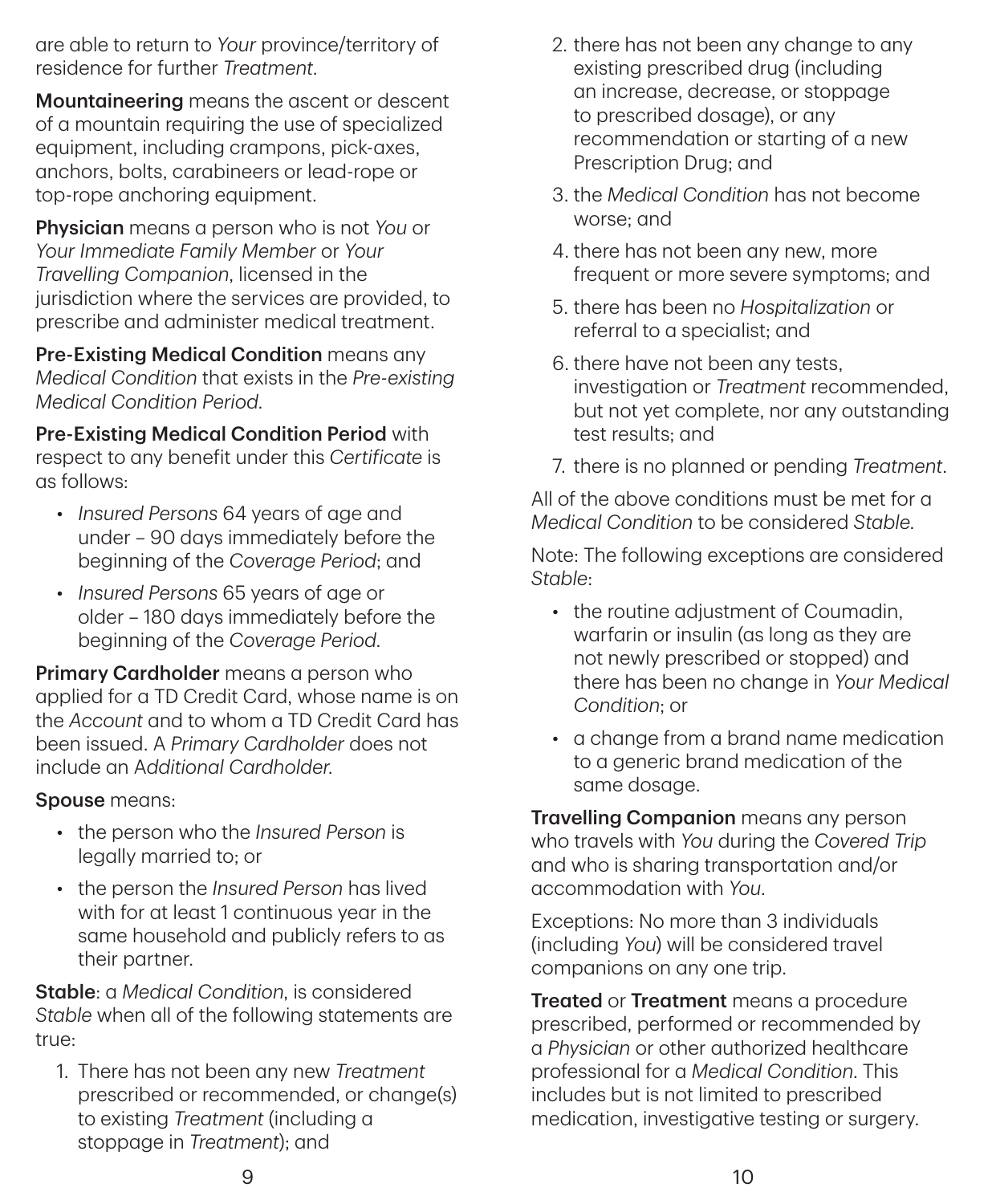are able to return to *Your* province/territory of residence for further *Treatment*.

**Mountaineering** means the ascent or descent of a mountain requiring the use of specialized equipment, including crampons, pick-axes, anchors, bolts, carabineers or lead-rope or top-rope anchoring equipment.

**Physician** means a person who is not *You* or *Your Immediate Family Member* or *Your Travelling Companion*, licensed in the jurisdiction where the services are provided, to prescribe and administer medical treatment.

**Pre-Existing Medical Condition** means any *Medical Condition* that exists in the *Pre-existing Medical Condition Period*.

**Pre-Existing Medical Condition Period** with respect to any benefit under this *Certificate* is as follows:

- *Insured Persons* 64 years of age and under – 90 days immediately before the beginning of the *Coverage Period*; and
- *Insured Persons* 65 years of age or older – 180 days immediately before the beginning of the *Coverage Period*.

**Primary Cardholder** means a person who applied for a TD Credit Card, whose name is on the *Account* and to whom a TD Credit Card has been issued. A *Primary Cardholder* does not include an A*dditional Cardholder*.

**Spouse** means:

- the person who the *Insured Person* is legally married to; or
- the person the *Insured Person* has lived with for at least 1 continuous year in the same household and publicly refers to as their partner.

**Stable**: a *Medical Condition*, is considered *Stable* when all of the following statements are true:

1. There has not been any new *Treatment* prescribed or recommended, or change(s) to existing *Treatment* (including a stoppage in *Treatment*); and
2. there has not been any change to any existing prescribed drug (including an increase, decrease, or stoppage to prescribed dosage), or any recommendation or starting of a new Prescription Drug; and
3. the *Medical Condition* has not become worse; and
4. there has not been any new, more frequent or more severe symptoms; and
5. there has been no *Hospitalization* or referral to a specialist; and
6. there have not been any tests, investigation or *Treatment* recommended, but not yet complete, nor any outstanding test results; and
7. there is no planned or pending *Treatment*.

All of the above conditions must be met for a *Medical Condition* to be considered *Stable*.

Note: The following exceptions are considered *Stable*:

- the routine adjustment of Coumadin, warfarin or insulin (as long as they are not newly prescribed or stopped) and there has been no change in *Your Medical Condition*; or
- a change from a brand name medication to a generic brand medication of the same dosage.

**Travelling Companion** means any person who travels with *You* during the *Covered Trip* and who is sharing transportation and/or accommodation with *You*.

Exceptions: No more than 3 individuals (including *You*) will be considered travel companions on any one trip.

**Treated** or **Treatment** means a procedure prescribed, performed or recommended by a *Physician* or other authorized healthcare professional for a *Medical Condition*. This includes but is not limited to prescribed medication, investigative testing or surgery.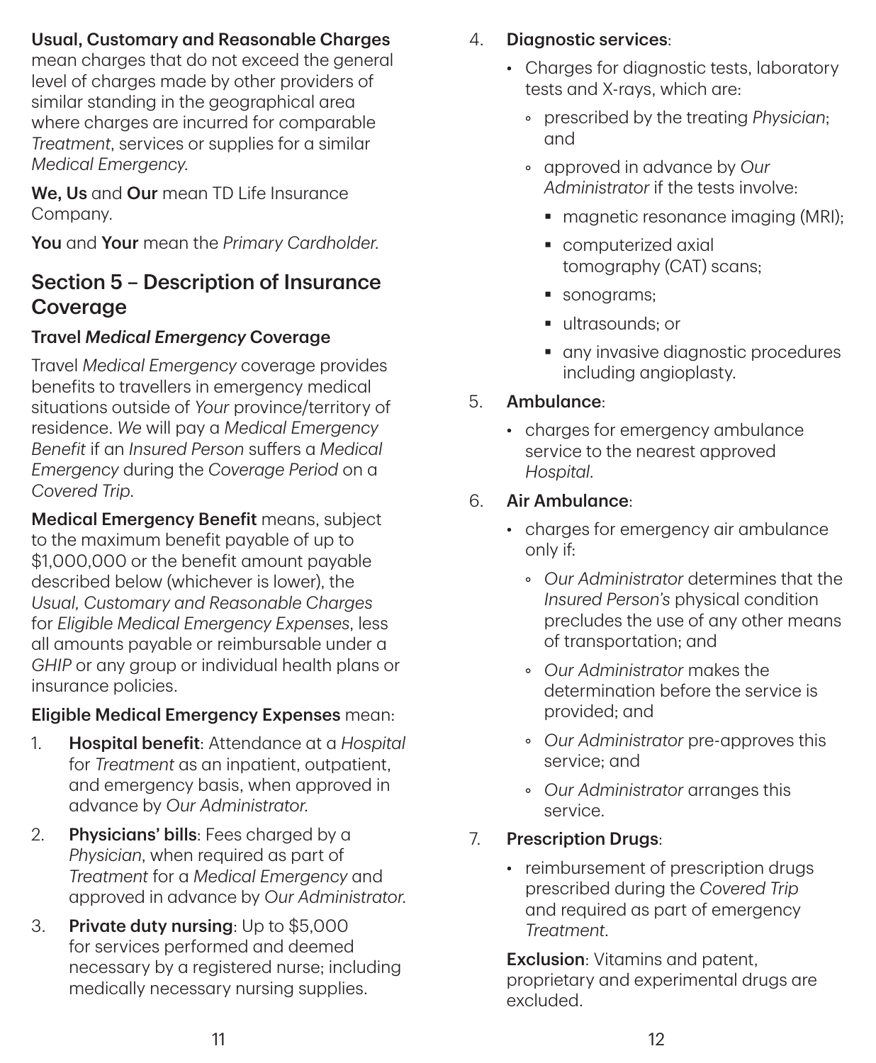**Usual, Customary and Reasonable Charges** mean charges that do not exceed the general level of charges made by other providers of similar standing in the geographical area where charges are incurred for comparable *Treatment*, services or supplies for a similar *Medical Emergency*.

**We, Us** and **Our** mean TD Life Insurance Company.

**You** and **Your** mean the *Primary Cardholder*.

## Section 5 – Description of Insurance Coverage

### Travel *Medical Emergency* Coverage

Travel *Medical Emergency* coverage provides benefits to travellers in emergency medical situations outside of *Your* province/territory of residence. *We* will pay a *Medical Emergency Benefit* if an *Insured Person* suffers a *Medical Emergency* during the *Coverage Period* on a *Covered Trip*.

**Medical Emergency Benefit** means, subject to the maximum benefit payable of up to $1,000,000 or the benefit amount payable described below (whichever is lower), the *Usual, Customary and Reasonable Charges* for *Eligible Medical Emergency Expenses*, less all amounts payable or reimbursable under a *GHIP* or any group or individual health plans or insurance policies.

**Eligible Medical Emergency Expenses** mean:

1. **Hospital benefit**: Attendance at a *Hospital* for *Treatment* as an inpatient, outpatient, and emergency basis, when approved in advance by *Our Administrator*.
2. **Physicians' bills**: Fees charged by a *Physician*, when required as part of *Treatment* for a *Medical Emergency* and approved in advance by *Our Administrator*.
3. **Private duty nursing**: Up to $5,000 for services performed and deemed necessary by a registered nurse; including medically necessary nursing supplies.
4. **Diagnostic services**:
   - Charges for diagnostic tests, laboratory tests and X-rays, which are:
     - prescribed by the treating *Physician*; and
     - approved in advance by *Our Administrator* if the tests involve:
       - magnetic resonance imaging (MRI);
       - computerized axial tomography (CAT) scans;
       - sonograms;
       - ultrasounds; or
       - any invasive diagnostic procedures including angioplasty.
5. **Ambulance**:
   - charges for emergency ambulance service to the nearest approved *Hospital*.
6. **Air Ambulance**:
   - charges for emergency air ambulance only if:
     - *Our Administrator* determines that the *Insured Person's* physical condition precludes the use of any other means of transportation; and
     - *Our Administrator* makes the determination before the service is provided; and
     - *Our Administrator* pre-approves this service; and
     - *Our Administrator* arranges this service.
7. **Prescription Drugs**:
   - reimbursement of prescription drugs prescribed during the *Covered Trip* and required as part of emergency *Treatment*.

   **Exclusion**: Vitamins and patent, proprietary and experimental drugs are excluded.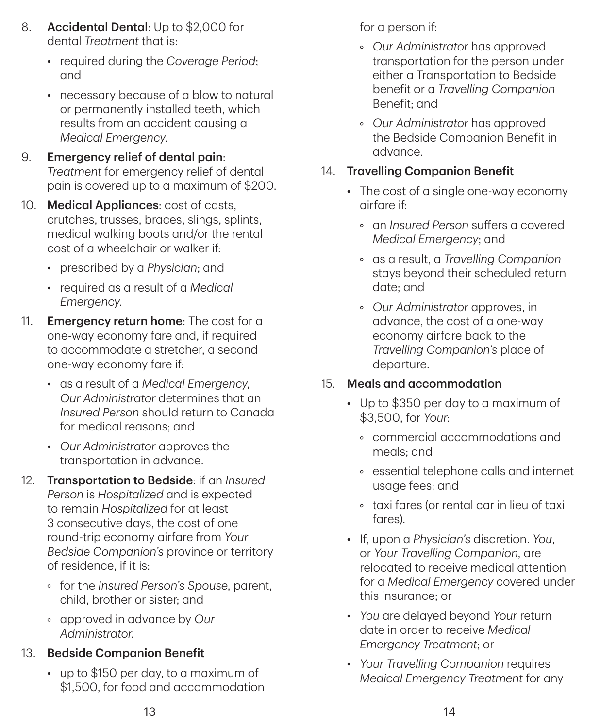8. **Accidental Dental**: Up to $2,000 for dental *Treatment* that is:
   - required during the *Coverage Period*; and
   - necessary because of a blow to natural or permanently installed teeth, which results from an accident causing a *Medical Emergency*.
9. **Emergency relief of dental pain**: *Treatment* for emergency relief of dental pain is covered up to a maximum of $200.
10. **Medical Appliances**: cost of casts, crutches, trusses, braces, slings, splints, medical walking boots and/or the rental cost of a wheelchair or walker if:
    - prescribed by a *Physician*; and
    - required as a result of a *Medical Emergency*.
11. **Emergency return home**: The cost for a one-way economy fare and, if required to accommodate a stretcher, a second one-way economy fare if:
    - as a result of a *Medical Emergency*, *Our Administrator* determines that an *Insured Person* should return to Canada for medical reasons; and
    - *Our Administrator* approves the transportation in advance.
12. **Transportation to Bedside**: if an *Insured Person* is *Hospitalized* and is expected to remain *Hospitalized* for at least 3 consecutive days, the cost of one round-trip economy airfare from *Your Bedside Companion's* province or territory of residence, if it is:
    - for the *Insured Person's Spouse*, parent, child, brother or sister; and
    - approved in advance by *Our Administrator*.
13. **Bedside Companion Benefit**
    - up to $150 per day, to a maximum of $1,500, for food and accommodation for a person if:
      - *Our Administrator* has approved transportation for the person under either a Transportation to Bedside benefit or a *Travelling Companion* Benefit; and
      - *Our Administrator* has approved the Bedside Companion Benefit in advance.
14. **Travelling Companion Benefit**
    - The cost of a single one-way economy airfare if:
      - an *Insured Person* suffers a covered *Medical Emergency*; and
      - as a result, a *Travelling Companion* stays beyond their scheduled return date; and
      - *Our Administrator* approves, in advance, the cost of a one-way economy airfare back to the *Travelling Companion's* place of departure.
15. **Meals and accommodation**
    - Up to $350 per day to a maximum of $3,500, for *Your*:
      - commercial accommodations and meals; and
      - essential telephone calls and internet usage fees; and
      - taxi fares (or rental car in lieu of taxi fares).
    - If, upon a *Physician's* discretion. *You*, or *Your Travelling Companion*, are relocated to receive medical attention for a *Medical Emergency* covered under this insurance; or
    - *You* are delayed beyond *Your* return date in order to receive *Medical Emergency Treatment*; or
    - *Your Travelling Companion* requires *Medical Emergency Treatment* for any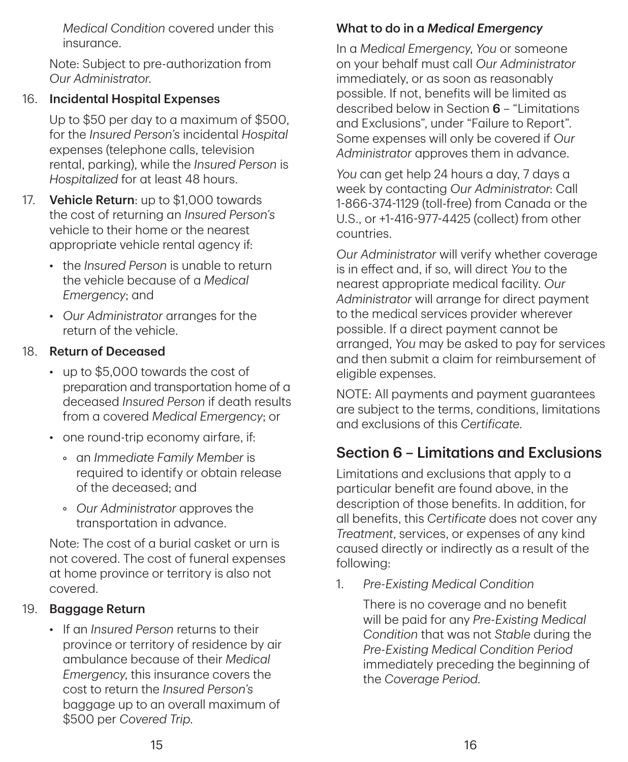*Medical Condition* covered under this insurance.

Note: Subject to pre-authorization from *Our Administrator*.

16. **Incidental Hospital Expenses**

    Up to $50 per day to a maximum of $500, for the *Insured Person's* incidental *Hospital* expenses (telephone calls, television rental, parking), while the *Insured Person* is *Hospitalized* for at least 48 hours.

17. **Vehicle Return**: up to $1,000 towards the cost of returning an *Insured Person's* vehicle to their home or the nearest appropriate vehicle rental agency if:

    - the *Insured Person* is unable to return the vehicle because of a *Medical Emergency*; and
    - *Our Administrator* arranges for the return of the vehicle.

18. **Return of Deceased**

    - up to $5,000 towards the cost of preparation and transportation home of a deceased *Insured Person* if death results from a covered *Medical Emergency*; or
    - one round-trip economy airfare, if:
        - an *Immediate Family Member* is required to identify or obtain release of the deceased; and
        - *Our Administrator* approves the transportation in advance.

    Note: The cost of a burial casket or urn is not covered. The cost of funeral expenses at home province or territory is also not covered.

19. **Baggage Return**

    - If an *Insured Person* returns to their province or territory of residence by air ambulance because of their *Medical Emergency*, this insurance covers the cost to return the *Insured Person's* baggage up to an overall maximum of $500 per *Covered Trip*.

### What to do in a *Medical Emergency*

In a *Medical Emergency*, *You* or someone on your behalf must call *Our Administrator* immediately, or as soon as reasonably possible. If not, benefits will be limited as described below in Section **6** – "Limitations and Exclusions", under "Failure to Report". Some expenses will only be covered if *Our Administrator* approves them in advance.

*You* can get help 24 hours a day, 7 days a week by contacting *Our Administrator*: Call 1-866-374-1129 (toll-free) from Canada or the U.S., or +1-416-977-4425 (collect) from other countries.

*Our Administrator* will verify whether coverage is in effect and, if so, will direct *You* to the nearest appropriate medical facility. *Our Administrator* will arrange for direct payment to the medical services provider wherever possible. If a direct payment cannot be arranged, *You* may be asked to pay for services and then submit a claim for reimbursement of eligible expenses.

NOTE: All payments and payment guarantees are subject to the terms, conditions, limitations and exclusions of this *Certificate*.

## Section 6 – Limitations and Exclusions

Limitations and exclusions that apply to a particular benefit are found above, in the description of those benefits. In addition, for all benefits, this *Certificate* does not cover any *Treatment*, services, or expenses of any kind caused directly or indirectly as a result of the following:

1. *Pre-Existing Medical Condition*

    There is no coverage and no benefit will be paid for any *Pre-Existing Medical Condition* that was not *Stable* during the *Pre-Existing Medical Condition Period* immediately preceding the beginning of the *Coverage Period*.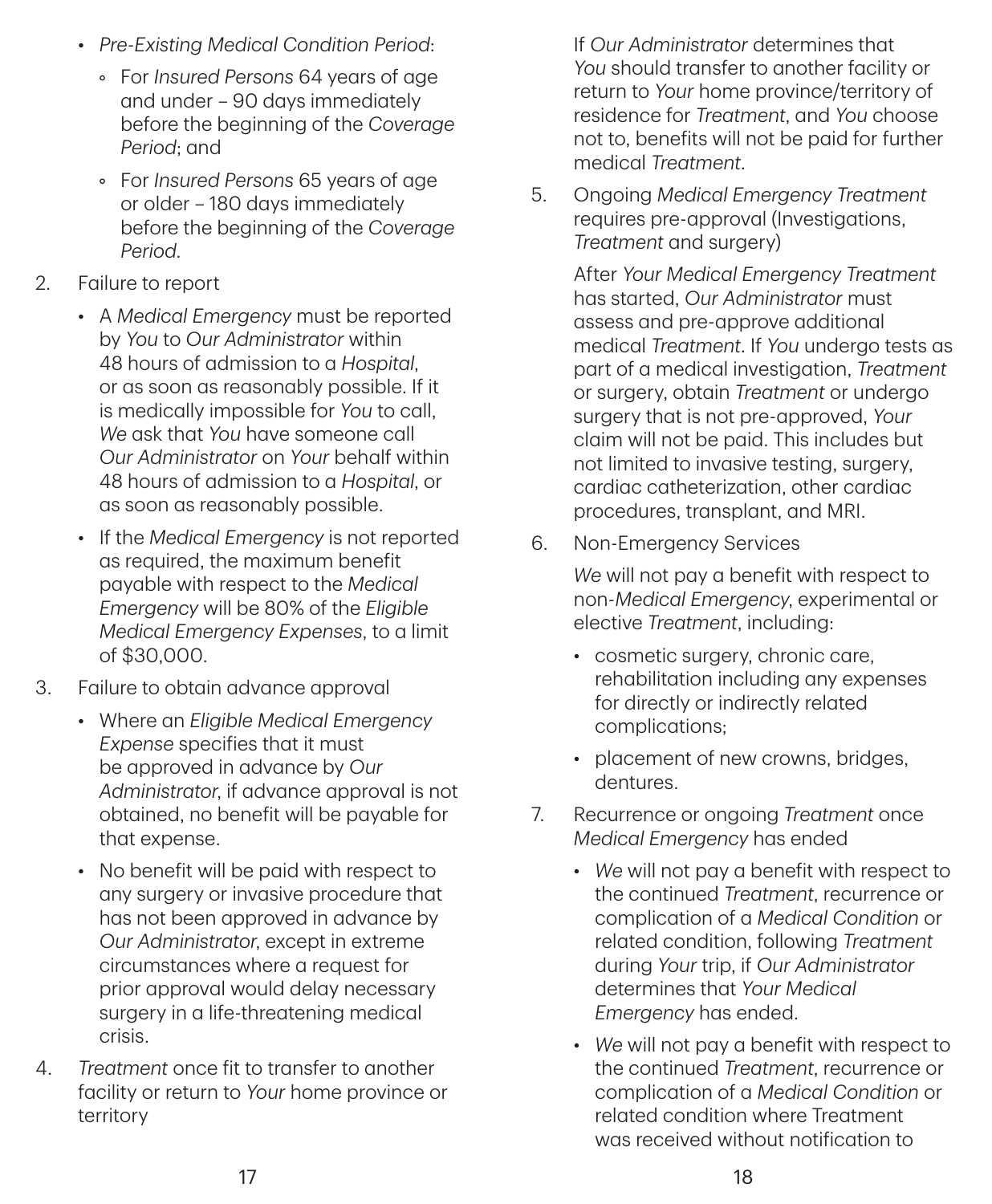- *Pre-Existing Medical Condition Period*:
  - For *Insured Persons* 64 years of age and under – 90 days immediately before the beginning of the *Coverage Period*; and
  - For *Insured Persons* 65 years of age or older – 180 days immediately before the beginning of the *Coverage Period*.

2. Failure to report
   - A *Medical Emergency* must be reported by *You* to *Our Administrator* within 48 hours of admission to a *Hospital*, or as soon as reasonably possible. If it is medically impossible for *You* to call, *We* ask that *You* have someone call *Our Administrator* on *Your* behalf within 48 hours of admission to a *Hospital*, or as soon as reasonably possible.
   - If the *Medical Emergency* is not reported as required, the maximum benefit payable with respect to the *Medical Emergency* will be 80% of the *Eligible Medical Emergency Expenses*, to a limit of $30,000.

3. Failure to obtain advance approval
   - Where an *Eligible Medical Emergency Expense* specifies that it must be approved in advance by *Our Administrator*, if advance approval is not obtained, no benefit will be payable for that expense.
   - No benefit will be paid with respect to any surgery or invasive procedure that has not been approved in advance by *Our Administrator*, except in extreme circumstances where a request for prior approval would delay necessary surgery in a life-threatening medical crisis.

4. *Treatment* once fit to transfer to another facility or return to *Your* home province or territory

   If *Our Administrator* determines that *You* should transfer to another facility or return to *Your* home province/territory of residence for *Treatment*, and *You* choose not to, benefits will not be paid for further medical *Treatment*.

5. Ongoing *Medical Emergency Treatment* requires pre-approval (Investigations, *Treatment* and surgery)

   After *Your Medical Emergency Treatment* has started, *Our Administrator* must assess and pre-approve additional medical *Treatment*. If *You* undergo tests as part of a medical investigation, *Treatment* or surgery, obtain *Treatment* or undergo surgery that is not pre-approved, *Your* claim will not be paid. This includes but not limited to invasive testing, surgery, cardiac catheterization, other cardiac procedures, transplant, and MRI.

6. Non-Emergency Services

   *We* will not pay a benefit with respect to non-*Medical Emergency*, experimental or elective *Treatment*, including:
   - cosmetic surgery, chronic care, rehabilitation including any expenses for directly or indirectly related complications;
   - placement of new crowns, bridges, dentures.

7. Recurrence or ongoing *Treatment* once *Medical Emergency* has ended
   - *We* will not pay a benefit with respect to the continued *Treatment*, recurrence or complication of a *Medical Condition* or related condition, following *Treatment* during *Your* trip, if *Our Administrator* determines that *Your Medical Emergency* has ended.
   - *We* will not pay a benefit with respect to the continued *Treatment*, recurrence or complication of a *Medical Condition* or related condition where Treatment was received without notification to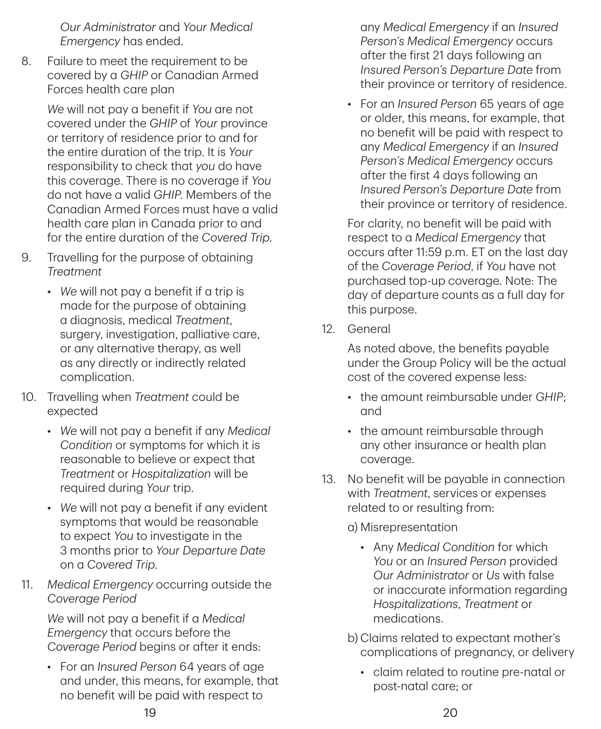*Our Administrator* and *Your Medical Emergency* has ended.

8. Failure to meet the requirement to be covered by a *GHIP* or Canadian Armed Forces health care plan

   *We* will not pay a benefit if *You* are not covered under the *GHIP* of *Your* province or territory of residence prior to and for the entire duration of the trip. It is *Your* responsibility to check that *you* do have this coverage. There is no coverage if *You* do not have a valid *GHIP*. Members of the Canadian Armed Forces must have a valid health care plan in Canada prior to and for the entire duration of the *Covered Trip*.

9. Travelling for the purpose of obtaining *Treatment*

   - *We* will not pay a benefit if a trip is made for the purpose of obtaining a diagnosis, medical *Treatment*, surgery, investigation, palliative care, or any alternative therapy, as well as any directly or indirectly related complication.

10. Travelling when *Treatment* could be expected

    - *We* will not pay a benefit if any *Medical Condition* or symptoms for which it is reasonable to believe or expect that *Treatment* or *Hospitalization* will be required during *Your* trip.
    - *We* will not pay a benefit if any evident symptoms that would be reasonable to expect *You* to investigate in the 3 months prior to *Your Departure Date* on a *Covered Trip*.

11. *Medical Emergency* occurring outside the *Coverage Period*

    *We* will not pay a benefit if a *Medical Emergency* that occurs before the *Coverage Period* begins or after it ends:

    - For an *Insured Person* 64 years of age and under, this means, for example, that no benefit will be paid with respect to any *Medical Emergency* if an *Insured Person's Medical Emergency* occurs after the first 21 days following an *Insured Person's Departure Date* from their province or territory of residence.
    - For an *Insured Person* 65 years of age or older, this means, for example, that no benefit will be paid with respect to any *Medical Emergency* if an *Insured Person's Medical Emergency* occurs after the first 4 days following an *Insured Person's Departure Date* from their province or territory of residence.

    For clarity, no benefit will be paid with respect to a *Medical Emergency* that occurs after 11:59 p.m. ET on the last day of the *Coverage Period*, if *You* have not purchased top-up coverage. Note: The day of departure counts as a full day for this purpose.

12. General

    As noted above, the benefits payable under the Group Policy will be the actual cost of the covered expense less:

    - the amount reimbursable under *GHIP*; and
    - the amount reimbursable through any other insurance or health plan coverage.

13. No benefit will be payable in connection with *Treatment*, services or expenses related to or resulting from:

    a) Misrepresentation

    - Any *Medical Condition* for which *You* or an *Insured Person* provided *Our Administrator* or *Us* with false or inaccurate information regarding *Hospitalizations*, *Treatment* or medications.

    b) Claims related to expectant mother's complications of pregnancy, or delivery

    - claim related to routine pre-natal or post-natal care; or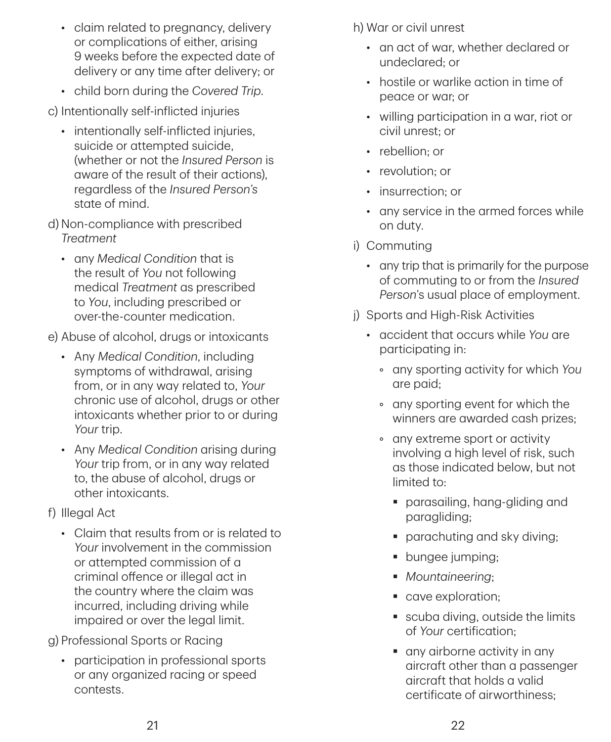- claim related to pregnancy, delivery or complications of either, arising 9 weeks before the expected date of delivery or any time after delivery; or
- child born during the *Covered Trip*.

c) Intentionally self-inflicted injuries

- intentionally self-inflicted injuries, suicide or attempted suicide, (whether or not the *Insured Person* is aware of the result of their actions), regardless of the *Insured Person's* state of mind.

d) Non-compliance with prescribed *Treatment*

- any *Medical Condition* that is the result of *You* not following medical *Treatment* as prescribed to *You*, including prescribed or over-the-counter medication.

e) Abuse of alcohol, drugs or intoxicants

- Any *Medical Condition*, including symptoms of withdrawal, arising from, or in any way related to, *Your* chronic use of alcohol, drugs or other intoxicants whether prior to or during *Your* trip.
- Any *Medical Condition* arising during *Your* trip from, or in any way related to, the abuse of alcohol, drugs or other intoxicants.

f) Illegal Act

- Claim that results from or is related to *Your* involvement in the commission or attempted commission of a criminal offence or illegal act in the country where the claim was incurred, including driving while impaired or over the legal limit.

g) Professional Sports or Racing

- participation in professional sports or any organized racing or speed contests.

h) War or civil unrest

- an act of war, whether declared or undeclared; or
- hostile or warlike action in time of peace or war; or
- willing participation in a war, riot or civil unrest; or
- rebellion; or
- revolution; or
- insurrection; or
- any service in the armed forces while on duty.

i) Commuting

- any trip that is primarily for the purpose of commuting to or from the *Insured Person*'s usual place of employment.

j) Sports and High-Risk Activities

- accident that occurs while *You* are participating in:
  - any sporting activity for which *You* are paid;
  - any sporting event for which the winners are awarded cash prizes;
  - any extreme sport or activity involving a high level of risk, such as those indicated below, but not limited to:
    - parasailing, hang-gliding and paragliding;
    - parachuting and sky diving;
    - bungee jumping;
    - *Mountaineering*;
    - cave exploration;
    - scuba diving, outside the limits of *Your* certification;
    - any airborne activity in any aircraft other than a passenger aircraft that holds a valid certificate of airworthiness;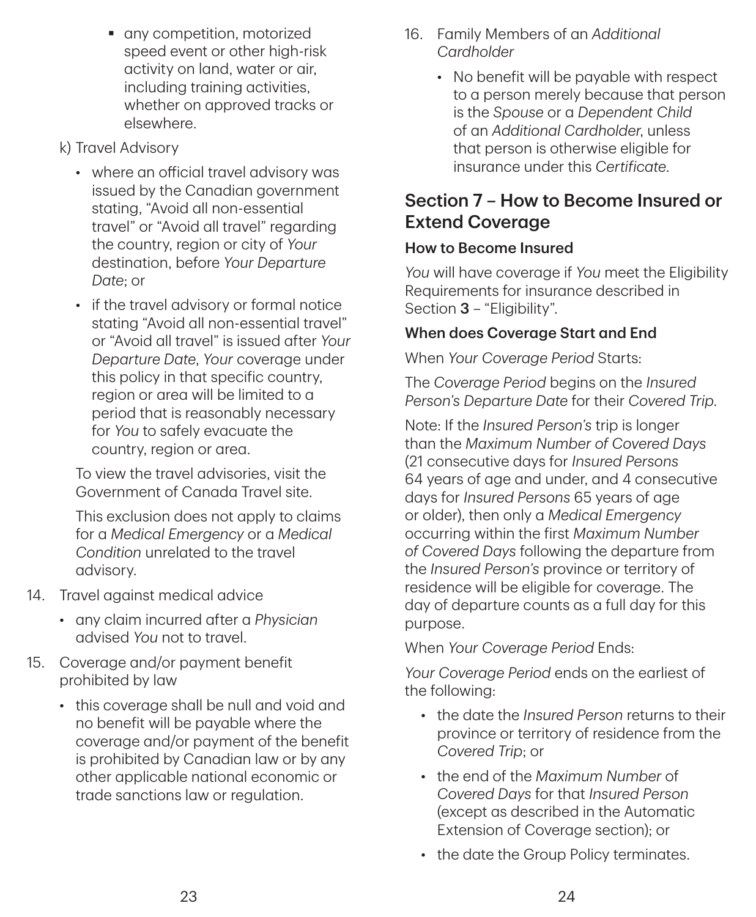- any competition, motorized speed event or other high-risk activity on land, water or air, including training activities, whether on approved tracks or elsewhere.

k) Travel Advisory

- where an official travel advisory was issued by the Canadian government stating, "Avoid all non-essential travel" or "Avoid all travel" regarding the country, region or city of *Your* destination, before *Your Departure Date*; or
- if the travel advisory or formal notice stating "Avoid all non-essential travel" or "Avoid all travel" is issued after *Your Departure Date*, *Your* coverage under this policy in that specific country, region or area will be limited to a period that is reasonably necessary for *You* to safely evacuate the country, region or area.

To view the travel advisories, visit the Government of Canada Travel site.

This exclusion does not apply to claims for a *Medical Emergency* or a *Medical Condition* unrelated to the travel advisory.

14. Travel against medical advice
    - any claim incurred after a *Physician* advised *You* not to travel.
15. Coverage and/or payment benefit prohibited by law
    - this coverage shall be null and void and no benefit will be payable where the coverage and/or payment of the benefit is prohibited by Canadian law or by any other applicable national economic or trade sanctions law or regulation.
16. Family Members of an *Additional Cardholder*
    - No benefit will be payable with respect to a person merely because that person is the *Spouse* or a *Dependent Child* of an *Additional Cardholder*, unless that person is otherwise eligible for insurance under this *Certificate*.

## Section 7 – How to Become Insured or Extend Coverage

### How to Become Insured

*You* will have coverage if *You* meet the Eligibility Requirements for insurance described in Section **3** – "Eligibility".

### When does Coverage Start and End

When *Your Coverage Period* Starts:

The *Coverage Period* begins on the *Insured Person's Departure Date* for their *Covered Trip*.

Note: If the *Insured Person's* trip is longer than the *Maximum Number of Covered Days* (21 consecutive days for *Insured Persons* 64 years of age and under, and 4 consecutive days for *Insured Persons* 65 years of age or older), then only a *Medical Emergency* occurring within the first *Maximum Number of Covered Days* following the departure from the *Insured Person's* province or territory of residence will be eligible for coverage. The day of departure counts as a full day for this purpose.

When *Your Coverage Period* Ends:

*Your Coverage Period* ends on the earliest of the following:

- the date the *Insured Person* returns to their province or territory of residence from the *Covered Trip*; or
- the end of the *Maximum Number* of *Covered Days* for that *Insured Person* (except as described in the Automatic Extension of Coverage section); or
- the date the Group Policy terminates.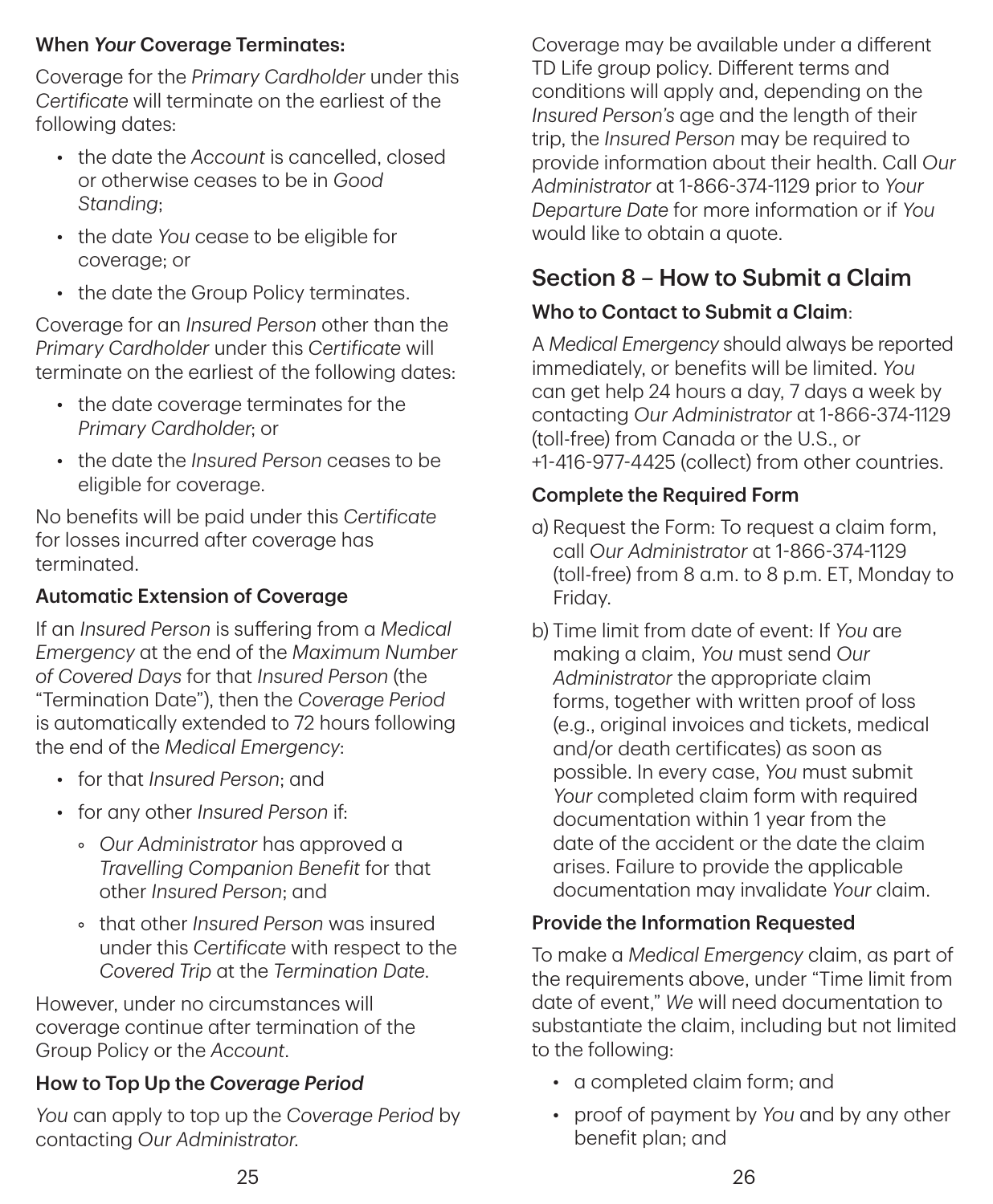### When *Your* Coverage Terminates:

Coverage for the *Primary Cardholder* under this *Certificate* will terminate on the earliest of the following dates:

- the date the *Account* is cancelled, closed or otherwise ceases to be in *Good Standing*;
- the date *You* cease to be eligible for coverage; or
- the date the Group Policy terminates.

Coverage for an *Insured Person* other than the *Primary Cardholder* under this *Certificate* will terminate on the earliest of the following dates:

- the date coverage terminates for the *Primary Cardholder*; or
- the date the *Insured Person* ceases to be eligible for coverage.

No benefits will be paid under this *Certificate* for losses incurred after coverage has terminated.

### Automatic Extension of Coverage

If an *Insured Person* is suffering from a *Medical Emergency* at the end of the *Maximum Number of Covered Days* for that *Insured Person* (the "Termination Date"), then the *Coverage Period* is automatically extended to 72 hours following the end of the *Medical Emergency*:

- for that *Insured Person*; and
- for any other *Insured Person* if:
  - *Our Administrator* has approved a *Travelling Companion Benefit* for that other *Insured Person*; and
  - that other *Insured Person* was insured under this *Certificate* with respect to the *Covered Trip* at the *Termination Date*.

However, under no circumstances will coverage continue after termination of the Group Policy or the *Account*.

### How to Top Up the *Coverage Period*

*You* can apply to top up the *Coverage Period* by contacting *Our Administrator*.

Coverage may be available under a different TD Life group policy. Different terms and conditions will apply and, depending on the *Insured Person's* age and the length of their trip, the *Insured Person* may be required to provide information about their health. Call *Our Administrator* at 1-866-374-1129 prior to *Your Departure Date* for more information or if *You* would like to obtain a quote.

## Section 8 – How to Submit a Claim

### Who to Contact to Submit a Claim:

A *Medical Emergency* should always be reported immediately, or benefits will be limited. *You* can get help 24 hours a day, 7 days a week by contacting *Our Administrator* at 1-866-374-1129 (toll-free) from Canada or the U.S., or +1-416-977-4425 (collect) from other countries.

### Complete the Required Form

a) Request the Form: To request a claim form, call *Our Administrator* at 1-866-374-1129 (toll-free) from 8 a.m. to 8 p.m. ET, Monday to Friday.

b) Time limit from date of event: If *You* are making a claim, *You* must send *Our Administrator* the appropriate claim forms, together with written proof of loss (e.g., original invoices and tickets, medical and/or death certificates) as soon as possible. In every case, *You* must submit *Your* completed claim form with required documentation within 1 year from the date of the accident or the date the claim arises. Failure to provide the applicable documentation may invalidate *Your* claim.

### Provide the Information Requested

To make a *Medical Emergency* claim, as part of the requirements above, under "Time limit from date of event," *We* will need documentation to substantiate the claim, including but not limited to the following:

- a completed claim form; and
- proof of payment by *You* and by any other benefit plan; and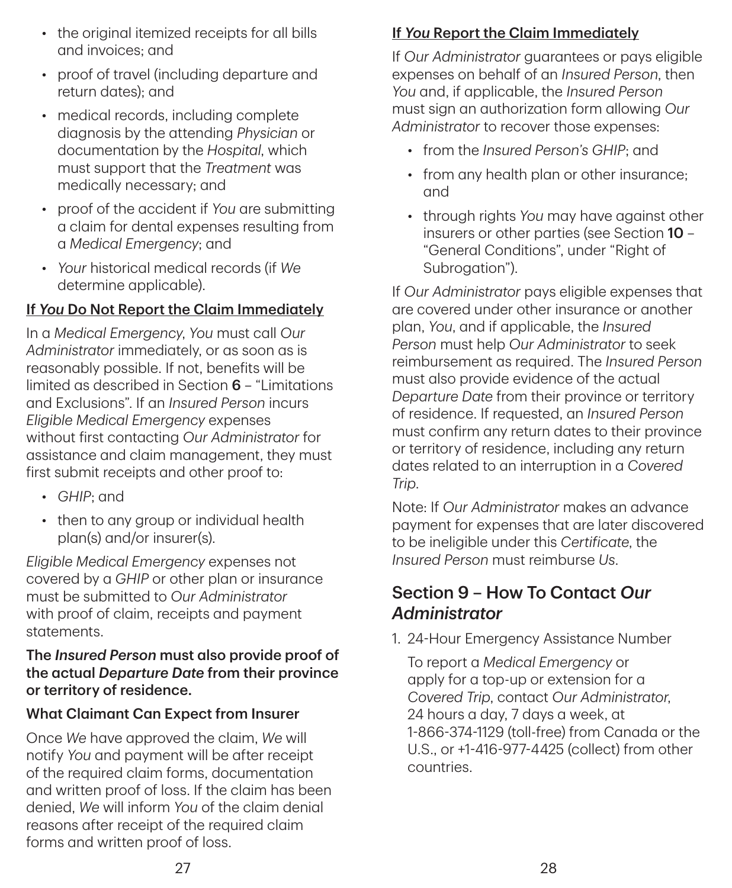- the original itemized receipts for all bills and invoices; and
- proof of travel (including departure and return dates); and
- medical records, including complete diagnosis by the attending *Physician* or documentation by the *Hospital*, which must support that the *Treatment* was medically necessary; and
- proof of the accident if *You* are submitting a claim for dental expenses resulting from a *Medical Emergency*; and
- *Your* historical medical records (if *We* determine applicable).

**If *You* Do Not Report the Claim Immediately**

In a *Medical Emergency*, *You* must call *Our Administrator* immediately, or as soon as is reasonably possible. If not, benefits will be limited as described in Section **6** – "Limitations and Exclusions". If an *Insured Person* incurs *Eligible Medical Emergency* expenses without first contacting *Our Administrator* for assistance and claim management, they must first submit receipts and other proof to:

- *GHIP*; and
- then to any group or individual health plan(s) and/or insurer(s).

*Eligible Medical Emergency* expenses not covered by a *GHIP* or other plan or insurance must be submitted to *Our Administrator* with proof of claim, receipts and payment statements.

**The *Insured Person* must also provide proof of the actual *Departure Date* from their province or territory of residence.**

**What Claimant Can Expect from Insurer**

Once *We* have approved the claim, *We* will notify *You* and payment will be after receipt of the required claim forms, documentation and written proof of loss. If the claim has been denied, *We* will inform *You* of the claim denial reasons after receipt of the required claim forms and written proof of loss.

**If *You* Report the Claim Immediately**

If *Our Administrator* guarantees or pays eligible expenses on behalf of an *Insured Person*, then *You* and, if applicable, the *Insured Person* must sign an authorization form allowing *Our Administrator* to recover those expenses:

- from the *Insured Person's GHIP*; and
- from any health plan or other insurance; and
- through rights *You* may have against other insurers or other parties (see Section **10** – "General Conditions", under "Right of Subrogation").

If *Our Administrator* pays eligible expenses that are covered under other insurance or another plan, *You*, and if applicable, the *Insured Person* must help *Our Administrator* to seek reimbursement as required. The *Insured Person* must also provide evidence of the actual *Departure Date* from their province or territory of residence. If requested, an *Insured Person* must confirm any return dates to their province or territory of residence, including any return dates related to an interruption in a *Covered Trip*.

Note: If *Our Administrator* makes an advance payment for expenses that are later discovered to be ineligible under this *Certificate*, the *Insured Person* must reimburse *Us*.

## Section 9 – How To Contact *Our Administrator*

1. 24-Hour Emergency Assistance Number

   To report a *Medical Emergency* or apply for a top-up or extension for a *Covered Trip*, contact *Our Administrator*, 24 hours a day, 7 days a week, at 1-866-374-1129 (toll-free) from Canada or the U.S., or +1-416-977-4425 (collect) from other countries.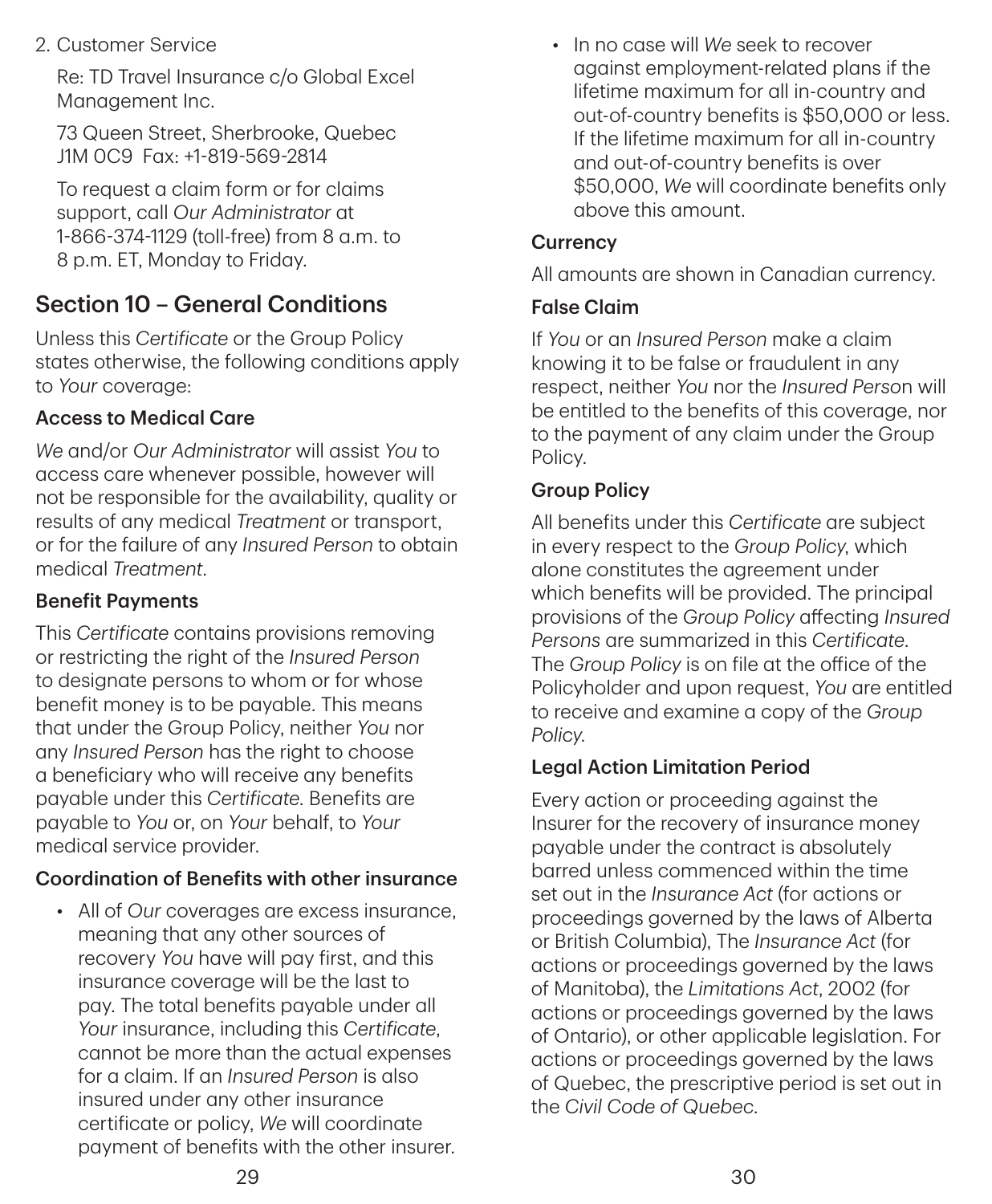2. Customer Service

   Re: TD Travel Insurance c/o Global Excel Management Inc.

   73 Queen Street, Sherbrooke, Quebec J1M 0C9 Fax: +1-819-569-2814

   To request a claim form or for claims support, call *Our Administrator* at 1-866-374-1129 (toll-free) from 8 a.m. to 8 p.m. ET, Monday to Friday.

## Section 10 – General Conditions

Unless this *Certificate* or the Group Policy states otherwise, the following conditions apply to *Your* coverage:

### Access to Medical Care

*We* and/or *Our Administrator* will assist *You* to access care whenever possible, however will not be responsible for the availability, quality or results of any medical *Treatment* or transport, or for the failure of any *Insured Person* to obtain medical *Treatment*.

### Benefit Payments

This *Certificate* contains provisions removing or restricting the right of the *Insured Person* to designate persons to whom or for whose benefit money is to be payable. This means that under the Group Policy, neither *You* nor any *Insured Person* has the right to choose a beneficiary who will receive any benefits payable under this *Certificate*. Benefits are payable to *You* or, on *Your* behalf, to *Your* medical service provider.

### Coordination of Benefits with other insurance

- All of *Our* coverages are excess insurance, meaning that any other sources of recovery *You* have will pay first, and this insurance coverage will be the last to pay. The total benefits payable under all *Your* insurance, including this *Certificate*, cannot be more than the actual expenses for a claim. If an *Insured Person* is also insured under any other insurance certificate or policy, *We* will coordinate payment of benefits with the other insurer.
- In no case will *We* seek to recover against employment-related plans if the lifetime maximum for all in-country and out-of-country benefits is $50,000 or less. If the lifetime maximum for all in-country and out-of-country benefits is over $50,000, *We* will coordinate benefits only above this amount.

### Currency

All amounts are shown in Canadian currency.

### False Claim

If *You* or an *Insured Person* make a claim knowing it to be false or fraudulent in any respect, neither *You* nor the *Insured Person* will be entitled to the benefits of this coverage, nor to the payment of any claim under the Group Policy.

### Group Policy

All benefits under this *Certificate* are subject in every respect to the *Group Policy*, which alone constitutes the agreement under which benefits will be provided. The principal provisions of the *Group Policy* affecting *Insured Persons* are summarized in this *Certificate*. The *Group Policy* is on file at the office of the Policyholder and upon request, *You* are entitled to receive and examine a copy of the *Group Policy*.

### Legal Action Limitation Period

Every action or proceeding against the Insurer for the recovery of insurance money payable under the contract is absolutely barred unless commenced within the time set out in the *Insurance Act* (for actions or proceedings governed by the laws of Alberta or British Columbia), The *Insurance Act* (for actions or proceedings governed by the laws of Manitoba), the *Limitations Act*, 2002 (for actions or proceedings governed by the laws of Ontario), or other applicable legislation. For actions or proceedings governed by the laws of Quebec, the prescriptive period is set out in the *Civil Code of Quebec*.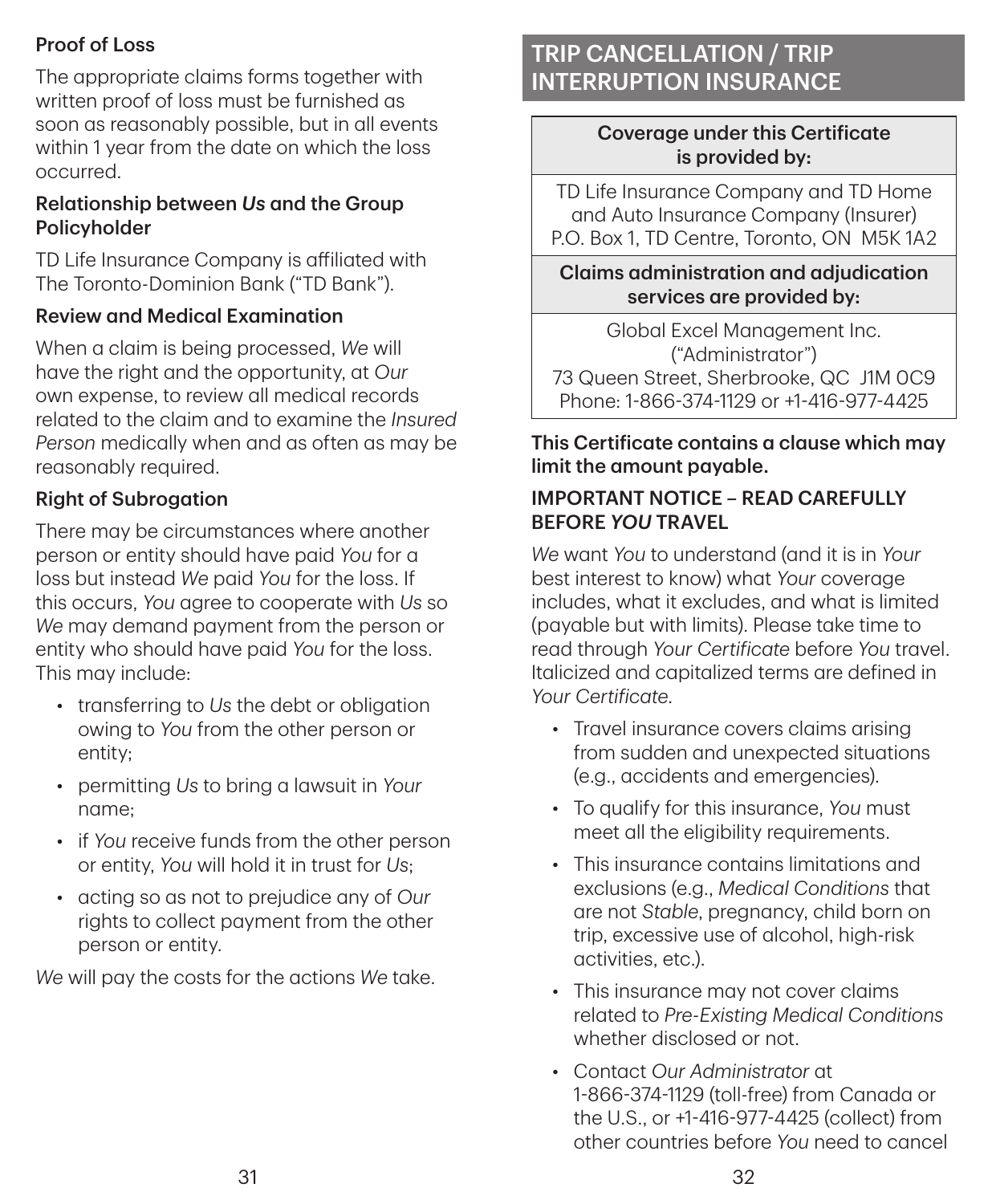### Proof of Loss

The appropriate claims forms together with written proof of loss must be furnished as soon as reasonably possible, but in all events within 1 year from the date on which the loss occurred.

### Relationship between *Us* and the Group Policyholder

TD Life Insurance Company is affiliated with The Toronto-Dominion Bank ("TD Bank").

### Review and Medical Examination

When a claim is being processed, *We* will have the right and the opportunity, at *Our* own expense, to review all medical records related to the claim and to examine the *Insured Person* medically when and as often as may be reasonably required.

### Right of Subrogation

There may be circumstances where another person or entity should have paid *You* for a loss but instead *We* paid *You* for the loss. If this occurs, *You* agree to cooperate with *Us* so *We* may demand payment from the person or entity who should have paid *You* for the loss. This may include:

- transferring to *Us* the debt or obligation owing to *You* from the other person or entity;
- permitting *Us* to bring a lawsuit in *Your* name;
- if *You* receive funds from the other person or entity, *You* will hold it in trust for *Us*;
- acting so as not to prejudice any of *Our* rights to collect payment from the other person or entity.

*We* will pay the costs for the actions *We* take.

## TRIP CANCELLATION / TRIP INTERRUPTION INSURANCE

| Coverage under this Certificate is provided by: |
|---|
| TD Life Insurance Company and TD Home and Auto Insurance Company (Insurer) P.O. Box 1, TD Centre, Toronto, ON M5K 1A2 |
| **Claims administration and adjudication services are provided by:** |
| Global Excel Management Inc. ("Administrator") 73 Queen Street, Sherbrooke, QC J1M 0C9 Phone: 1-866-374-1129 or +1-416-977-4425 |

**This Certificate contains a clause which may limit the amount payable.**

### IMPORTANT NOTICE – READ CAREFULLY BEFORE *YOU* TRAVEL

*We* want *You* to understand (and it is in *Your* best interest to know) what *Your* coverage includes, what it excludes, and what is limited (payable but with limits). Please take time to read through *Your Certificate* before *You* travel. Italicized and capitalized terms are defined in *Your Certificate*.

- Travel insurance covers claims arising from sudden and unexpected situations (e.g., accidents and emergencies).
- To qualify for this insurance, *You* must meet all the eligibility requirements.
- This insurance contains limitations and exclusions (e.g., *Medical Conditions* that are not *Stable*, pregnancy, child born on trip, excessive use of alcohol, high-risk activities, etc.).
- This insurance may not cover claims related to *Pre-Existing Medical Conditions* whether disclosed or not.
- Contact *Our Administrator* at 1-866-374-1129 (toll-free) from Canada or the U.S., or +1-416-977-4425 (collect) from other countries before *You* need to cancel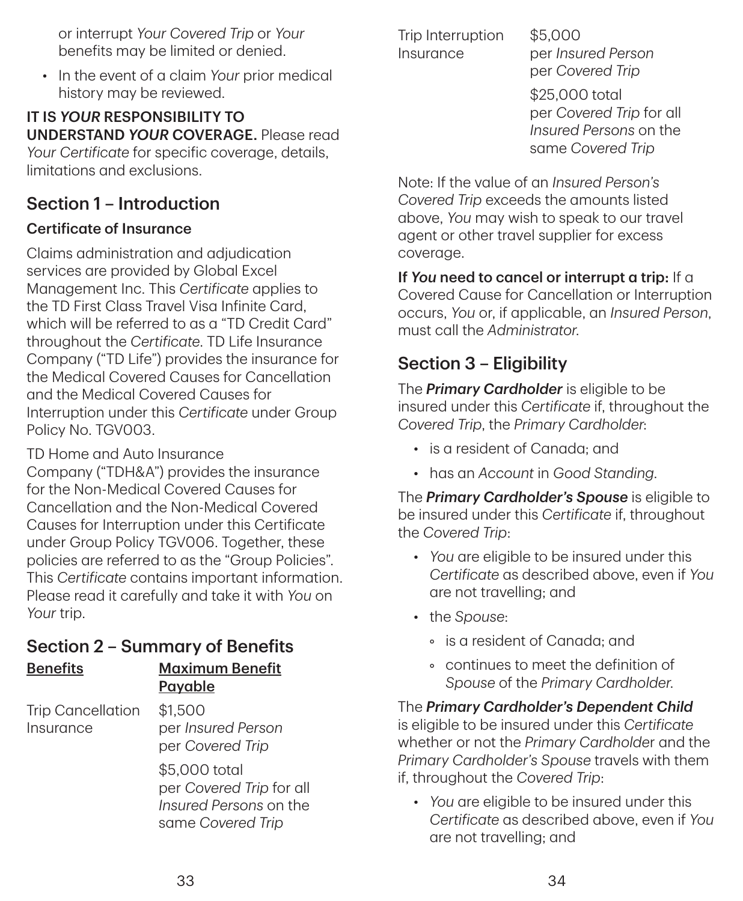or interrupt *Your Covered Trip* or *Your* benefits may be limited or denied.

- In the event of a claim *Your* prior medical history may be reviewed.

**IT IS *YOUR* RESPONSIBILITY TO UNDERSTAND *YOUR* COVERAGE.** Please read *Your Certificate* for specific coverage, details, limitations and exclusions.

## Section 1 – Introduction

### Certificate of Insurance

Claims administration and adjudication services are provided by Global Excel Management Inc. This *Certificate* applies to the TD First Class Travel Visa Infinite Card, which will be referred to as a "TD Credit Card" throughout the *Certificate*. TD Life Insurance Company ("TD Life") provides the insurance for the Medical Covered Causes for Cancellation and the Medical Covered Causes for Interruption under this *Certificate* under Group Policy No. TGV003.

TD Home and Auto Insurance Company ("TDH&A") provides the insurance for the Non-Medical Covered Causes for Cancellation and the Non-Medical Covered Causes for Interruption under this Certificate under Group Policy TGV006. Together, these policies are referred to as the "Group Policies". This *Certificate* contains important information. Please read it carefully and take it with *You* on *Your* trip.

## Section 2 – Summary of Benefits

| Benefits | Maximum Benefit Payable |
|---|---|
| Trip Cancellation Insurance | $1,500 per *Insured Person* per *Covered Trip*<br>$5,000 total per *Covered Trip* for all *Insured Persons* on the same *Covered Trip* |
| Trip Interruption Insurance | $5,000 per *Insured Person* per *Covered Trip*<br>$25,000 total per *Covered Trip* for all *Insured Persons* on the same *Covered Trip* |

Note: If the value of an *Insured Person's Covered Trip* exceeds the amounts listed above, *You* may wish to speak to our travel agent or other travel supplier for excess coverage.

**If *You* need to cancel or interrupt a trip:** If a Covered Cause for Cancellation or Interruption occurs, *You* or, if applicable, an *Insured Person*, must call the *Administrator*.

## Section 3 – Eligibility

The ***Primary Cardholder*** is eligible to be insured under this *Certificate* if, throughout the *Covered Trip*, the *Primary Cardholder*:

- is a resident of Canada; and
- has an *Account* in *Good Standing*.

The ***Primary Cardholder's Spouse*** is eligible to be insured under this *Certificate* if, throughout the *Covered Trip*:

- *You* are eligible to be insured under this *Certificate* as described above, even if *You* are not travelling; and
- the *Spouse*:
  - is a resident of Canada; and
  - continues to meet the definition of *Spouse* of the *Primary Cardholder*.

The ***Primary Cardholder's Dependent Child*** is eligible to be insured under this *Certificate* whether or not the *Primary Cardholder* and the *Primary Cardholder's Spouse* travels with them if, throughout the *Covered Trip*:

- *You* are eligible to be insured under this *Certificate* as described above, even if *You* are not travelling; and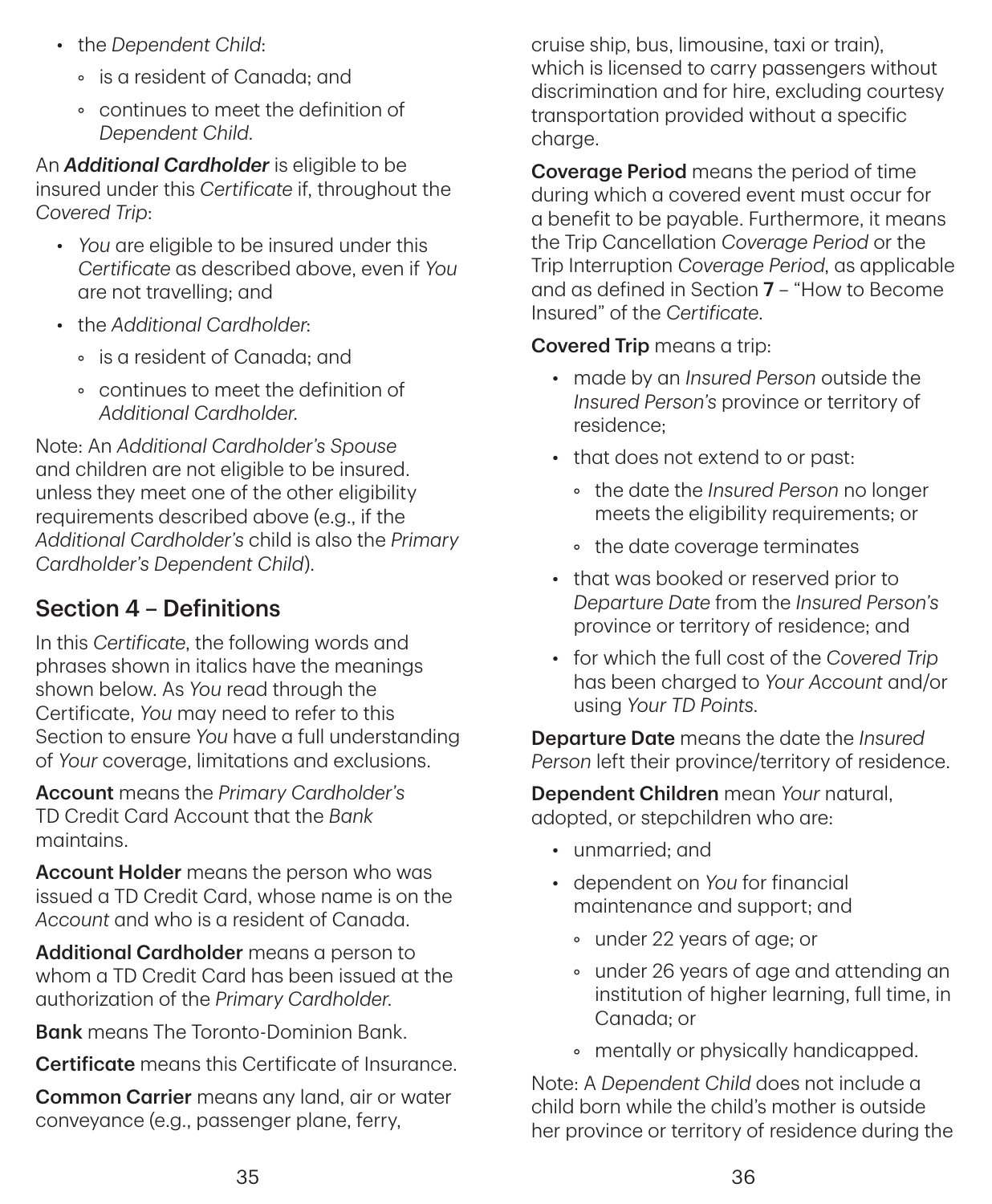- the *Dependent Child*:
  - is a resident of Canada; and
  - continues to meet the definition of *Dependent Child*.

An ***Additional Cardholder*** is eligible to be insured under this *Certificate* if, throughout the *Covered Trip*:

- *You* are eligible to be insured under this *Certificate* as described above, even if *You* are not travelling; and
- the *Additional Cardholder*:
  - is a resident of Canada; and
  - continues to meet the definition of *Additional Cardholder*.

Note: An *Additional Cardholder's Spouse* and children are not eligible to be insured. unless they meet one of the other eligibility requirements described above (e.g., if the *Additional Cardholder's* child is also the *Primary Cardholder's Dependent Child*).

## Section 4 – Definitions

In this *Certificate*, the following words and phrases shown in italics have the meanings shown below. As *You* read through the Certificate, *You* may need to refer to this Section to ensure *You* have a full understanding of *Your* coverage, limitations and exclusions.

**Account** means the *Primary Cardholder's* TD Credit Card Account that the *Bank* maintains.

**Account Holder** means the person who was issued a TD Credit Card, whose name is on the *Account* and who is a resident of Canada.

**Additional Cardholder** means a person to whom a TD Credit Card has been issued at the authorization of the *Primary Cardholder*.

**Bank** means The Toronto-Dominion Bank.

**Certificate** means this Certificate of Insurance.

**Common Carrier** means any land, air or water conveyance (e.g., passenger plane, ferry, cruise ship, bus, limousine, taxi or train), which is licensed to carry passengers without discrimination and for hire, excluding courtesy transportation provided without a specific charge.

**Coverage Period** means the period of time during which a covered event must occur for a benefit to be payable. Furthermore, it means the Trip Cancellation *Coverage Period* or the Trip Interruption *Coverage Period*, as applicable and as defined in Section **7** – "How to Become Insured" of the *Certificate*.

**Covered Trip** means a trip:

- made by an *Insured Person* outside the *Insured Person's* province or territory of residence;
- that does not extend to or past:
  - the date the *Insured Person* no longer meets the eligibility requirements; or
  - the date coverage terminates
- that was booked or reserved prior to *Departure Date* from the *Insured Person's* province or territory of residence; and
- for which the full cost of the *Covered Trip* has been charged to *Your Account* and/or using *Your TD Points*.

**Departure Date** means the date the *Insured Person* left their province/territory of residence.

**Dependent Children** mean *Your* natural, adopted, or stepchildren who are:

- unmarried; and
- dependent on *You* for financial maintenance and support; and
  - under 22 years of age; or
  - under 26 years of age and attending an institution of higher learning, full time, in Canada; or
  - mentally or physically handicapped.

Note: A *Dependent Child* does not include a child born while the child's mother is outside her province or territory of residence during the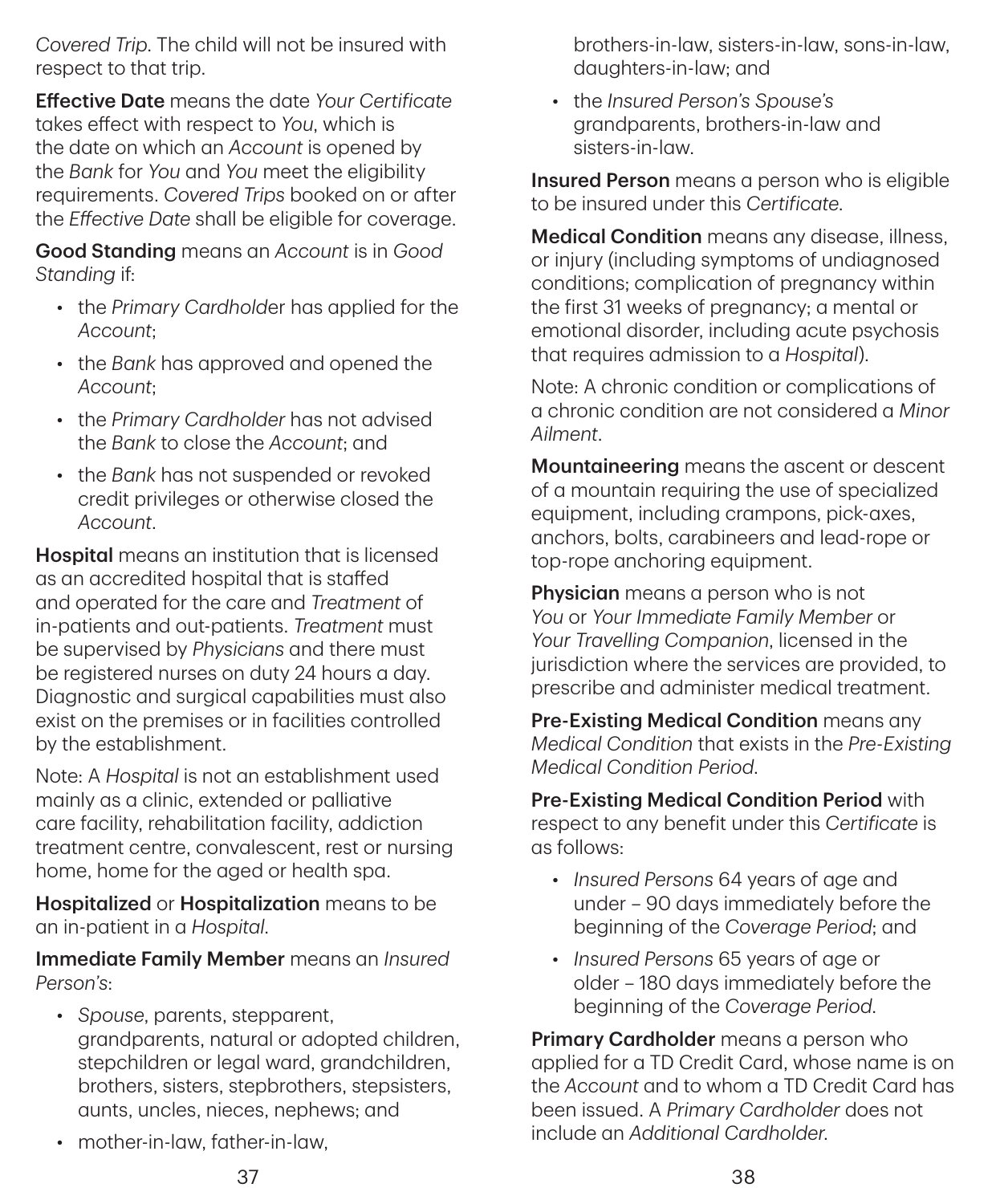*Covered Trip*. The child will not be insured with respect to that trip.

**Effective Date** means the date *Your Certificate* takes effect with respect to *You*, which is the date on which an *Account* is opened by the *Bank* for *You* and *You* meet the eligibility requirements. *Covered Trips* booked on or after the *Effective Date* shall be eligible for coverage.

**Good Standing** means an *Account* is in *Good Standing* if:

- the *Primary Cardholder* has applied for the *Account*;
- the *Bank* has approved and opened the *Account*;
- the *Primary Cardholder* has not advised the *Bank* to close the *Account*; and
- the *Bank* has not suspended or revoked credit privileges or otherwise closed the *Account*.

**Hospital** means an institution that is licensed as an accredited hospital that is staffed and operated for the care and *Treatment* of in-patients and out-patients. *Treatment* must be supervised by *Physicians* and there must be registered nurses on duty 24 hours a day. Diagnostic and surgical capabilities must also exist on the premises or in facilities controlled by the establishment.

Note: A *Hospital* is not an establishment used mainly as a clinic, extended or palliative care facility, rehabilitation facility, addiction treatment centre, convalescent, rest or nursing home, home for the aged or health spa.

**Hospitalized** or **Hospitalization** means to be an in-patient in a *Hospital*.

**Immediate Family Member** means an *Insured Person's*:

- *Spouse*, parents, stepparent, grandparents, natural or adopted children, stepchildren or legal ward, grandchildren, brothers, sisters, stepbrothers, stepsisters, aunts, uncles, nieces, nephews; and
- mother-in-law, father-in-law, brothers-in-law, sisters-in-law, sons-in-law, daughters-in-law; and
- the *Insured Person's Spouse's* grandparents, brothers-in-law and sisters-in-law.

**Insured Person** means a person who is eligible to be insured under this *Certificate*.

**Medical Condition** means any disease, illness, or injury (including symptoms of undiagnosed conditions; complication of pregnancy within the first 31 weeks of pregnancy; a mental or emotional disorder, including acute psychosis that requires admission to a *Hospital*).

Note: A chronic condition or complications of a chronic condition are not considered a *Minor Ailment*.

**Mountaineering** means the ascent or descent of a mountain requiring the use of specialized equipment, including crampons, pick-axes, anchors, bolts, carabineers and lead-rope or top-rope anchoring equipment.

**Physician** means a person who is not *You* or *Your Immediate Family Member* or *Your Travelling Companion*, licensed in the jurisdiction where the services are provided, to prescribe and administer medical treatment.

**Pre-Existing Medical Condition** means any *Medical Condition* that exists in the *Pre-Existing Medical Condition Period*.

**Pre-Existing Medical Condition Period** with respect to any benefit under this *Certificate* is as follows:

- *Insured Persons* 64 years of age and under – 90 days immediately before the beginning of the *Coverage Period*; and
- *Insured Persons* 65 years of age or older – 180 days immediately before the beginning of the *Coverage Period*.

**Primary Cardholder** means a person who applied for a TD Credit Card, whose name is on the *Account* and to whom a TD Credit Card has been issued. A *Primary Cardholder* does not include an *Additional Cardholder*.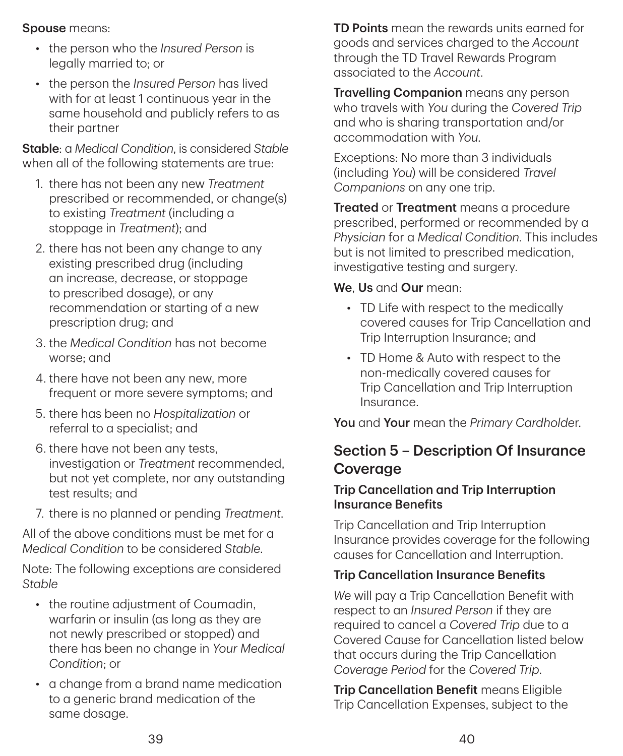**Spouse** means:

- the person who the *Insured Person* is legally married to; or
- the person the *Insured Person* has lived with for at least 1 continuous year in the same household and publicly refers to as their partner

**Stable**: a *Medical Condition*, is considered *Stable* when all of the following statements are true:

1. there has not been any new *Treatment* prescribed or recommended, or change(s) to existing *Treatment* (including a stoppage in *Treatment*); and
2. there has not been any change to any existing prescribed drug (including an increase, decrease, or stoppage to prescribed dosage), or any recommendation or starting of a new prescription drug; and
3. the *Medical Condition* has not become worse; and
4. there have not been any new, more frequent or more severe symptoms; and
5. there has been no *Hospitalization* or referral to a specialist; and
6. there have not been any tests, investigation or *Treatment* recommended, but not yet complete, nor any outstanding test results; and
7. there is no planned or pending *Treatment*.

All of the above conditions must be met for a *Medical Condition* to be considered *Stable*.

Note: The following exceptions are considered *Stable*

- the routine adjustment of Coumadin, warfarin or insulin (as long as they are not newly prescribed or stopped) and there has been no change in *Your Medical Condition*; or
- a change from a brand name medication to a generic brand medication of the same dosage.

**TD Points** mean the rewards units earned for goods and services charged to the *Account* through the TD Travel Rewards Program associated to the *Account*.

**Travelling Companion** means any person who travels with *You* during the *Covered Trip* and who is sharing transportation and/or accommodation with *You*.

Exceptions: No more than 3 individuals (including *You*) will be considered *Travel Companions* on any one trip.

**Treated** or **Treatment** means a procedure prescribed, performed or recommended by a *Physician* for a *Medical Condition*. This includes but is not limited to prescribed medication, investigative testing and surgery.

**We**, **Us** and **Our** mean:

- TD Life with respect to the medically covered causes for Trip Cancellation and Trip Interruption Insurance; and
- TD Home & Auto with respect to the non-medically covered causes for Trip Cancellation and Trip Interruption Insurance.

**You** and **Your** mean the *Primary Cardholder*.

## Section 5 – Description Of Insurance Coverage

### Trip Cancellation and Trip Interruption Insurance Benefits

Trip Cancellation and Trip Interruption Insurance provides coverage for the following causes for Cancellation and Interruption.

### Trip Cancellation Insurance Benefits

*We* will pay a Trip Cancellation Benefit with respect to an *Insured Person* if they are required to cancel a *Covered Trip* due to a Covered Cause for Cancellation listed below that occurs during the Trip Cancellation *Coverage Period* for the *Covered Trip*.

**Trip Cancellation Benefit** means Eligible Trip Cancellation Expenses, subject to the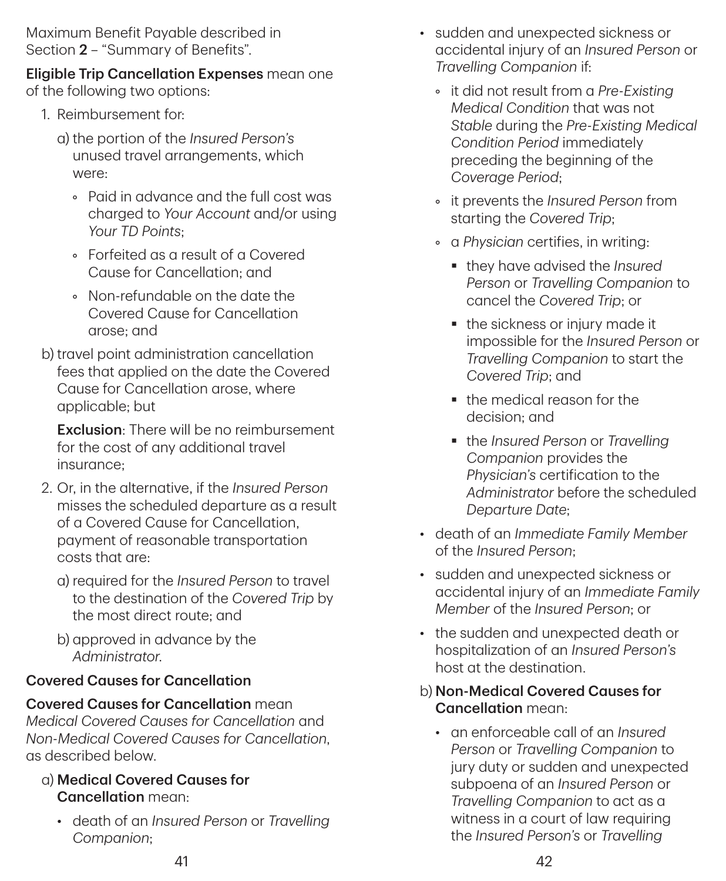Maximum Benefit Payable described in Section **2** – "Summary of Benefits".

**Eligible Trip Cancellation Expenses** mean one of the following two options:

1. Reimbursement for:

   a) the portion of the *Insured Person's* unused travel arrangements, which were:

   - Paid in advance and the full cost was charged to *Your Account* and/or using *Your TD Points*;
   - Forfeited as a result of a Covered Cause for Cancellation; and
   - Non-refundable on the date the Covered Cause for Cancellation arose; and

   b) travel point administration cancellation fees that applied on the date the Covered Cause for Cancellation arose, where applicable; but

   **Exclusion**: There will be no reimbursement for the cost of any additional travel insurance;

2. Or, in the alternative, if the *Insured Person* misses the scheduled departure as a result of a Covered Cause for Cancellation, payment of reasonable transportation costs that are:

   a) required for the *Insured Person* to travel to the destination of the *Covered Trip* by the most direct route; and

   b) approved in advance by the *Administrator*.

**Covered Causes for Cancellation**

**Covered Causes for Cancellation** mean *Medical Covered Causes for Cancellation* and *Non-Medical Covered Causes for Cancellation*, as described below.

a) **Medical Covered Causes for Cancellation** mean:

- death of an *Insured Person* or *Travelling Companion*;
- sudden and unexpected sickness or accidental injury of an *Insured Person* or *Travelling Companion* if:
  - it did not result from a *Pre-Existing Medical Condition* that was not *Stable* during the *Pre-Existing Medical Condition Period* immediately preceding the beginning of the *Coverage Period*;
  - it prevents the *Insured Person* from starting the *Covered Trip*;
  - a *Physician* certifies, in writing:
    - they have advised the *Insured Person* or *Travelling Companion* to cancel the *Covered Trip*; or
    - the sickness or injury made it impossible for the *Insured Person* or *Travelling Companion* to start the *Covered Trip*; and
    - the medical reason for the decision; and
    - the *Insured Person* or *Travelling Companion* provides the *Physician's* certification to the *Administrator* before the scheduled *Departure Date*;
- death of an *Immediate Family Member* of the *Insured Person*;
- sudden and unexpected sickness or accidental injury of an *Immediate Family Member* of the *Insured Person*; or
- the sudden and unexpected death or hospitalization of an *Insured Person's* host at the destination.

b) **Non-Medical Covered Causes for Cancellation** mean:

- an enforceable call of an *Insured Person* or *Travelling Companion* to jury duty or sudden and unexpected subpoena of an *Insured Person* or *Travelling Companion* to act as a witness in a court of law requiring the *Insured Person's* or *Travelling*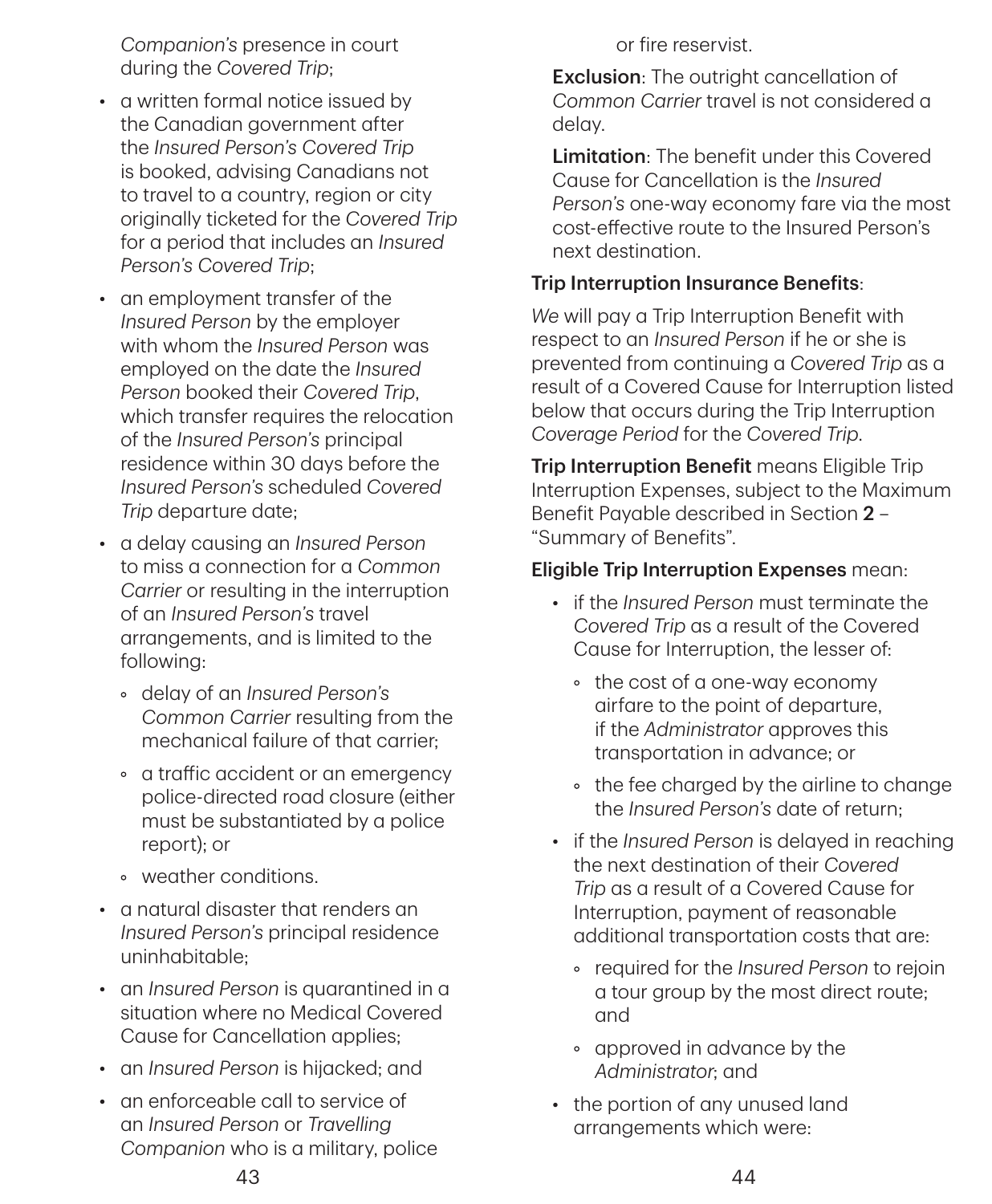*Companion's* presence in court during the *Covered Trip*;

- a written formal notice issued by the Canadian government after the *Insured Person's Covered Trip* is booked, advising Canadians not to travel to a country, region or city originally ticketed for the *Covered Trip* for a period that includes an *Insured Person's Covered Trip*;
- an employment transfer of the *Insured Person* by the employer with whom the *Insured Person* was employed on the date the *Insured Person* booked their *Covered Trip*, which transfer requires the relocation of the *Insured Person's* principal residence within 30 days before the *Insured Person's* scheduled *Covered Trip* departure date;
- a delay causing an *Insured Person* to miss a connection for a *Common Carrier* or resulting in the interruption of an *Insured Person's* travel arrangements, and is limited to the following:
  - delay of an *Insured Person's Common Carrier* resulting from the mechanical failure of that carrier;
  - a traffic accident or an emergency police-directed road closure (either must be substantiated by a police report); or
  - weather conditions.
- a natural disaster that renders an *Insured Person's* principal residence uninhabitable;
- an *Insured Person* is quarantined in a situation where no Medical Covered Cause for Cancellation applies;
- an *Insured Person* is hijacked; and
- an enforceable call to service of an *Insured Person* or *Travelling Companion* who is a military, police or fire reservist.

**Exclusion**: The outright cancellation of *Common Carrier* travel is not considered a delay.

**Limitation**: The benefit under this Covered Cause for Cancellation is the *Insured Person's* one-way economy fare via the most cost-effective route to the Insured Person's next destination.

**Trip Interruption Insurance Benefits**:

*We* will pay a Trip Interruption Benefit with respect to an *Insured Person* if he or she is prevented from continuing a *Covered Trip* as a result of a Covered Cause for Interruption listed below that occurs during the Trip Interruption *Coverage Period* for the *Covered Trip*.

**Trip Interruption Benefit** means Eligible Trip Interruption Expenses, subject to the Maximum Benefit Payable described in Section **2** – "Summary of Benefits".

**Eligible Trip Interruption Expenses** mean:

- if the *Insured Person* must terminate the *Covered Trip* as a result of the Covered Cause for Interruption, the lesser of:
  - the cost of a one-way economy airfare to the point of departure, if the *Administrator* approves this transportation in advance; or
  - the fee charged by the airline to change the *Insured Person's* date of return;
- if the *Insured Person* is delayed in reaching the next destination of their *Covered Trip* as a result of a Covered Cause for Interruption, payment of reasonable additional transportation costs that are:
  - required for the *Insured Person* to rejoin a tour group by the most direct route; and
  - approved in advance by the *Administrator*; and
- the portion of any unused land arrangements which were: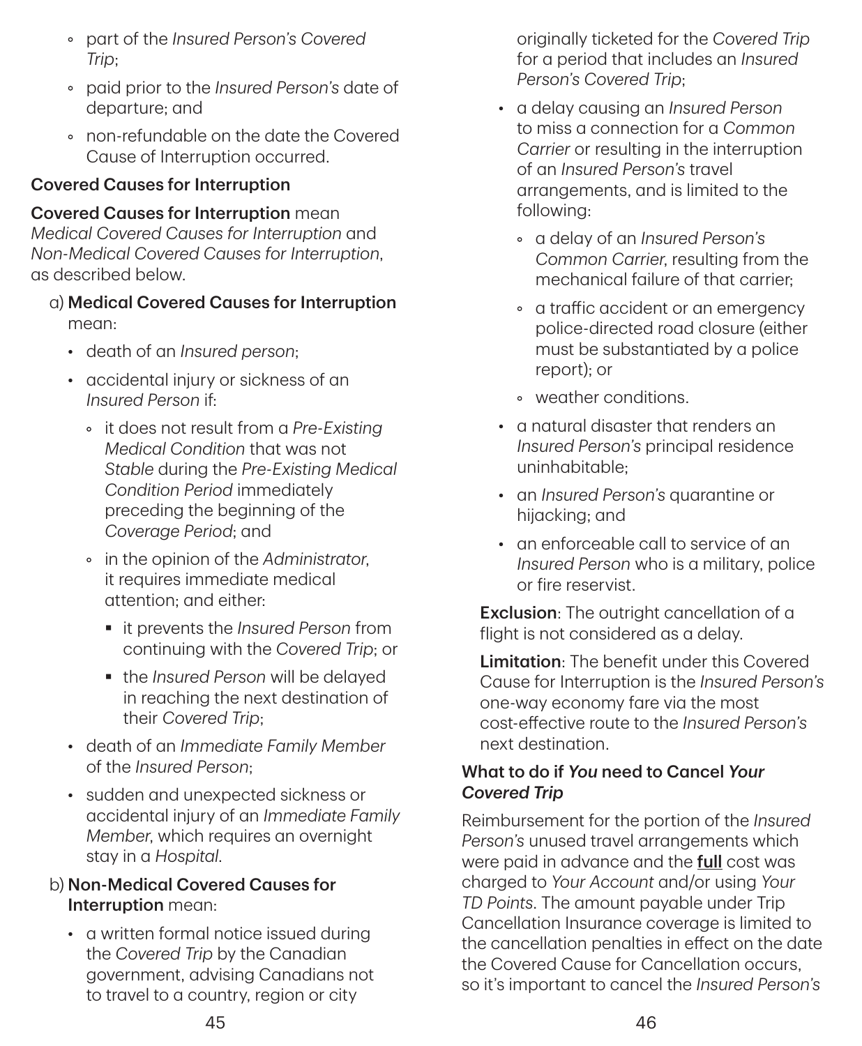- part of the *Insured Person's Covered Trip*;
   - paid prior to the *Insured Person's* date of departure; and
   - non-refundable on the date the Covered Cause of Interruption occurred.

**Covered Causes for Interruption**

**Covered Causes for Interruption** mean *Medical Covered Causes for Interruption* and *Non-Medical Covered Causes for Interruption*, as described below.

a) **Medical Covered Causes for Interruption** mean:

- death of an *Insured person*;
- accidental injury or sickness of an *Insured Person* if:
  - it does not result from a *Pre-Existing Medical Condition* that was not *Stable* during the *Pre-Existing Medical Condition Period* immediately preceding the beginning of the *Coverage Period*; and
  - in the opinion of the *Administrator*, it requires immediate medical attention; and either:
    - it prevents the *Insured Person* from continuing with the *Covered Trip*; or
    - the *Insured Person* will be delayed in reaching the next destination of their *Covered Trip*;
- death of an *Immediate Family Member* of the *Insured Person*;
- sudden and unexpected sickness or accidental injury of an *Immediate Family Member*, which requires an overnight stay in a *Hospital*.

b) **Non-Medical Covered Causes for Interruption** mean:

- a written formal notice issued during the *Covered Trip* by the Canadian government, advising Canadians not to travel to a country, region or city originally ticketed for the *Covered Trip* for a period that includes an *Insured Person's Covered Trip*;
- a delay causing an *Insured Person* to miss a connection for a *Common Carrier* or resulting in the interruption of an *Insured Person's* travel arrangements, and is limited to the following:
  - a delay of an *Insured Person's Common Carrier*, resulting from the mechanical failure of that carrier;
  - a traffic accident or an emergency police-directed road closure (either must be substantiated by a police report); or
  - weather conditions.
- a natural disaster that renders an *Insured Person's* principal residence uninhabitable;
- an *Insured Person's* quarantine or hijacking; and
- an enforceable call to service of an *Insured Person* who is a military, police or fire reservist.

**Exclusion**: The outright cancellation of a flight is not considered as a delay.

**Limitation**: The benefit under this Covered Cause for Interruption is the *Insured Person's* one-way economy fare via the most cost-effective route to the *Insured Person's* next destination.

**What to do if *You* need to Cancel *Your Covered Trip***

Reimbursement for the portion of the *Insured Person's* unused travel arrangements which were paid in advance and the **full** cost was charged to *Your Account* and/or using *Your TD Points*. The amount payable under Trip Cancellation Insurance coverage is limited to the cancellation penalties in effect on the date the Covered Cause for Cancellation occurs, so it's important to cancel the *Insured Person's*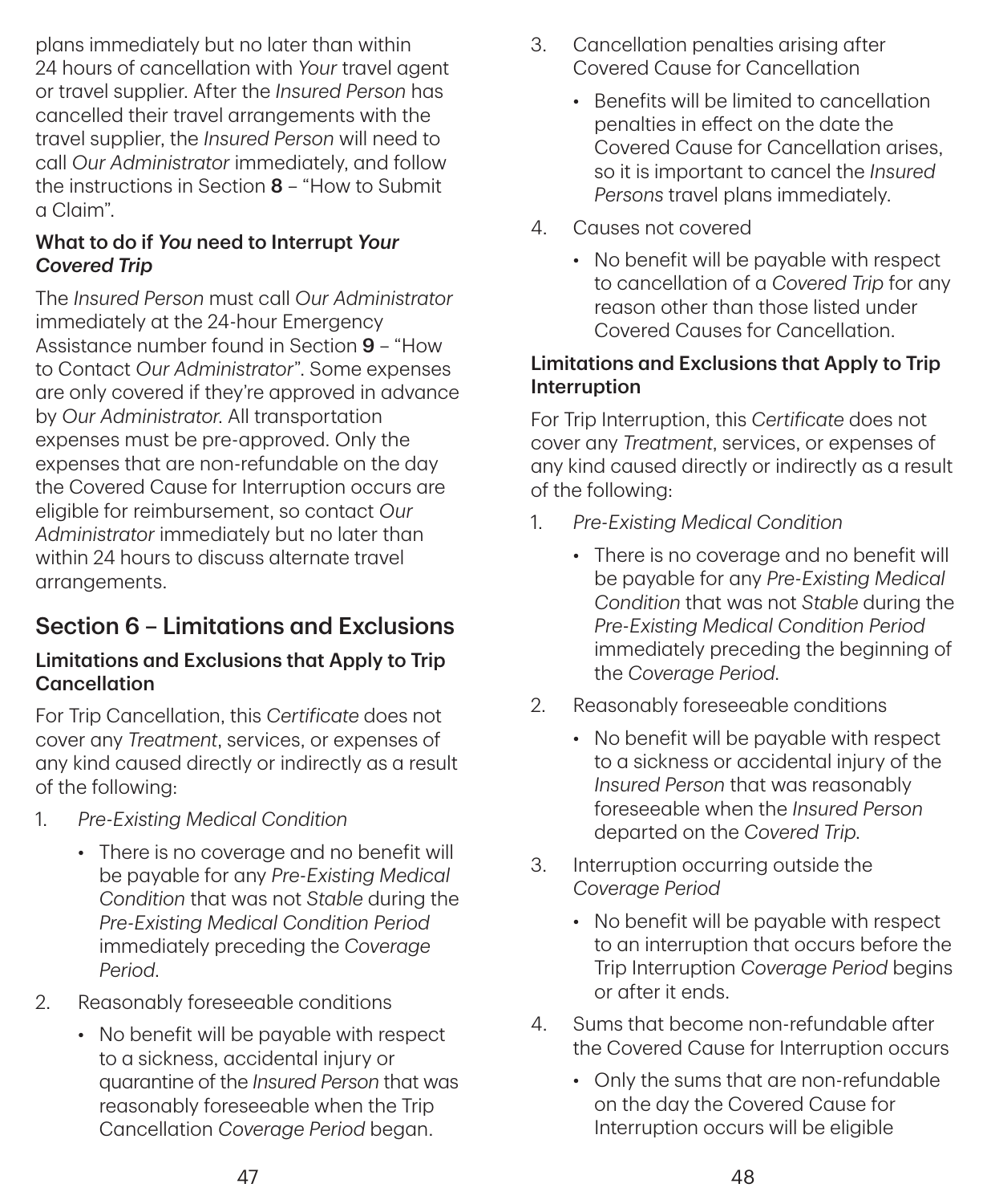plans immediately but no later than within 24 hours of cancellation with *Your* travel agent or travel supplier. After the *Insured Person* has cancelled their travel arrangements with the travel supplier, the *Insured Person* will need to call *Our Administrator* immediately, and follow the instructions in Section **8** – "How to Submit a Claim".

#### What to do if *You* need to Interrupt *Your Covered Trip*

The *Insured Person* must call *Our Administrator* immediately at the 24-hour Emergency Assistance number found in Section **9** – "How to Contact *Our Administrator*". Some expenses are only covered if they're approved in advance by *Our Administrator*. All transportation expenses must be pre-approved. Only the expenses that are non-refundable on the day the Covered Cause for Interruption occurs are eligible for reimbursement, so contact *Our Administrator* immediately but no later than within 24 hours to discuss alternate travel arrangements.

## Section 6 – Limitations and Exclusions

### Limitations and Exclusions that Apply to Trip Cancellation

For Trip Cancellation, this *Certificate* does not cover any *Treatment*, services, or expenses of any kind caused directly or indirectly as a result of the following:

1. *Pre-Existing Medical Condition*
   - There is no coverage and no benefit will be payable for any *Pre-Existing Medical Condition* that was not *Stable* during the *Pre-Existing Medical Condition Period* immediately preceding the *Coverage Period*.
2. Reasonably foreseeable conditions
   - No benefit will be payable with respect to a sickness, accidental injury or quarantine of the *Insured Person* that was reasonably foreseeable when the Trip Cancellation *Coverage Period* began.
3. Cancellation penalties arising after Covered Cause for Cancellation
   - Benefits will be limited to cancellation penalties in effect on the date the Covered Cause for Cancellation arises, so it is important to cancel the *Insured Persons* travel plans immediately.
4. Causes not covered
   - No benefit will be payable with respect to cancellation of a *Covered Trip* for any reason other than those listed under Covered Causes for Cancellation.

### Limitations and Exclusions that Apply to Trip Interruption

For Trip Interruption, this *Certificate* does not cover any *Treatment*, services, or expenses of any kind caused directly or indirectly as a result of the following:

1. *Pre-Existing Medical Condition*
   - There is no coverage and no benefit will be payable for any *Pre-Existing Medical Condition* that was not *Stable* during the *Pre-Existing Medical Condition Period* immediately preceding the beginning of the *Coverage Period*.
2. Reasonably foreseeable conditions
   - No benefit will be payable with respect to a sickness or accidental injury of the *Insured Person* that was reasonably foreseeable when the *Insured Person* departed on the *Covered Trip*.
3. Interruption occurring outside the *Coverage Period*
   - No benefit will be payable with respect to an interruption that occurs before the Trip Interruption *Coverage Period* begins or after it ends.
4. Sums that become non-refundable after the Covered Cause for Interruption occurs
   - Only the sums that are non-refundable on the day the Covered Cause for Interruption occurs will be eligible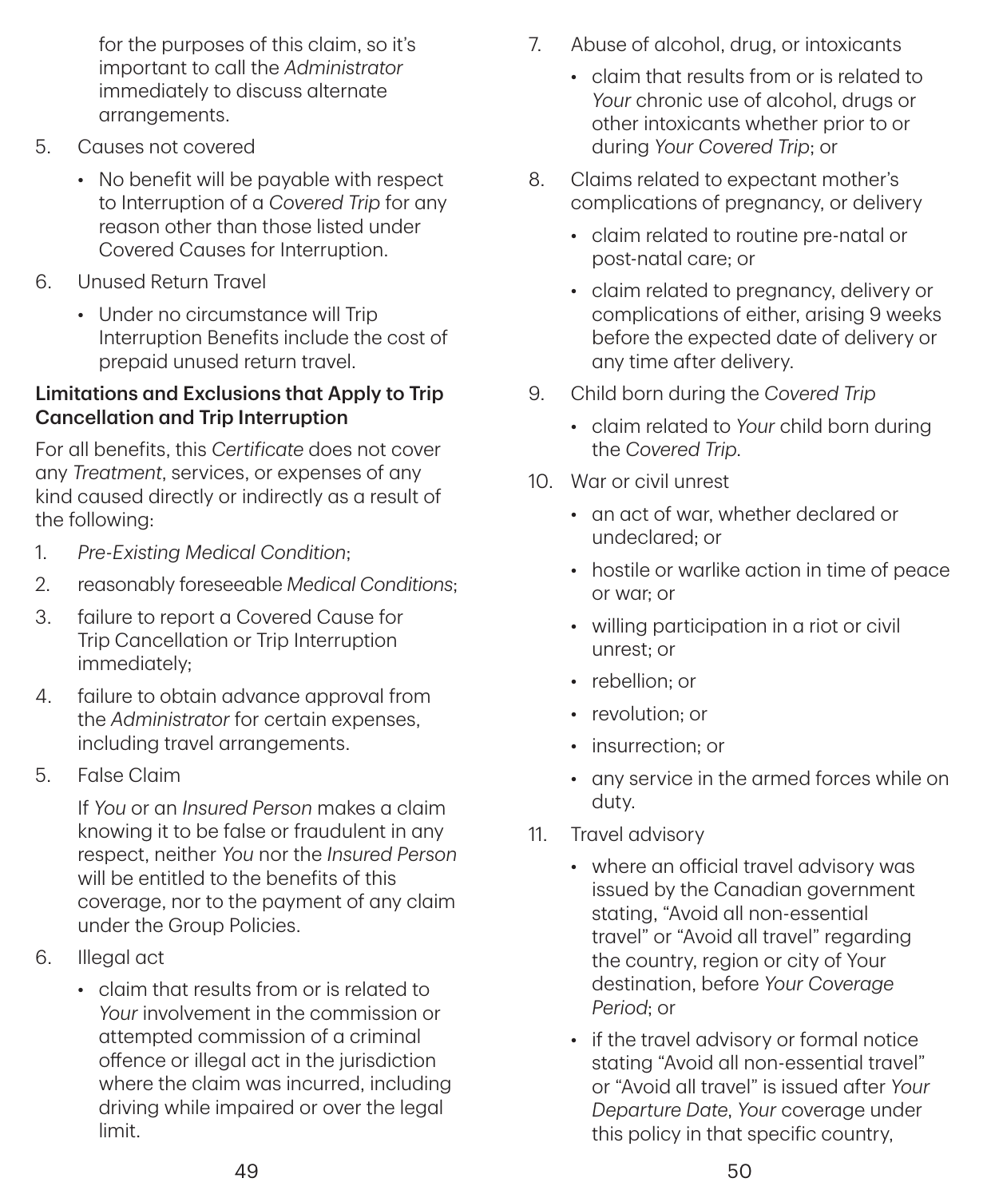for the purposes of this claim, so it's important to call the *Administrator* immediately to discuss alternate arrangements.

5. Causes not covered
   - No benefit will be payable with respect to Interruption of a *Covered Trip* for any reason other than those listed under Covered Causes for Interruption.
6. Unused Return Travel
   - Under no circumstance will Trip Interruption Benefits include the cost of prepaid unused return travel.

**Limitations and Exclusions that Apply to Trip Cancellation and Trip Interruption**

For all benefits, this *Certificate* does not cover any *Treatment*, services, or expenses of any kind caused directly or indirectly as a result of the following:

1. *Pre-Existing Medical Condition*;
2. reasonably foreseeable *Medical Conditions*;
3. failure to report a Covered Cause for Trip Cancellation or Trip Interruption immediately;
4. failure to obtain advance approval from the *Administrator* for certain expenses, including travel arrangements.
5. False Claim

   If *You* or an *Insured Person* makes a claim knowing it to be false or fraudulent in any respect, neither *You* nor the *Insured Person* will be entitled to the benefits of this coverage, nor to the payment of any claim under the Group Policies.
6. Illegal act
   - claim that results from or is related to *Your* involvement in the commission or attempted commission of a criminal offence or illegal act in the jurisdiction where the claim was incurred, including driving while impaired or over the legal limit.
7. Abuse of alcohol, drug, or intoxicants
   - claim that results from or is related to *Your* chronic use of alcohol, drugs or other intoxicants whether prior to or during *Your Covered Trip*; or
8. Claims related to expectant mother's complications of pregnancy, or delivery
   - claim related to routine pre-natal or post-natal care; or
   - claim related to pregnancy, delivery or complications of either, arising 9 weeks before the expected date of delivery or any time after delivery.
9. Child born during the *Covered Trip*
   - claim related to *Your* child born during the *Covered Trip*.
10. War or civil unrest
    - an act of war, whether declared or undeclared; or
    - hostile or warlike action in time of peace or war; or
    - willing participation in a riot or civil unrest; or
    - rebellion; or
    - revolution; or
    - insurrection; or
    - any service in the armed forces while on duty.
11. Travel advisory
    - where an official travel advisory was issued by the Canadian government stating, "Avoid all non-essential travel" or "Avoid all travel" regarding the country, region or city of Your destination, before *Your Coverage Period*; or
    - if the travel advisory or formal notice stating "Avoid all non-essential travel" or "Avoid all travel" is issued after *Your Departure Date*, *Your* coverage under this policy in that specific country,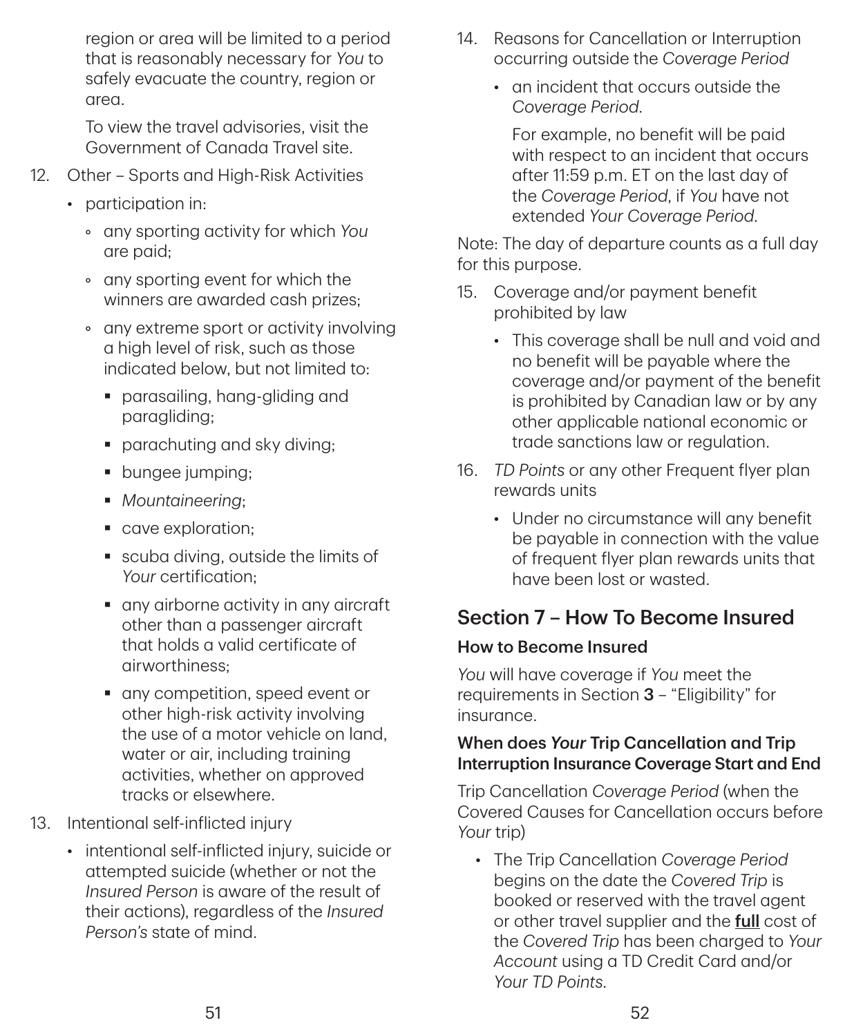region or area will be limited to a period that is reasonably necessary for *You* to safely evacuate the country, region or area.

To view the travel advisories, visit the Government of Canada Travel site.

12. Other – Sports and High-Risk Activities
    - participation in:
        - any sporting activity for which *You* are paid;
        - any sporting event for which the winners are awarded cash prizes;
        - any extreme sport or activity involving a high level of risk, such as those indicated below, but not limited to:
            - parasailing, hang-gliding and paragliding;
            - parachuting and sky diving;
            - bungee jumping;
            - *Mountaineering*;
            - cave exploration;
            - scuba diving, outside the limits of *Your* certification;
            - any airborne activity in any aircraft other than a passenger aircraft that holds a valid certificate of airworthiness;
            - any competition, speed event or other high-risk activity involving the use of a motor vehicle on land, water or air, including training activities, whether on approved tracks or elsewhere.
13. Intentional self-inflicted injury
    - intentional self-inflicted injury, suicide or attempted suicide (whether or not the *Insured Person* is aware of the result of their actions), regardless of the *Insured Person's* state of mind.
14. Reasons for Cancellation or Interruption occurring outside the *Coverage Period*
    - an incident that occurs outside the *Coverage Period*.

      For example, no benefit will be paid with respect to an incident that occurs after 11:59 p.m. ET on the last day of the *Coverage Period*, if *You* have not extended *Your Coverage Period*.

Note: The day of departure counts as a full day for this purpose.

15. Coverage and/or payment benefit prohibited by law
    - This coverage shall be null and void and no benefit will be payable where the coverage and/or payment of the benefit is prohibited by Canadian law or by any other applicable national economic or trade sanctions law or regulation.
16. *TD Points* or any other Frequent flyer plan rewards units
    - Under no circumstance will any benefit be payable in connection with the value of frequent flyer plan rewards units that have been lost or wasted.

## Section 7 – How To Become Insured

### How to Become Insured

*You* will have coverage if *You* meet the requirements in Section **3** – "Eligibility" for insurance.

### When does *Your* Trip Cancellation and Trip Interruption Insurance Coverage Start and End

Trip Cancellation *Coverage Period* (when the Covered Causes for Cancellation occurs before *Your* trip)

- The Trip Cancellation *Coverage Period* begins on the date the *Covered Trip* is booked or reserved with the travel agent or other travel supplier and the **full** cost of the *Covered Trip* has been charged to *Your Account* using a TD Credit Card and/or *Your TD Points*.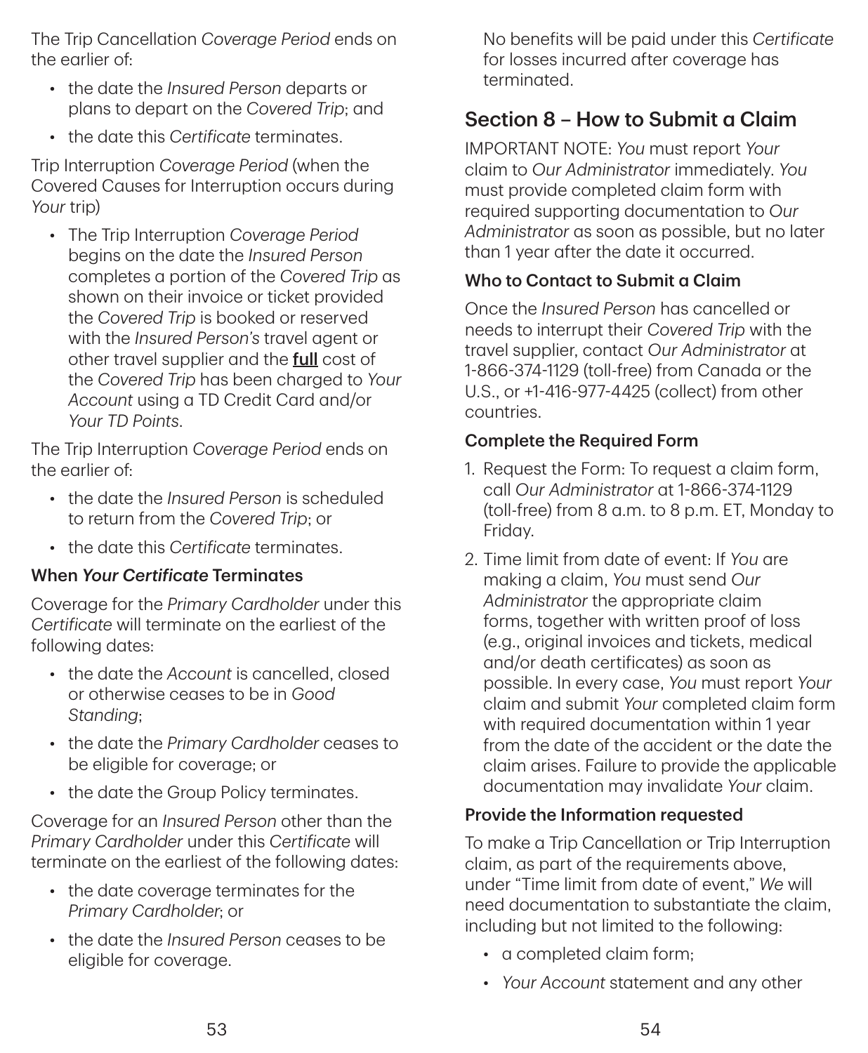The Trip Cancellation *Coverage Period* ends on the earlier of:

- the date the *Insured Person* departs or plans to depart on the *Covered Trip*; and
- the date this *Certificate* terminates.

Trip Interruption *Coverage Period* (when the Covered Causes for Interruption occurs during *Your* trip)

- The Trip Interruption *Coverage Period* begins on the date the *Insured Person* completes a portion of the *Covered Trip* as shown on their invoice or ticket provided the *Covered Trip* is booked or reserved with the *Insured Person's* travel agent or other travel supplier and the **full** cost of the *Covered Trip* has been charged to *Your Account* using a TD Credit Card and/or *Your TD Points*.

The Trip Interruption *Coverage Period* ends on the earlier of:

- the date the *Insured Person* is scheduled to return from the *Covered Trip*; or
- the date this *Certificate* terminates.

### When *Your Certificate* Terminates

Coverage for the *Primary Cardholder* under this *Certificate* will terminate on the earliest of the following dates:

- the date the *Account* is cancelled, closed or otherwise ceases to be in *Good Standing*;
- the date the *Primary Cardholder* ceases to be eligible for coverage; or
- the date the Group Policy terminates.

Coverage for an *Insured Person* other than the *Primary Cardholder* under this *Certificate* will terminate on the earliest of the following dates:

- the date coverage terminates for the *Primary Cardholder*; or
- the date the *Insured Person* ceases to be eligible for coverage.

No benefits will be paid under this *Certificate* for losses incurred after coverage has terminated.

## Section 8 – How to Submit a Claim

IMPORTANT NOTE: *You* must report *Your* claim to *Our Administrator* immediately. *You* must provide completed claim form with required supporting documentation to *Our Administrator* as soon as possible, but no later than 1 year after the date it occurred.

### Who to Contact to Submit a Claim

Once the *Insured Person* has cancelled or needs to interrupt their *Covered Trip* with the travel supplier, contact *Our Administrator* at 1-866-374-1129 (toll-free) from Canada or the U.S., or +1-416-977-4425 (collect) from other countries.

### Complete the Required Form

1. Request the Form: To request a claim form, call *Our Administrator* at 1-866-374-1129 (toll-free) from 8 a.m. to 8 p.m. ET, Monday to Friday.
2. Time limit from date of event: If *You* are making a claim, *You* must send *Our Administrator* the appropriate claim forms, together with written proof of loss (e.g., original invoices and tickets, medical and/or death certificates) as soon as possible. In every case, *You* must report *Your* claim and submit *Your* completed claim form with required documentation within 1 year from the date of the accident or the date the claim arises. Failure to provide the applicable documentation may invalidate *Your* claim.

### Provide the Information requested

To make a Trip Cancellation or Trip Interruption claim, as part of the requirements above, under "Time limit from date of event," *We* will need documentation to substantiate the claim, including but not limited to the following:

- a completed claim form;
- *Your Account* statement and any other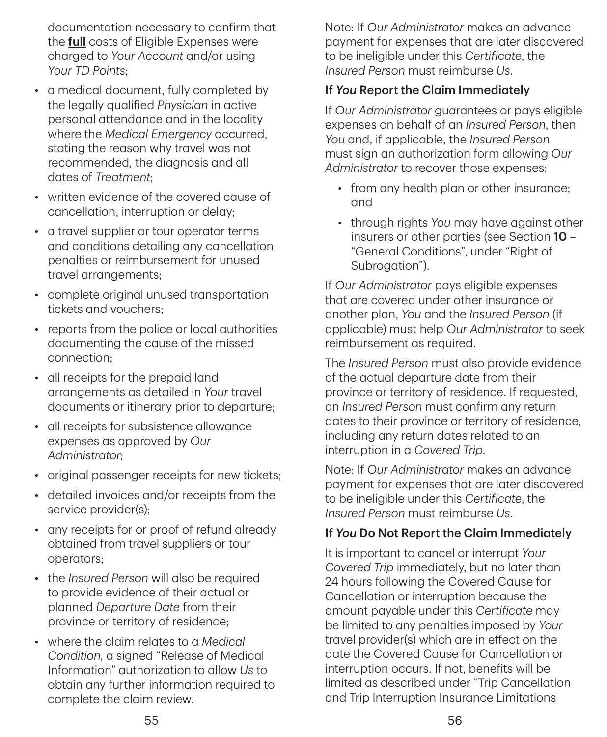documentation necessary to confirm that the **full** costs of Eligible Expenses were charged to *Your Account* and/or using *Your TD Points*;

- a medical document, fully completed by the legally qualified *Physician* in active personal attendance and in the locality where the *Medical Emergency* occurred, stating the reason why travel was not recommended, the diagnosis and all dates of *Treatment*;
- written evidence of the covered cause of cancellation, interruption or delay;
- a travel supplier or tour operator terms and conditions detailing any cancellation penalties or reimbursement for unused travel arrangements;
- complete original unused transportation tickets and vouchers;
- reports from the police or local authorities documenting the cause of the missed connection;
- all receipts for the prepaid land arrangements as detailed in *Your* travel documents or itinerary prior to departure;
- all receipts for subsistence allowance expenses as approved by *Our Administrator*;
- original passenger receipts for new tickets;
- detailed invoices and/or receipts from the service provider(s);
- any receipts for or proof of refund already obtained from travel suppliers or tour operators;
- the *Insured Person* will also be required to provide evidence of their actual or planned *Departure Date* from their province or territory of residence;
- where the claim relates to a *Medical Condition*, a signed "Release of Medical Information" authorization to allow *Us* to obtain any further information required to complete the claim review.

Note: If *Our Administrator* makes an advance payment for expenses that are later discovered to be ineligible under this *Certificate*, the *Insured Person* must reimburse *Us*.

### If *You* Report the Claim Immediately

If *Our Administrator* guarantees or pays eligible expenses on behalf of an *Insured Person*, then *You* and, if applicable, the *Insured Person* must sign an authorization form allowing *Our Administrator* to recover those expenses:

- from any health plan or other insurance; and
- through rights *You* may have against other insurers or other parties (see Section **10** – "General Conditions", under "Right of Subrogation").

If *Our Administrator* pays eligible expenses that are covered under other insurance or another plan, *You* and the *Insured Person* (if applicable) must help *Our Administrator* to seek reimbursement as required.

The *Insured Person* must also provide evidence of the actual departure date from their province or territory of residence. If requested, an *Insured Person* must confirm any return dates to their province or territory of residence, including any return dates related to an interruption in a *Covered Trip*.

Note: If *Our Administrator* makes an advance payment for expenses that are later discovered to be ineligible under this *Certificate*, the *Insured Person* must reimburse *Us*.

### If *You* Do Not Report the Claim Immediately

It is important to cancel or interrupt *Your Covered Trip* immediately, but no later than 24 hours following the Covered Cause for Cancellation or interruption because the amount payable under this *Certificate* may be limited to any penalties imposed by *Your* travel provider(s) which are in effect on the date the Covered Cause for Cancellation or interruption occurs. If not, benefits will be limited as described under "Trip Cancellation and Trip Interruption Insurance Limitations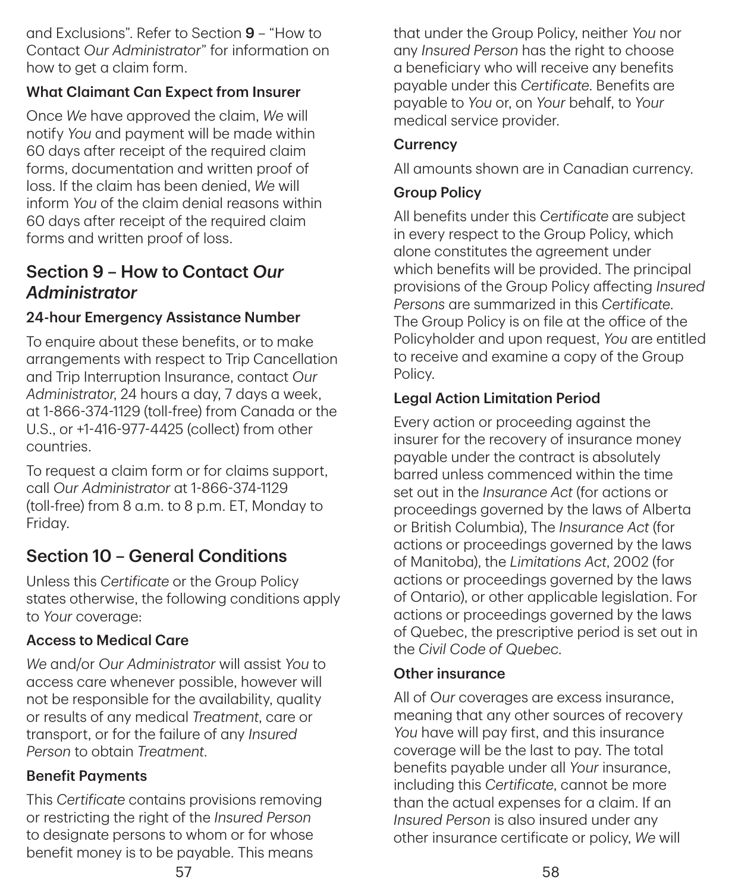and Exclusions". Refer to Section **9** – "How to Contact *Our Administrator*" for information on how to get a claim form.

### What Claimant Can Expect from Insurer

Once *We* have approved the claim, *We* will notify *You* and payment will be made within 60 days after receipt of the required claim forms, documentation and written proof of loss. If the claim has been denied, *We* will inform *You* of the claim denial reasons within 60 days after receipt of the required claim forms and written proof of loss.

## Section 9 – How to Contact *Our Administrator*

### 24-hour Emergency Assistance Number

To enquire about these benefits, or to make arrangements with respect to Trip Cancellation and Trip Interruption Insurance, contact *Our Administrator*, 24 hours a day, 7 days a week, at 1-866-374-1129 (toll-free) from Canada or the U.S., or +1-416-977-4425 (collect) from other countries.

To request a claim form or for claims support, call *Our Administrator* at 1-866-374-1129 (toll-free) from 8 a.m. to 8 p.m. ET, Monday to Friday.

## Section 10 – General Conditions

Unless this *Certificate* or the Group Policy states otherwise, the following conditions apply to *Your* coverage:

### Access to Medical Care

*We* and/or *Our Administrator* will assist *You* to access care whenever possible, however will not be responsible for the availability, quality or results of any medical *Treatment*, care or transport, or for the failure of any *Insured Person* to obtain *Treatment*.

### Benefit Payments

This *Certificate* contains provisions removing or restricting the right of the *Insured Person* to designate persons to whom or for whose benefit money is to be payable. This means that under the Group Policy, neither *You* nor any *Insured Person* has the right to choose a beneficiary who will receive any benefits payable under this *Certificate*. Benefits are payable to *You* or, on *Your* behalf, to *Your* medical service provider.

### Currency

All amounts shown are in Canadian currency.

### Group Policy

All benefits under this *Certificate* are subject in every respect to the Group Policy, which alone constitutes the agreement under which benefits will be provided. The principal provisions of the Group Policy affecting *Insured Persons* are summarized in this *Certificate*. The Group Policy is on file at the office of the Policyholder and upon request, *You* are entitled to receive and examine a copy of the Group Policy.

### Legal Action Limitation Period

Every action or proceeding against the insurer for the recovery of insurance money payable under the contract is absolutely barred unless commenced within the time set out in the *Insurance Act* (for actions or proceedings governed by the laws of Alberta or British Columbia), The *Insurance Act* (for actions or proceedings governed by the laws of Manitoba), the *Limitations Act*, 2002 (for actions or proceedings governed by the laws of Ontario), or other applicable legislation. For actions or proceedings governed by the laws of Quebec, the prescriptive period is set out in the *Civil Code of Quebec*.

### Other insurance

All of *Our* coverages are excess insurance, meaning that any other sources of recovery *You* have will pay first, and this insurance coverage will be the last to pay. The total benefits payable under all *Your* insurance, including this *Certificate*, cannot be more than the actual expenses for a claim. If an *Insured Person* is also insured under any other insurance certificate or policy, *We* will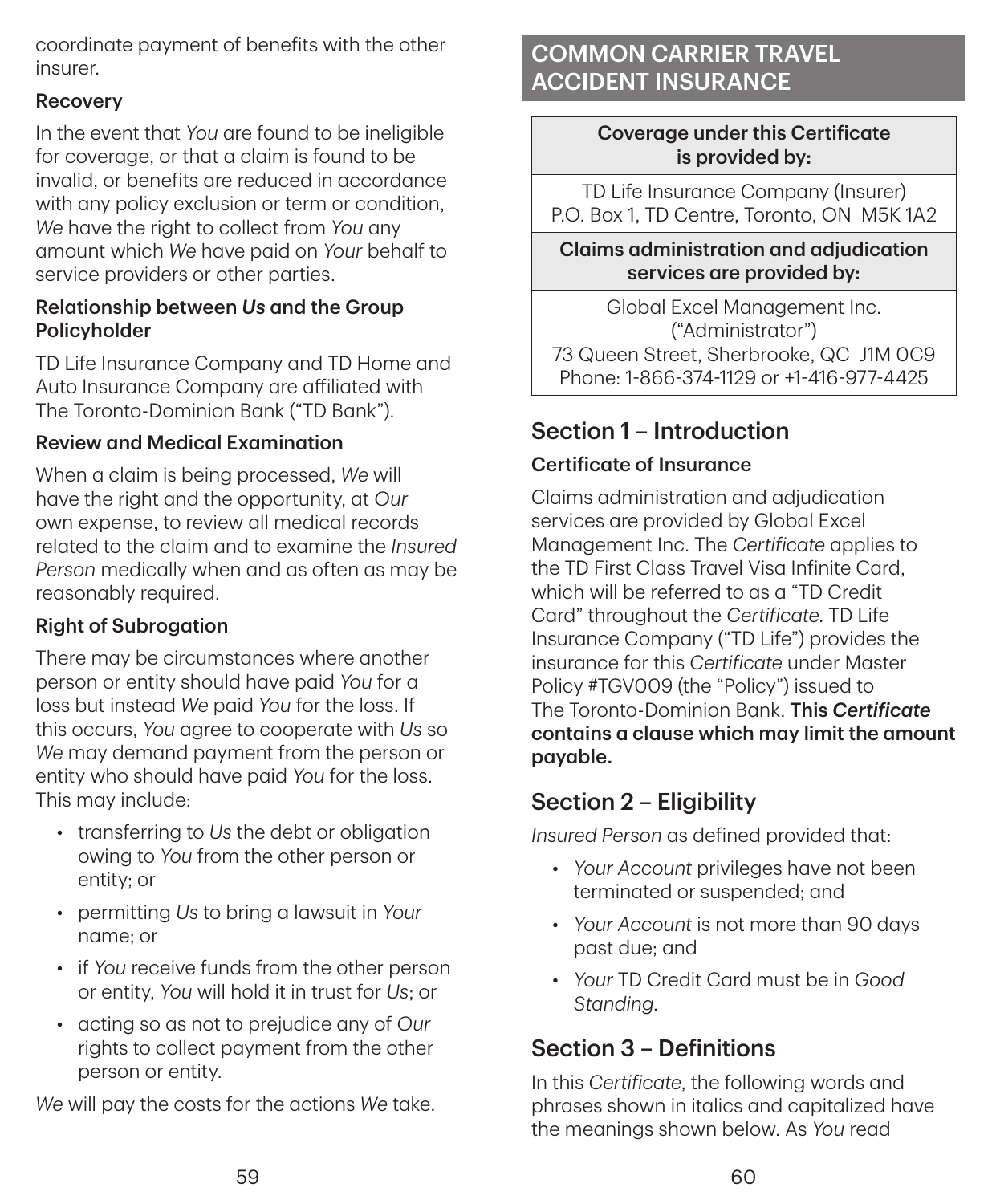coordinate payment of benefits with the other insurer.

### Recovery

In the event that *You* are found to be ineligible for coverage, or that a claim is found to be invalid, or benefits are reduced in accordance with any policy exclusion or term or condition, *We* have the right to collect from *You* any amount which *We* have paid on *Your* behalf to service providers or other parties.

### Relationship between *Us* and the Group Policyholder

TD Life Insurance Company and TD Home and Auto Insurance Company are affiliated with The Toronto-Dominion Bank ("TD Bank").

### Review and Medical Examination

When a claim is being processed, *We* will have the right and the opportunity, at *Our* own expense, to review all medical records related to the claim and to examine the *Insured Person* medically when and as often as may be reasonably required.

### Right of Subrogation

There may be circumstances where another person or entity should have paid *You* for a loss but instead *We* paid *You* for the loss. If this occurs, *You* agree to cooperate with *Us* so *We* may demand payment from the person or entity who should have paid *You* for the loss. This may include:

- transferring to *Us* the debt or obligation owing to *You* from the other person or entity; or
- permitting *Us* to bring a lawsuit in *Your* name; or
- if *You* receive funds from the other person or entity, *You* will hold it in trust for *Us*; or
- acting so as not to prejudice any of *Our* rights to collect payment from the other person or entity.

*We* will pay the costs for the actions *We* take.

# COMMON CARRIER TRAVEL ACCIDENT INSURANCE

| Coverage under this Certificate is provided by: |
| --- |
| TD Life Insurance Company (Insurer)<br>P.O. Box 1, TD Centre, Toronto, ON M5K 1A2 |
| **Claims administration and adjudication services are provided by:** |
| Global Excel Management Inc.<br>("Administrator")<br>73 Queen Street, Sherbrooke, QC J1M 0C9<br>Phone: 1-866-374-1129 or +1-416-977-4425 |

## Section 1 – Introduction

### Certificate of Insurance

Claims administration and adjudication services are provided by Global Excel Management Inc. The *Certificate* applies to the TD First Class Travel Visa Infinite Card, which will be referred to as a "TD Credit Card" throughout the *Certificate*. TD Life Insurance Company ("TD Life") provides the insurance for this *Certificate* under Master Policy #TGV009 (the "Policy") issued to The Toronto-Dominion Bank. **This *Certificate* contains a clause which may limit the amount payable.**

## Section 2 – Eligibility

*Insured Person* as defined provided that:

- *Your Account* privileges have not been terminated or suspended; and
- *Your Account* is not more than 90 days past due; and
- *Your* TD Credit Card must be in *Good Standing*.

## Section 3 – Definitions

In this *Certificate*, the following words and phrases shown in italics and capitalized have the meanings shown below. As *You* read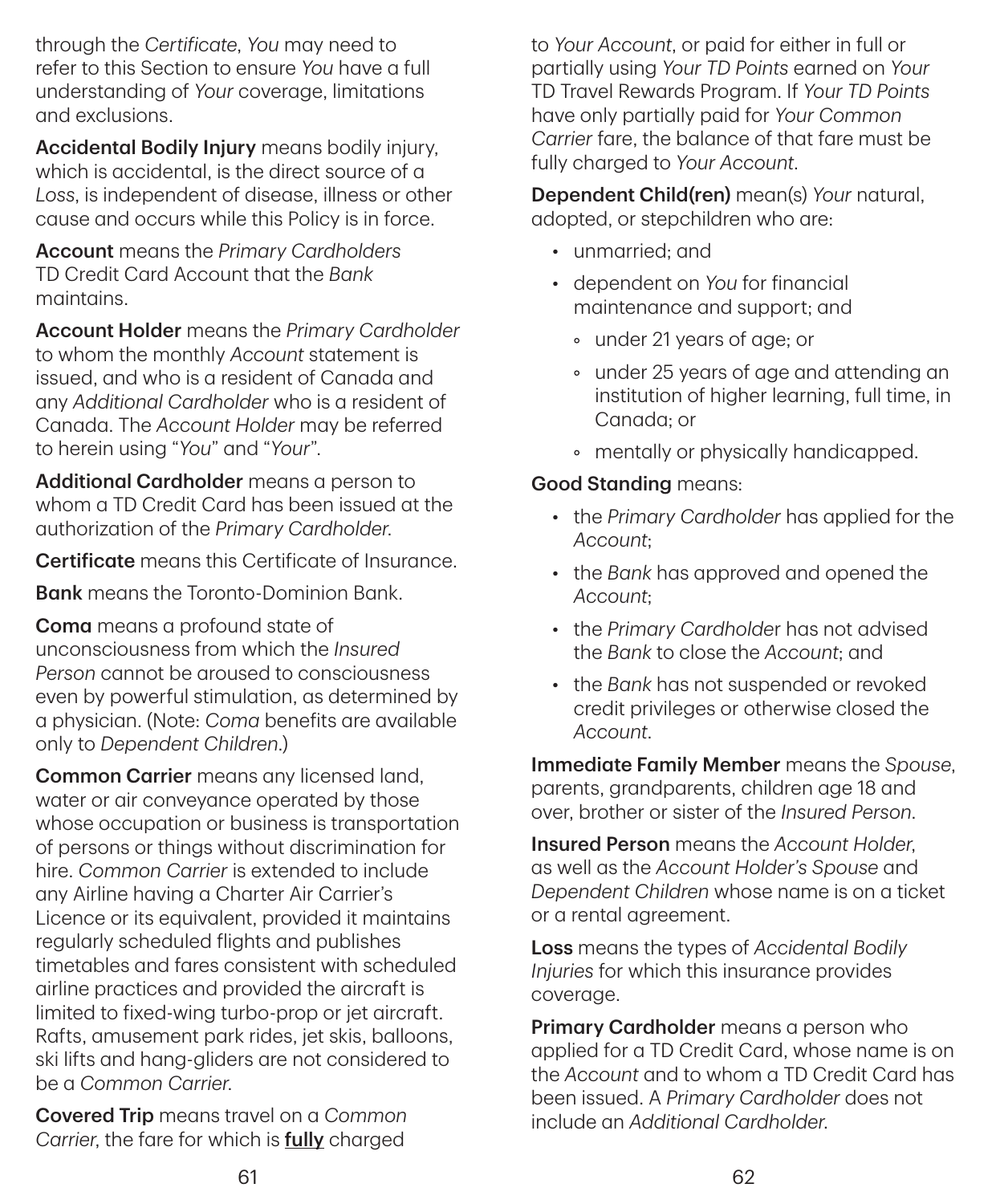through the *Certificate*, *You* may need to refer to this Section to ensure *You* have a full understanding of *Your* coverage, limitations and exclusions.

**Accidental Bodily Injury** means bodily injury, which is accidental, is the direct source of a *Loss*, is independent of disease, illness or other cause and occurs while this Policy is in force.

**Account** means the *Primary Cardholders* TD Credit Card Account that the *Bank* maintains.

**Account Holder** means the *Primary Cardholder* to whom the monthly *Account* statement is issued, and who is a resident of Canada and any *Additional Cardholder* who is a resident of Canada. The *Account Holder* may be referred to herein using "*You*" and "*Your*".

**Additional Cardholder** means a person to whom a TD Credit Card has been issued at the authorization of the *Primary Cardholder*.

**Certificate** means this Certificate of Insurance.

**Bank** means the Toronto-Dominion Bank.

**Coma** means a profound state of unconsciousness from which the *Insured Person* cannot be aroused to consciousness even by powerful stimulation, as determined by a physician. (Note: *Coma* benefits are available only to *Dependent Children*.)

**Common Carrier** means any licensed land, water or air conveyance operated by those whose occupation or business is transportation of persons or things without discrimination for hire. *Common Carrier* is extended to include any Airline having a Charter Air Carrier's Licence or its equivalent, provided it maintains regularly scheduled flights and publishes timetables and fares consistent with scheduled airline practices and provided the aircraft is limited to fixed-wing turbo-prop or jet aircraft. Rafts, amusement park rides, jet skis, balloons, ski lifts and hang-gliders are not considered to be a *Common Carrier*.

**Covered Trip** means travel on a *Common Carrier*, the fare for which is **fully** charged to *Your Account*, or paid for either in full or partially using *Your TD Points* earned on *Your* TD Travel Rewards Program. If *Your TD Points* have only partially paid for *Your Common Carrier* fare, the balance of that fare must be fully charged to *Your Account*.

**Dependent Child(ren)** mean(s) *Your* natural, adopted, or stepchildren who are:

- unmarried; and
- dependent on *You* for financial maintenance and support; and
  - under 21 years of age; or
  - under 25 years of age and attending an institution of higher learning, full time, in Canada; or
  - mentally or physically handicapped.

**Good Standing** means:

- the *Primary Cardholder* has applied for the *Account*;
- the *Bank* has approved and opened the *Account*;
- the *Primary Cardholder* has not advised the *Bank* to close the *Account*; and
- the *Bank* has not suspended or revoked credit privileges or otherwise closed the *Account*.

**Immediate Family Member** means the *Spouse*, parents, grandparents, children age 18 and over, brother or sister of the *Insured Person*.

**Insured Person** means the *Account Holder*, as well as the *Account Holder's Spouse* and *Dependent Children* whose name is on a ticket or a rental agreement.

**Loss** means the types of *Accidental Bodily Injuries* for which this insurance provides coverage.

**Primary Cardholder** means a person who applied for a TD Credit Card, whose name is on the *Account* and to whom a TD Credit Card has been issued. A *Primary Cardholder* does not include an *Additional Cardholder*.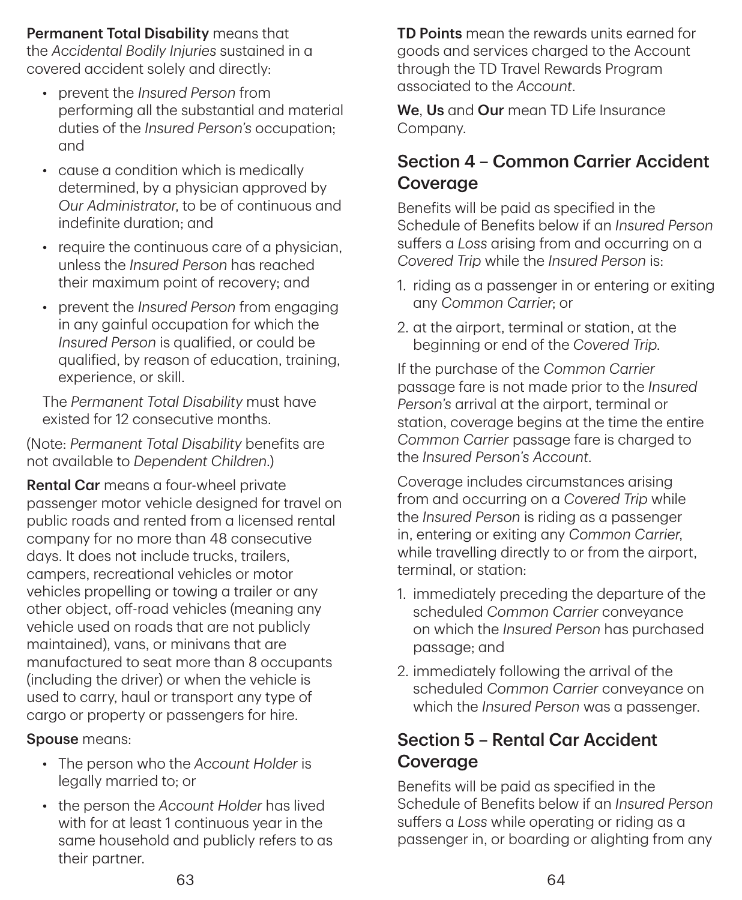**Permanent Total Disability** means that the *Accidental Bodily Injuries* sustained in a covered accident solely and directly:

- prevent the *Insured Person* from performing all the substantial and material duties of the *Insured Person's* occupation; and
- cause a condition which is medically determined, by a physician approved by *Our Administrator*, to be of continuous and indefinite duration; and
- require the continuous care of a physician, unless the *Insured Person* has reached their maximum point of recovery; and
- prevent the *Insured Person* from engaging in any gainful occupation for which the *Insured Person* is qualified, or could be qualified, by reason of education, training, experience, or skill.

The *Permanent Total Disability* must have existed for 12 consecutive months.

(Note: *Permanent Total Disability* benefits are not available to *Dependent Children*.)

**Rental Car** means a four-wheel private passenger motor vehicle designed for travel on public roads and rented from a licensed rental company for no more than 48 consecutive days. It does not include trucks, trailers, campers, recreational vehicles or motor vehicles propelling or towing a trailer or any other object, off-road vehicles (meaning any vehicle used on roads that are not publicly maintained), vans, or minivans that are manufactured to seat more than 8 occupants (including the driver) or when the vehicle is used to carry, haul or transport any type of cargo or property or passengers for hire.

**Spouse** means:

- The person who the *Account Holder* is legally married to; or
- the person the *Account Holder* has lived with for at least 1 continuous year in the same household and publicly refers to as their partner.

**TD Points** mean the rewards units earned for goods and services charged to the Account through the TD Travel Rewards Program associated to the *Account*.

**We**, **Us** and **Our** mean TD Life Insurance Company.

## Section 4 – Common Carrier Accident Coverage

Benefits will be paid as specified in the Schedule of Benefits below if an *Insured Person* suffers a *Loss* arising from and occurring on a *Covered Trip* while the *Insured Person* is:

1. riding as a passenger in or entering or exiting any *Common Carrier*; or
2. at the airport, terminal or station, at the beginning or end of the *Covered Trip*.

If the purchase of the *Common Carrier* passage fare is not made prior to the *Insured Person's* arrival at the airport, terminal or station, coverage begins at the time the entire *Common Carrier* passage fare is charged to the *Insured Person's Account*.

Coverage includes circumstances arising from and occurring on a *Covered Trip* while the *Insured Person* is riding as a passenger in, entering or exiting any *Common Carrier*, while travelling directly to or from the airport, terminal, or station:

1. immediately preceding the departure of the scheduled *Common Carrier* conveyance on which the *Insured Person* has purchased passage; and
2. immediately following the arrival of the scheduled *Common Carrier* conveyance on which the *Insured Person* was a passenger.

## Section 5 – Rental Car Accident Coverage

Benefits will be paid as specified in the Schedule of Benefits below if an *Insured Person* suffers a *Loss* while operating or riding as a passenger in, or boarding or alighting from any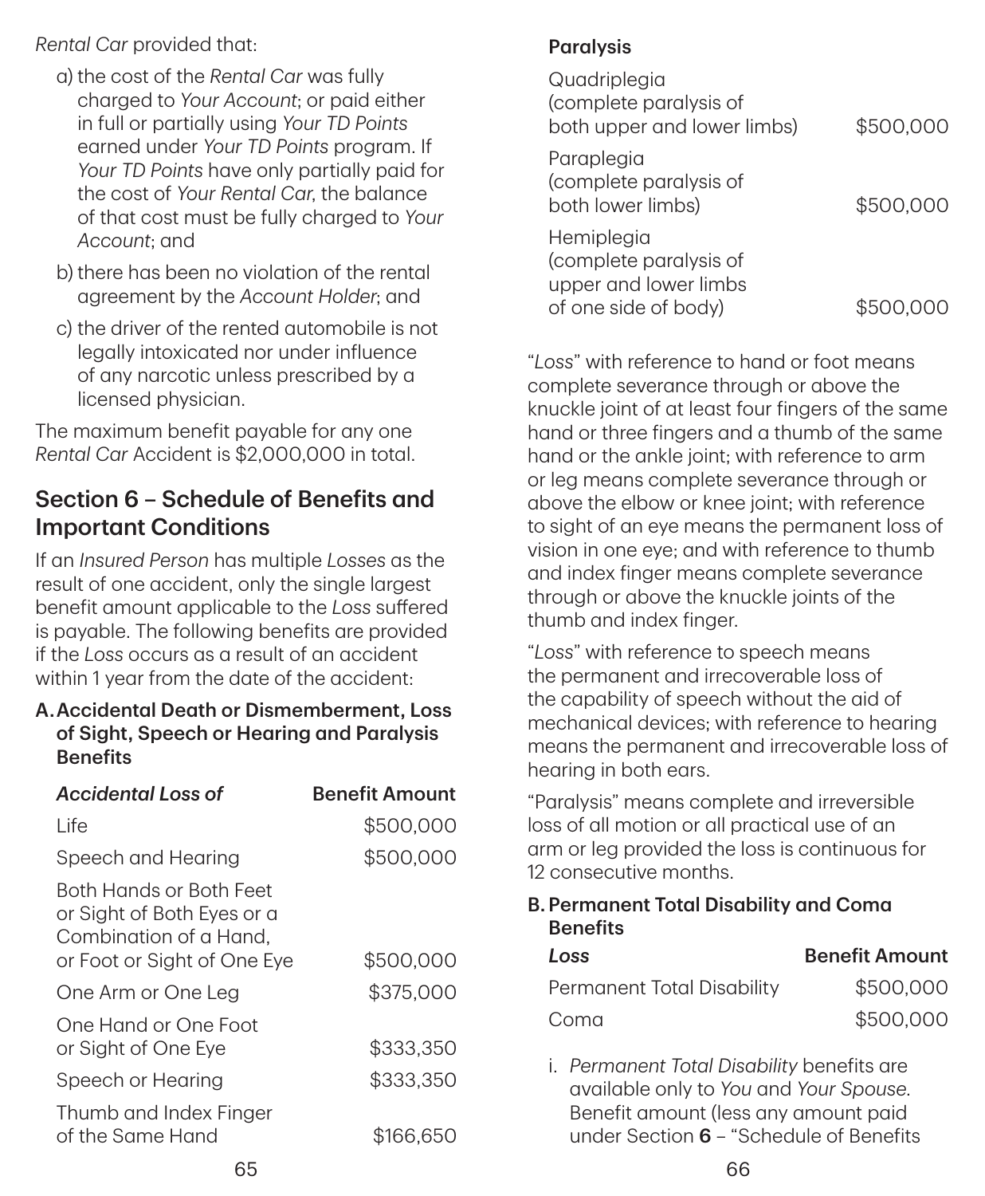*Rental Car* provided that:

a) the cost of the *Rental Car* was fully charged to *Your Account*; or paid either in full or partially using *Your TD Points* earned under *Your TD Points* program. If *Your TD Points* have only partially paid for the cost of *Your Rental Car*, the balance of that cost must be fully charged to *Your Account*; and

b) there has been no violation of the rental agreement by the *Account Holder*; and

c) the driver of the rented automobile is not legally intoxicated nor under influence of any narcotic unless prescribed by a licensed physician.

The maximum benefit payable for any one *Rental Car* Accident is $2,000,000 in total.

## Section 6 – Schedule of Benefits and Important Conditions

If an *Insured Person* has multiple *Losses* as the result of one accident, only the single largest benefit amount applicable to the *Loss* suffered is payable. The following benefits are provided if the *Loss* occurs as a result of an accident within 1 year from the date of the accident:

### A. Accidental Death or Dismemberment, Loss of Sight, Speech or Hearing and Paralysis Benefits

| *Accidental Loss of* | Benefit Amount |
|---|---|
| Life | $500,000 |
| Speech and Hearing | $500,000 |
| Both Hands or Both Feet or Sight of Both Eyes or a Combination of a Hand, or Foot or Sight of One Eye | $500,000 |
| One Arm or One Leg | $375,000 |
| One Hand or One Foot or Sight of One Eye | $333,350 |
| Speech or Hearing | $333,350 |
| Thumb and Index Finger of the Same Hand | $166,650 |
| **Paralysis** | |
| Quadriplegia (complete paralysis of both upper and lower limbs) | $500,000 |
| Paraplegia (complete paralysis of both lower limbs) | $500,000 |
| Hemiplegia (complete paralysis of upper and lower limbs of one side of body) | $500,000 |

"*Loss*" with reference to hand or foot means complete severance through or above the knuckle joint of at least four fingers of the same hand or three fingers and a thumb of the same hand or the ankle joint; with reference to arm or leg means complete severance through or above the elbow or knee joint; with reference to sight of an eye means the permanent loss of vision in one eye; and with reference to thumb and index finger means complete severance through or above the knuckle joints of the thumb and index finger.

"*Loss*" with reference to speech means the permanent and irrecoverable loss of the capability of speech without the aid of mechanical devices; with reference to hearing means the permanent and irrecoverable loss of hearing in both ears.

"Paralysis" means complete and irreversible loss of all motion or all practical use of an arm or leg provided the loss is continuous for 12 consecutive months.

### B. Permanent Total Disability and Coma Benefits

| *Loss* | Benefit Amount |
|---|---|
| Permanent Total Disability | $500,000 |
| Coma | $500,000 |

i. *Permanent Total Disability* benefits are available only to *You* and *Your Spouse*. Benefit amount (less any amount paid under Section **6** – "Schedule of Benefits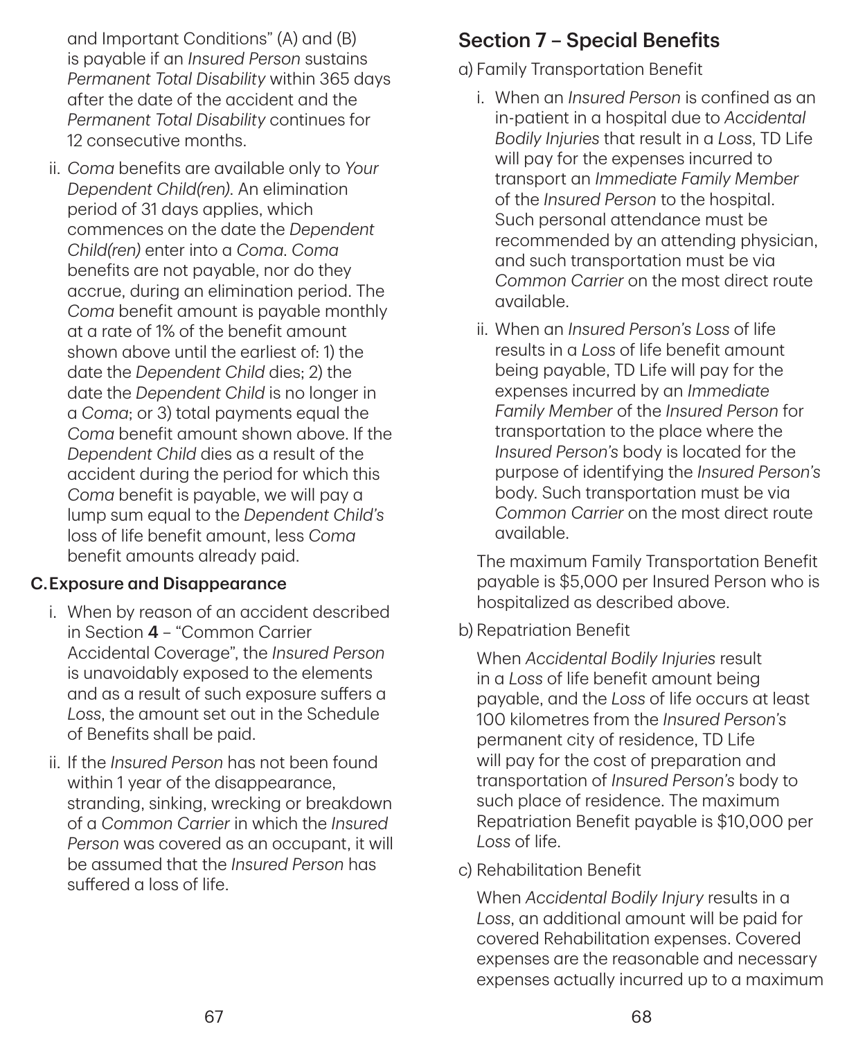and Important Conditions" (A) and (B) is payable if an *Insured Person* sustains *Permanent Total Disability* within 365 days after the date of the accident and the *Permanent Total Disability* continues for 12 consecutive months.

ii. *Coma* benefits are available only to *Your Dependent Child(ren)*. An elimination period of 31 days applies, which commences on the date the *Dependent Child(ren)* enter into a *Coma*. *Coma* benefits are not payable, nor do they accrue, during an elimination period. The *Coma* benefit amount is payable monthly at a rate of 1% of the benefit amount shown above until the earliest of: 1) the date the *Dependent Child* dies; 2) the date the *Dependent Child* is no longer in a *Coma*; or 3) total payments equal the *Coma* benefit amount shown above. If the *Dependent Child* dies as a result of the accident during the period for which this *Coma* benefit is payable, we will pay a lump sum equal to the *Dependent Child's* loss of life benefit amount, less *Coma* benefit amounts already paid.

**C. Exposure and Disappearance**

i. When by reason of an accident described in Section **4** – "Common Carrier Accidental Coverage", the *Insured Person* is unavoidably exposed to the elements and as a result of such exposure suffers a *Loss*, the amount set out in the Schedule of Benefits shall be paid.

ii. If the *Insured Person* has not been found within 1 year of the disappearance, stranding, sinking, wrecking or breakdown of a *Common Carrier* in which the *Insured Person* was covered as an occupant, it will be assumed that the *Insured Person* has suffered a loss of life.

## Section 7 – Special Benefits

a) Family Transportation Benefit

i. When an *Insured Person* is confined as an in-patient in a hospital due to *Accidental Bodily Injuries* that result in a *Loss*, TD Life will pay for the expenses incurred to transport an *Immediate Family Member* of the *Insured Person* to the hospital. Such personal attendance must be recommended by an attending physician, and such transportation must be via *Common Carrier* on the most direct route available.

ii. When an *Insured Person's Loss* of life results in a *Loss* of life benefit amount being payable, TD Life will pay for the expenses incurred by an *Immediate Family Member* of the *Insured Person* for transportation to the place where the *Insured Person's* body is located for the purpose of identifying the *Insured Person's* body. Such transportation must be via *Common Carrier* on the most direct route available.

The maximum Family Transportation Benefit payable is $5,000 per Insured Person who is hospitalized as described above.

b) Repatriation Benefit

When *Accidental Bodily Injuries* result in a *Loss* of life benefit amount being payable, and the *Loss* of life occurs at least 100 kilometres from the *Insured Person's* permanent city of residence, TD Life will pay for the cost of preparation and transportation of *Insured Person's* body to such place of residence. The maximum Repatriation Benefit payable is $10,000 per *Loss* of life.

c) Rehabilitation Benefit

When *Accidental Bodily Injury* results in a *Loss*, an additional amount will be paid for covered Rehabilitation expenses. Covered expenses are the reasonable and necessary expenses actually incurred up to a maximum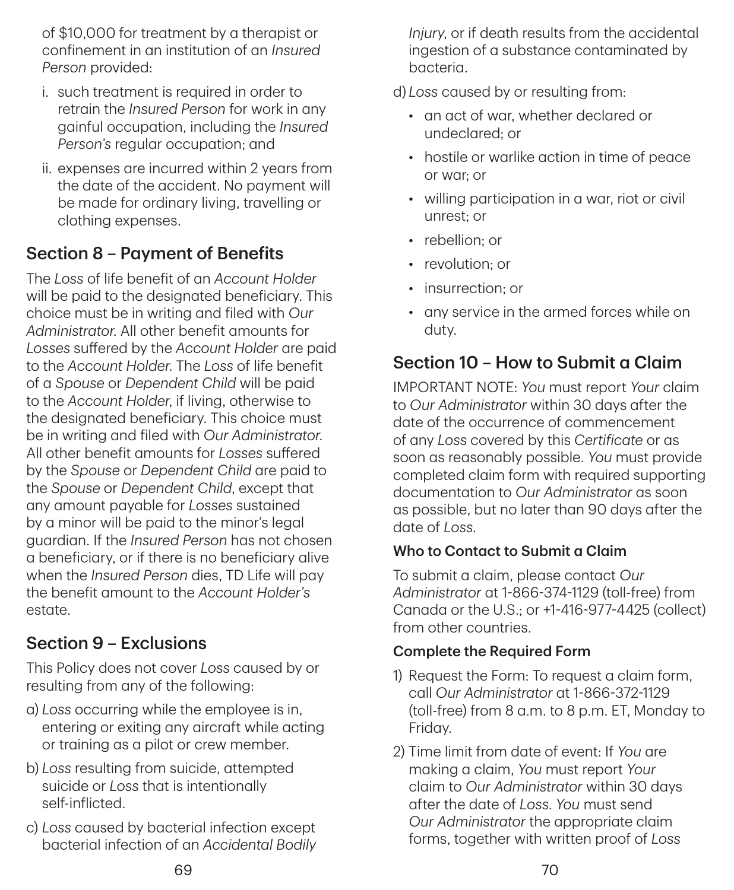of $10,000 for treatment by a therapist or confinement in an institution of an *Insured Person* provided:

i. such treatment is required in order to retrain the *Insured Person* for work in any gainful occupation, including the *Insured Person's* regular occupation; and

ii. expenses are incurred within 2 years from the date of the accident. No payment will be made for ordinary living, travelling or clothing expenses.

## Section 8 – Payment of Benefits

The *Loss* of life benefit of an *Account Holder* will be paid to the designated beneficiary. This choice must be in writing and filed with *Our Administrator*. All other benefit amounts for *Losses* suffered by the *Account Holder* are paid to the *Account Holder*. The *Loss* of life benefit of a *Spouse* or *Dependent Child* will be paid to the *Account Holder*, if living, otherwise to the designated beneficiary. This choice must be in writing and filed with *Our Administrator*. All other benefit amounts for *Losses* suffered by the *Spouse* or *Dependent Child* are paid to the *Spouse* or *Dependent Child*, except that any amount payable for *Losses* sustained by a minor will be paid to the minor's legal guardian. If the *Insured Person* has not chosen a beneficiary, or if there is no beneficiary alive when the *Insured Person* dies, TD Life will pay the benefit amount to the *Account Holder's* estate.

## Section 9 – Exclusions

This Policy does not cover *Loss* caused by or resulting from any of the following:

a) *Loss* occurring while the employee is in, entering or exiting any aircraft while acting or training as a pilot or crew member.

b) *Loss* resulting from suicide, attempted suicide or *Loss* that is intentionally self-inflicted.

c) *Loss* caused by bacterial infection except bacterial infection of an *Accidental Bodily Injury*, or if death results from the accidental ingestion of a substance contaminated by bacteria.

d) *Loss* caused by or resulting from:

- an act of war, whether declared or undeclared; or
- hostile or warlike action in time of peace or war; or
- willing participation in a war, riot or civil unrest; or
- rebellion; or
- revolution; or
- insurrection; or
- any service in the armed forces while on duty.

## Section 10 – How to Submit a Claim

IMPORTANT NOTE: *You* must report *Your* claim to *Our Administrator* within 30 days after the date of the occurrence of commencement of any *Loss* covered by this *Certificate* or as soon as reasonably possible. *You* must provide completed claim form with required supporting documentation to *Our Administrator* as soon as possible, but no later than 90 days after the date of *Loss*.

### Who to Contact to Submit a Claim

To submit a claim, please contact *Our Administrator* at 1-866-374-1129 (toll-free) from Canada or the U.S.; or +1-416-977-4425 (collect) from other countries.

### Complete the Required Form

1) Request the Form: To request a claim form, call *Our Administrator* at 1-866-372-1129 (toll-free) from 8 a.m. to 8 p.m. ET, Monday to Friday.

2) Time limit from date of event: If *You* are making a claim, *You* must report *Your* claim to *Our Administrator* within 30 days after the date of *Loss*. *You* must send *Our Administrator* the appropriate claim forms, together with written proof of *Loss*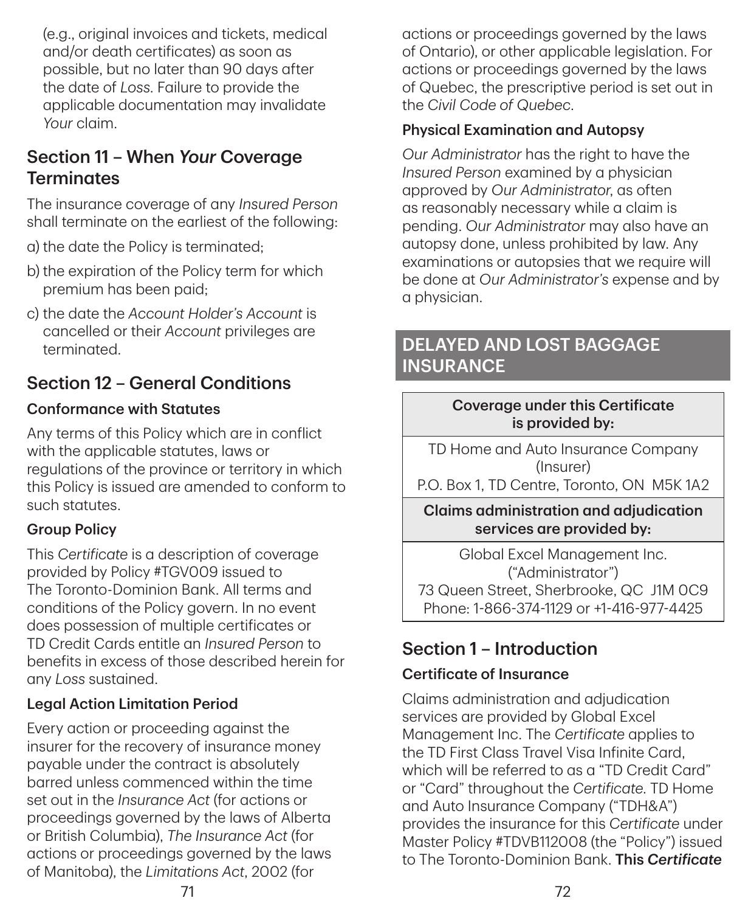(e.g., original invoices and tickets, medical and/or death certificates) as soon as possible, but no later than 90 days after the date of *Loss*. Failure to provide the applicable documentation may invalidate *Your* claim.

## Section 11 – When *Your* Coverage Terminates

The insurance coverage of any *Insured Person* shall terminate on the earliest of the following:

a) the date the Policy is terminated;

b) the expiration of the Policy term for which premium has been paid;

c) the date the *Account Holder's Account* is cancelled or their *Account* privileges are terminated.

## Section 12 – General Conditions

### Conformance with Statutes

Any terms of this Policy which are in conflict with the applicable statutes, laws or regulations of the province or territory in which this Policy is issued are amended to conform to such statutes.

### Group Policy

This *Certificate* is a description of coverage provided by Policy #TGV009 issued to The Toronto-Dominion Bank. All terms and conditions of the Policy govern. In no event does possession of multiple certificates or TD Credit Cards entitle an *Insured Person* to benefits in excess of those described herein for any *Loss* sustained.

### Legal Action Limitation Period

Every action or proceeding against the insurer for the recovery of insurance money payable under the contract is absolutely barred unless commenced within the time set out in the *Insurance Act* (for actions or proceedings governed by the laws of Alberta or British Columbia), *The Insurance Act* (for actions or proceedings governed by the laws of Manitoba), the *Limitations Act*, 2002 (for actions or proceedings governed by the laws of Ontario), or other applicable legislation. For actions or proceedings governed by the laws of Quebec, the prescriptive period is set out in the *Civil Code of Quebec*.

### Physical Examination and Autopsy

*Our Administrator* has the right to have the *Insured Person* examined by a physician approved by *Our Administrator*, as often as reasonably necessary while a claim is pending. *Our Administrator* may also have an autopsy done, unless prohibited by law. Any examinations or autopsies that we require will be done at *Our Administrator's* expense and by a physician.

# DELAYED AND LOST BAGGAGE INSURANCE

| Coverage under this Certificate is provided by: |
|---|
| TD Home and Auto Insurance Company (Insurer) P.O. Box 1, TD Centre, Toronto, ON M5K 1A2 |
| **Claims administration and adjudication services are provided by:** |
| Global Excel Management Inc. ("Administrator") 73 Queen Street, Sherbrooke, QC J1M 0C9 Phone: 1-866-374-1129 or +1-416-977-4425 |

## Section 1 – Introduction

### Certificate of Insurance

Claims administration and adjudication services are provided by Global Excel Management Inc. The *Certificate* applies to the TD First Class Travel Visa Infinite Card, which will be referred to as a "TD Credit Card" or "Card" throughout the *Certificate*. TD Home and Auto Insurance Company ("TDH&A") provides the insurance for this *Certificate* under Master Policy #TDVB112008 (the "Policy") issued to The Toronto-Dominion Bank. **This *Certificate***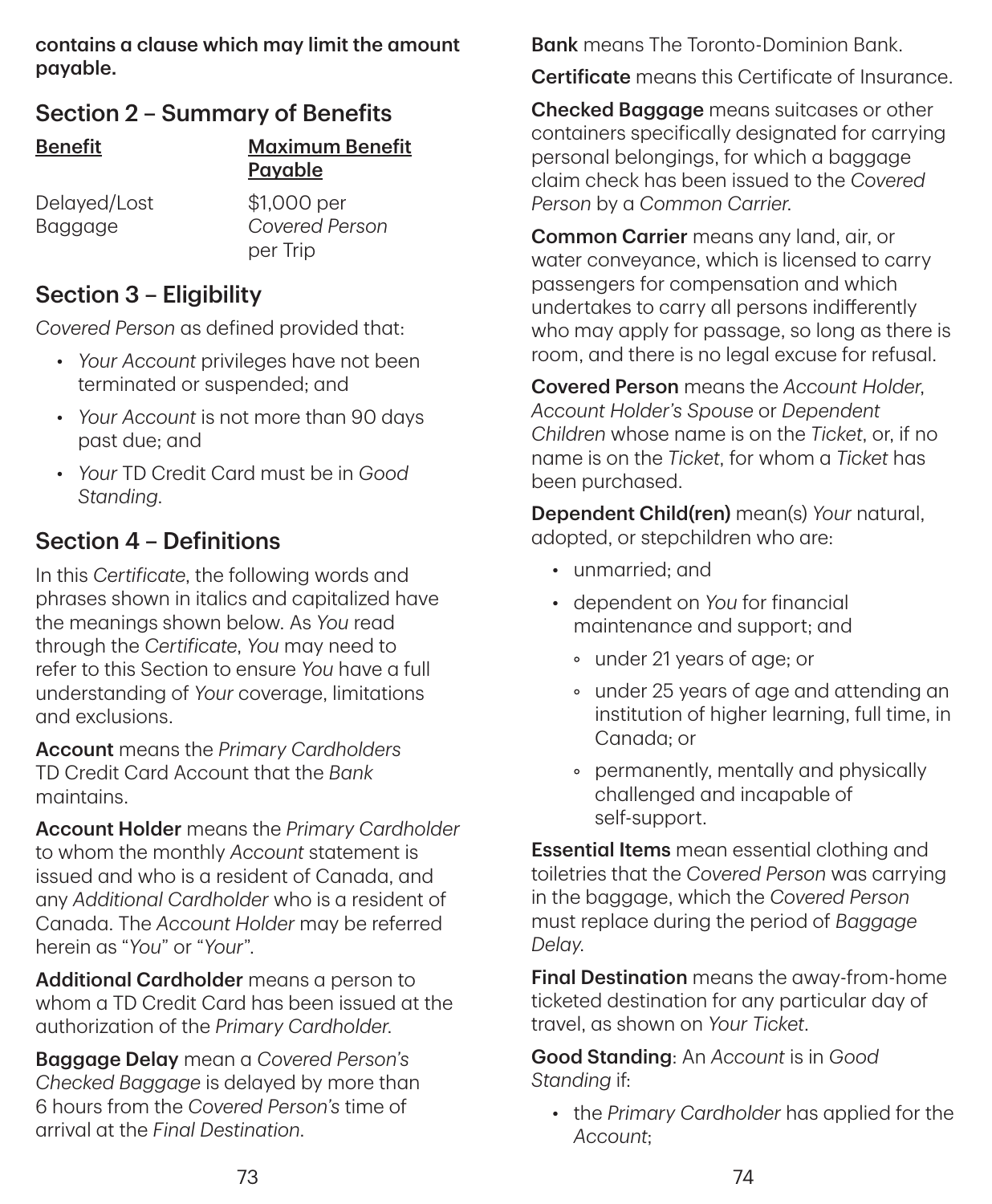**contains a clause which may limit the amount payable.**

## Section 2 – Summary of Benefits

| Benefit | Maximum Benefit Payable |
|---|---|
| Delayed/Lost Baggage | $1,000 per *Covered Person* per Trip |

## Section 3 – Eligibility

*Covered Person* as defined provided that:

- *Your Account* privileges have not been terminated or suspended; and
- *Your Account* is not more than 90 days past due; and
- *Your* TD Credit Card must be in *Good Standing*.

## Section 4 – Definitions

In this *Certificate*, the following words and phrases shown in italics and capitalized have the meanings shown below. As *You* read through the *Certificate*, *You* may need to refer to this Section to ensure *You* have a full understanding of *Your* coverage, limitations and exclusions.

**Account** means the *Primary Cardholders* TD Credit Card Account that the *Bank* maintains.

**Account Holder** means the *Primary Cardholder* to whom the monthly *Account* statement is issued and who is a resident of Canada, and any *Additional Cardholder* who is a resident of Canada. The *Account Holder* may be referred herein as "*You*" or "*Your*".

**Additional Cardholder** means a person to whom a TD Credit Card has been issued at the authorization of the *Primary Cardholder*.

**Baggage Delay** mean a *Covered Person's Checked Baggage* is delayed by more than 6 hours from the *Covered Person's* time of arrival at the *Final Destination*.

**Bank** means The Toronto-Dominion Bank.

**Certificate** means this Certificate of Insurance.

**Checked Baggage** means suitcases or other containers specifically designated for carrying personal belongings, for which a baggage claim check has been issued to the *Covered Person* by a *Common Carrier*.

**Common Carrier** means any land, air, or water conveyance, which is licensed to carry passengers for compensation and which undertakes to carry all persons indifferently who may apply for passage, so long as there is room, and there is no legal excuse for refusal.

**Covered Person** means the *Account Holder*, *Account Holder's Spouse* or *Dependent Children* whose name is on the *Ticket*, or, if no name is on the *Ticket*, for whom a *Ticket* has been purchased.

**Dependent Child(ren)** mean(s) *Your* natural, adopted, or stepchildren who are:

- unmarried; and
- dependent on *You* for financial maintenance and support; and
  - under 21 years of age; or
  - under 25 years of age and attending an institution of higher learning, full time, in Canada; or
  - permanently, mentally and physically challenged and incapable of self-support.

**Essential Items** mean essential clothing and toiletries that the *Covered Person* was carrying in the baggage, which the *Covered Person* must replace during the period of *Baggage Delay*.

**Final Destination** means the away-from-home ticketed destination for any particular day of travel, as shown on *Your Ticket*.

**Good Standing**: An *Account* is in *Good Standing* if:

- the *Primary Cardholder* has applied for the *Account*;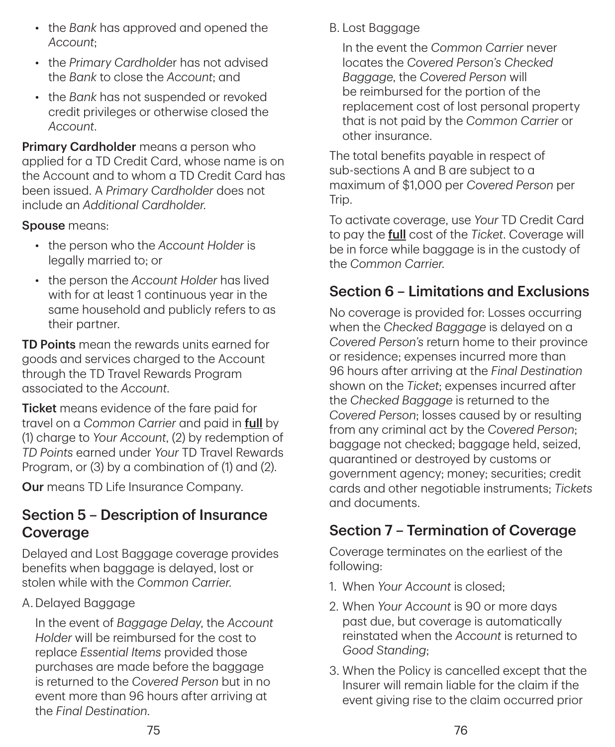- the *Bank* has approved and opened the *Account*;
- the *Primary Cardholder* has not advised the *Bank* to close the *Account*; and
- the *Bank* has not suspended or revoked credit privileges or otherwise closed the *Account*.

**Primary Cardholder** means a person who applied for a TD Credit Card, whose name is on the Account and to whom a TD Credit Card has been issued. A *Primary Cardholder* does not include an *Additional Cardholder*.

**Spouse** means:

- the person who the *Account Holder* is legally married to; or
- the person the *Account Holder* has lived with for at least 1 continuous year in the same household and publicly refers to as their partner.

**TD Points** mean the rewards units earned for goods and services charged to the Account through the TD Travel Rewards Program associated to the *Account*.

**Ticket** means evidence of the fare paid for travel on a *Common Carrier* and paid in **full** by (1) charge to *Your Account*, (2) by redemption of *TD Points* earned under *Your* TD Travel Rewards Program, or (3) by a combination of (1) and (2).

**Our** means TD Life Insurance Company.

## Section 5 – Description of Insurance Coverage

Delayed and Lost Baggage coverage provides benefits when baggage is delayed, lost or stolen while with the *Common Carrier*.

A. Delayed Baggage

In the event of *Baggage Delay*, the *Account Holder* will be reimbursed for the cost to replace *Essential Items* provided those purchases are made before the baggage is returned to the *Covered Person* but in no event more than 96 hours after arriving at the *Final Destination*.

B. Lost Baggage

In the event the *Common Carrier* never locates the *Covered Person's Checked Baggage*, the *Covered Person* will be reimbursed for the portion of the replacement cost of lost personal property that is not paid by the *Common Carrier* or other insurance.

The total benefits payable in respect of sub-sections A and B are subject to a maximum of $1,000 per *Covered Person* per Trip.

To activate coverage, use *Your* TD Credit Card to pay the **full** cost of the *Ticket*. Coverage will be in force while baggage is in the custody of the *Common Carrier*.

## Section 6 – Limitations and Exclusions

No coverage is provided for: Losses occurring when the *Checked Baggage* is delayed on a *Covered Person's* return home to their province or residence; expenses incurred more than 96 hours after arriving at the *Final Destination* shown on the *Ticket*; expenses incurred after the *Checked Baggage* is returned to the *Covered Person*; losses caused by or resulting from any criminal act by the *Covered Person*; baggage not checked; baggage held, seized, quarantined or destroyed by customs or government agency; money; securities; credit cards and other negotiable instruments; *Tickets* and documents.

## Section 7 – Termination of Coverage

Coverage terminates on the earliest of the following:

1. When *Your Account* is closed;
2. When *Your Account* is 90 or more days past due, but coverage is automatically reinstated when the *Account* is returned to *Good Standing*;
3. When the Policy is cancelled except that the Insurer will remain liable for the claim if the event giving rise to the claim occurred prior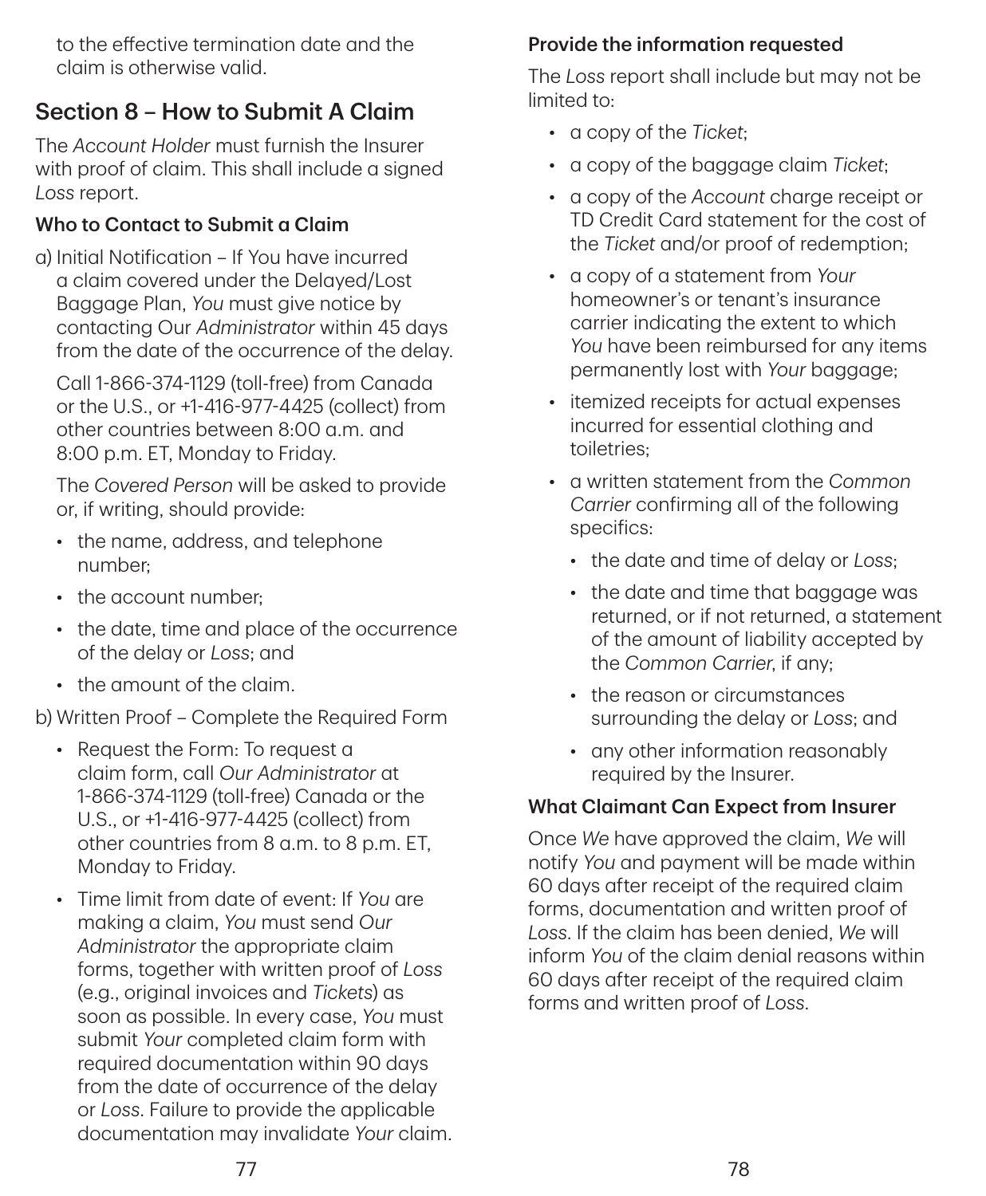to the effective termination date and the claim is otherwise valid.

## Section 8 – How to Submit A Claim

The *Account Holder* must furnish the Insurer with proof of claim. This shall include a signed *Loss* report.

### Who to Contact to Submit a Claim

a) Initial Notification – If You have incurred a claim covered under the Delayed/Lost Baggage Plan, *You* must give notice by contacting Our *Administrator* within 45 days from the date of the occurrence of the delay.

   Call 1-866-374-1129 (toll-free) from Canada or the U.S., or +1-416-977-4425 (collect) from other countries between 8:00 a.m. and 8:00 p.m. ET, Monday to Friday.

   The *Covered Person* will be asked to provide or, if writing, should provide:

   - the name, address, and telephone number;
   - the account number;
   - the date, time and place of the occurrence of the delay or *Loss*; and
   - the amount of the claim.

b) Written Proof – Complete the Required Form

   - Request the Form: To request a claim form, call *Our Administrator* at 1-866-374-1129 (toll-free) Canada or the U.S., or +1-416-977-4425 (collect) from other countries from 8 a.m. to 8 p.m. ET, Monday to Friday.
   - Time limit from date of event: If *You* are making a claim, *You* must send *Our Administrator* the appropriate claim forms, together with written proof of *Loss* (e.g., original invoices and *Tickets*) as soon as possible. In every case, *You* must submit *Your* completed claim form with required documentation within 90 days from the date of occurrence of the delay or *Loss*. Failure to provide the applicable documentation may invalidate *Your* claim.

### Provide the information requested

The *Loss* report shall include but may not be limited to:

- a copy of the *Ticket*;
- a copy of the baggage claim *Ticket*;
- a copy of the *Account* charge receipt or TD Credit Card statement for the cost of the *Ticket* and/or proof of redemption;
- a copy of a statement from *Your* homeowner's or tenant's insurance carrier indicating the extent to which *You* have been reimbursed for any items permanently lost with *Your* baggage;
- itemized receipts for actual expenses incurred for essential clothing and toiletries;
- a written statement from the *Common Carrier* confirming all of the following specifics:
  - the date and time of delay or *Loss*;
  - the date and time that baggage was returned, or if not returned, a statement of the amount of liability accepted by the *Common Carrier*, if any;
  - the reason or circumstances surrounding the delay or *Loss*; and
  - any other information reasonably required by the Insurer.

### What Claimant Can Expect from Insurer

Once *We* have approved the claim, *We* will notify *You* and payment will be made within 60 days after receipt of the required claim forms, documentation and written proof of *Loss*. If the claim has been denied, *We* will inform *You* of the claim denial reasons within 60 days after receipt of the required claim forms and written proof of *Loss*.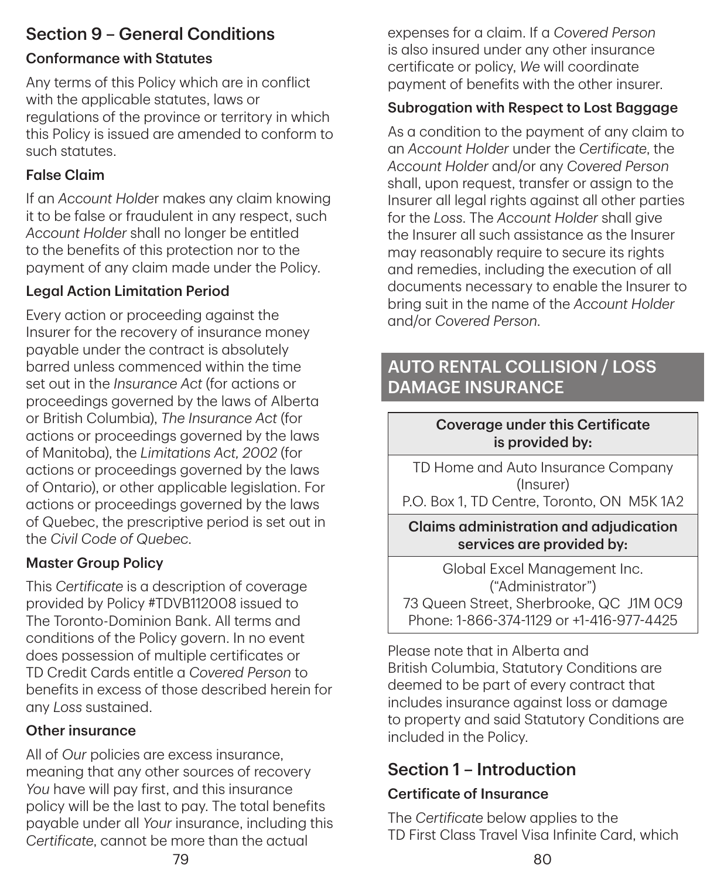## Section 9 – General Conditions

### Conformance with Statutes

Any terms of this Policy which are in conflict with the applicable statutes, laws or regulations of the province or territory in which this Policy is issued are amended to conform to such statutes.

### False Claim

If an *Account Holder* makes any claim knowing it to be false or fraudulent in any respect, such *Account Holder* shall no longer be entitled to the benefits of this protection nor to the payment of any claim made under the Policy.

### Legal Action Limitation Period

Every action or proceeding against the Insurer for the recovery of insurance money payable under the contract is absolutely barred unless commenced within the time set out in the *Insurance Act* (for actions or proceedings governed by the laws of Alberta or British Columbia), *The Insurance Act* (for actions or proceedings governed by the laws of Manitoba), the *Limitations Act, 2002* (for actions or proceedings governed by the laws of Ontario), or other applicable legislation. For actions or proceedings governed by the laws of Quebec, the prescriptive period is set out in the *Civil Code of Quebec*.

### Master Group Policy

This *Certificate* is a description of coverage provided by Policy #TDVB112008 issued to The Toronto-Dominion Bank. All terms and conditions of the Policy govern. In no event does possession of multiple certificates or TD Credit Cards entitle a *Covered Person* to benefits in excess of those described herein for any *Loss* sustained.

### Other insurance

All of *Our* policies are excess insurance, meaning that any other sources of recovery *You* have will pay first, and this insurance policy will be the last to pay. The total benefits payable under all *Your* insurance, including this *Certificate*, cannot be more than the actual expenses for a claim. If a *Covered Person* is also insured under any other insurance certificate or policy, *We* will coordinate payment of benefits with the other insurer.

### Subrogation with Respect to Lost Baggage

As a condition to the payment of any claim to an *Account Holder* under the *Certificate*, the *Account Holder* and/or any *Covered Person* shall, upon request, transfer or assign to the Insurer all legal rights against all other parties for the *Loss*. The *Account Holder* shall give the Insurer all such assistance as the Insurer may reasonably require to secure its rights and remedies, including the execution of all documents necessary to enable the Insurer to bring suit in the name of the *Account Holder* and/or *Covered Person*.

# AUTO RENTAL COLLISION / LOSS DAMAGE INSURANCE

| Coverage under this Certificate is provided by: |
|---|
| TD Home and Auto Insurance Company (Insurer) P.O. Box 1, TD Centre, Toronto, ON M5K 1A2 |
| **Claims administration and adjudication services are provided by:** |
| Global Excel Management Inc. ("Administrator") 73 Queen Street, Sherbrooke, QC J1M 0C9 Phone: 1-866-374-1129 or +1-416-977-4425 |

Please note that in Alberta and British Columbia, Statutory Conditions are deemed to be part of every contract that includes insurance against loss or damage to property and said Statutory Conditions are included in the Policy.

## Section 1 – Introduction

### Certificate of Insurance

The *Certificate* below applies to the TD First Class Travel Visa Infinite Card, which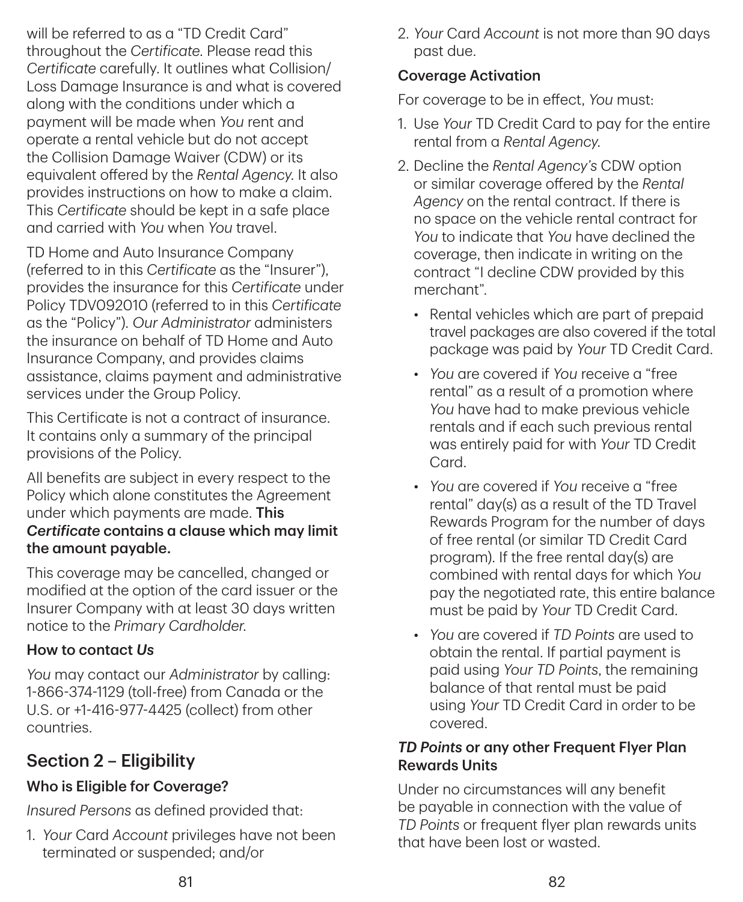will be referred to as a "TD Credit Card" throughout the *Certificate*. Please read this *Certificate* carefully. It outlines what Collision/Loss Damage Insurance is and what is covered along with the conditions under which a payment will be made when *You* rent and operate a rental vehicle but do not accept the Collision Damage Waiver (CDW) or its equivalent offered by the *Rental Agency*. It also provides instructions on how to make a claim. This *Certificate* should be kept in a safe place and carried with *You* when *You* travel.

TD Home and Auto Insurance Company (referred to in this *Certificate* as the "Insurer"), provides the insurance for this *Certificate* under Policy TDV092010 (referred to in this *Certificate* as the "Policy"). *Our Administrator* administers the insurance on behalf of TD Home and Auto Insurance Company, and provides claims assistance, claims payment and administrative services under the Group Policy.

This Certificate is not a contract of insurance. It contains only a summary of the principal provisions of the Policy.

All benefits are subject in every respect to the Policy which alone constitutes the Agreement under which payments are made. **This *Certificate* contains a clause which may limit the amount payable.**

This coverage may be cancelled, changed or modified at the option of the card issuer or the Insurer Company with at least 30 days written notice to the *Primary Cardholder*.

### How to contact *Us*

*You* may contact our *Administrator* by calling: 1-866-374-1129 (toll-free) from Canada or the U.S. or +1-416-977-4425 (collect) from other countries.

## Section 2 – Eligibility

### Who is Eligible for Coverage?

*Insured Persons* as defined provided that:

1. *Your* Card *Account* privileges have not been terminated or suspended; and/or
2. *Your* Card *Account* is not more than 90 days past due.

### Coverage Activation

For coverage to be in effect, *You* must:

1. Use *Your* TD Credit Card to pay for the entire rental from a *Rental Agency*.
2. Decline the *Rental Agency's* CDW option or similar coverage offered by the *Rental Agency* on the rental contract. If there is no space on the vehicle rental contract for *You* to indicate that *You* have declined the coverage, then indicate in writing on the contract "I decline CDW provided by this merchant".
   - Rental vehicles which are part of prepaid travel packages are also covered if the total package was paid by *Your* TD Credit Card.
   - *You* are covered if *You* receive a "free rental" as a result of a promotion where *You* have had to make previous vehicle rentals and if each such previous rental was entirely paid for with *Your* TD Credit Card.
   - *You* are covered if *You* receive a "free rental" day(s) as a result of the TD Travel Rewards Program for the number of days of free rental (or similar TD Credit Card program). If the free rental day(s) are combined with rental days for which *You* pay the negotiated rate, this entire balance must be paid by *Your* TD Credit Card.
   - *You* are covered if *TD Points* are used to obtain the rental. If partial payment is paid using *Your TD Points*, the remaining balance of that rental must be paid using *Your* TD Credit Card in order to be covered.

### *TD Points* or any other Frequent Flyer Plan Rewards Units

Under no circumstances will any benefit be payable in connection with the value of *TD Points* or frequent flyer plan rewards units that have been lost or wasted.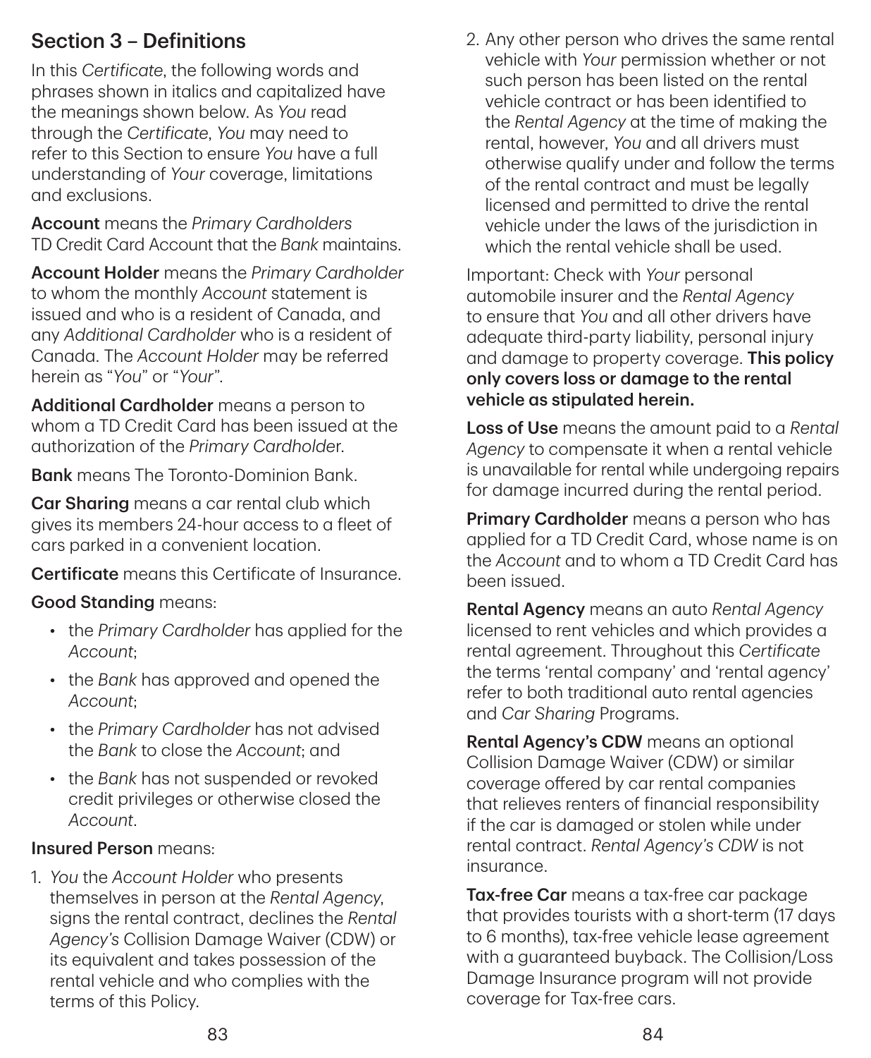## Section 3 – Definitions

In this *Certificate*, the following words and phrases shown in italics and capitalized have the meanings shown below. As *You* read through the *Certificate*, *You* may need to refer to this Section to ensure *You* have a full understanding of *Your* coverage, limitations and exclusions.

**Account** means the *Primary Cardholders* TD Credit Card Account that the *Bank* maintains.

**Account Holder** means the *Primary Cardholder* to whom the monthly *Account* statement is issued and who is a resident of Canada, and any *Additional Cardholder* who is a resident of Canada. The *Account Holder* may be referred herein as "*You*" or "*Your*".

**Additional Cardholder** means a person to whom a TD Credit Card has been issued at the authorization of the *Primary Cardholder*.

**Bank** means The Toronto-Dominion Bank.

**Car Sharing** means a car rental club which gives its members 24-hour access to a fleet of cars parked in a convenient location.

**Certificate** means this Certificate of Insurance.

**Good Standing** means:

- the *Primary Cardholder* has applied for the *Account*;
- the *Bank* has approved and opened the *Account*;
- the *Primary Cardholder* has not advised the *Bank* to close the *Account*; and
- the *Bank* has not suspended or revoked credit privileges or otherwise closed the *Account*.

**Insured Person** means:

1. *You* the *Account Holder* who presents themselves in person at the *Rental Agency*, signs the rental contract, declines the *Rental Agency's* Collision Damage Waiver (CDW) or its equivalent and takes possession of the rental vehicle and who complies with the terms of this Policy.
2. Any other person who drives the same rental vehicle with *Your* permission whether or not such person has been listed on the rental vehicle contract or has been identified to the *Rental Agency* at the time of making the rental, however, *You* and all drivers must otherwise qualify under and follow the terms of the rental contract and must be legally licensed and permitted to drive the rental vehicle under the laws of the jurisdiction in which the rental vehicle shall be used.

Important: Check with *Your* personal automobile insurer and the *Rental Agency* to ensure that *You* and all other drivers have adequate third-party liability, personal injury and damage to property coverage. **This policy only covers loss or damage to the rental vehicle as stipulated herein.**

**Loss of Use** means the amount paid to a *Rental Agency* to compensate it when a rental vehicle is unavailable for rental while undergoing repairs for damage incurred during the rental period.

**Primary Cardholder** means a person who has applied for a TD Credit Card, whose name is on the *Account* and to whom a TD Credit Card has been issued.

**Rental Agency** means an auto *Rental Agency* licensed to rent vehicles and which provides a rental agreement. Throughout this *Certificate* the terms 'rental company' and 'rental agency' refer to both traditional auto rental agencies and *Car Sharing* Programs.

**Rental Agency's CDW** means an optional Collision Damage Waiver (CDW) or similar coverage offered by car rental companies that relieves renters of financial responsibility if the car is damaged or stolen while under rental contract. *Rental Agency's CDW* is not insurance.

**Tax-free Car** means a tax-free car package that provides tourists with a short-term (17 days to 6 months), tax-free vehicle lease agreement with a guaranteed buyback. The Collision/Loss Damage Insurance program will not provide coverage for Tax-free cars.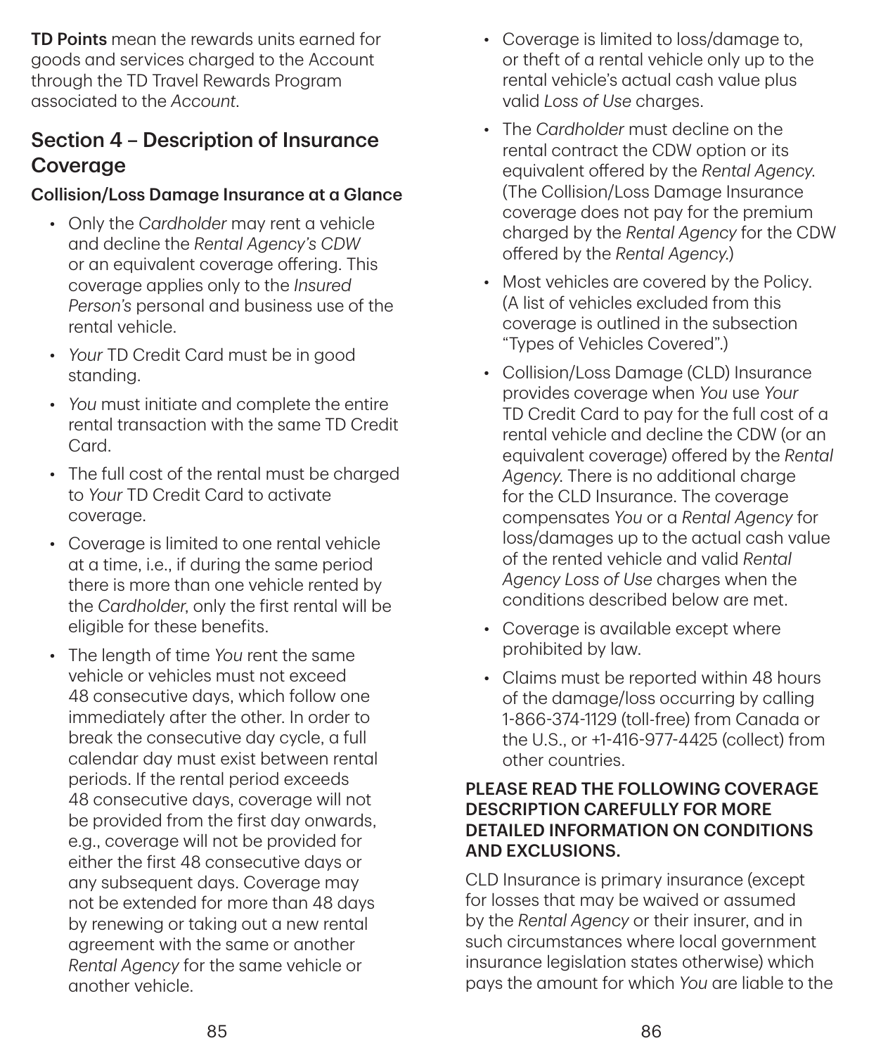**TD Points** mean the rewards units earned for goods and services charged to the Account through the TD Travel Rewards Program associated to the *Account*.

## Section 4 – Description of Insurance Coverage

### Collision/Loss Damage Insurance at a Glance

- Only the *Cardholder* may rent a vehicle and decline the *Rental Agency's CDW* or an equivalent coverage offering. This coverage applies only to the *Insured Person's* personal and business use of the rental vehicle.
- *Your* TD Credit Card must be in good standing.
- *You* must initiate and complete the entire rental transaction with the same TD Credit Card.
- The full cost of the rental must be charged to *Your* TD Credit Card to activate coverage.
- Coverage is limited to one rental vehicle at a time, i.e., if during the same period there is more than one vehicle rented by the *Cardholder*, only the first rental will be eligible for these benefits.
- The length of time *You* rent the same vehicle or vehicles must not exceed 48 consecutive days, which follow one immediately after the other. In order to break the consecutive day cycle, a full calendar day must exist between rental periods. If the rental period exceeds 48 consecutive days, coverage will not be provided from the first day onwards, e.g., coverage will not be provided for either the first 48 consecutive days or any subsequent days. Coverage may not be extended for more than 48 days by renewing or taking out a new rental agreement with the same or another *Rental Agency* for the same vehicle or another vehicle.
- Coverage is limited to loss/damage to, or theft of a rental vehicle only up to the rental vehicle's actual cash value plus valid *Loss of Use* charges.
- The *Cardholder* must decline on the rental contract the CDW option or its equivalent offered by the *Rental Agency*. (The Collision/Loss Damage Insurance coverage does not pay for the premium charged by the *Rental Agency* for the CDW offered by the *Rental Agency*.)
- Most vehicles are covered by the Policy. (A list of vehicles excluded from this coverage is outlined in the subsection "Types of Vehicles Covered".)
- Collision/Loss Damage (CLD) Insurance provides coverage when *You* use *Your* TD Credit Card to pay for the full cost of a rental vehicle and decline the CDW (or an equivalent coverage) offered by the *Rental Agency*. There is no additional charge for the CLD Insurance. The coverage compensates *You* or a *Rental Agency* for loss/damages up to the actual cash value of the rented vehicle and valid *Rental Agency Loss of Use* charges when the conditions described below are met.
- Coverage is available except where prohibited by law.
- Claims must be reported within 48 hours of the damage/loss occurring by calling 1-866-374-1129 (toll-free) from Canada or the U.S., or +1-416-977-4425 (collect) from other countries.

**PLEASE READ THE FOLLOWING COVERAGE DESCRIPTION CAREFULLY FOR MORE DETAILED INFORMATION ON CONDITIONS AND EXCLUSIONS.**

CLD Insurance is primary insurance (except for losses that may be waived or assumed by the *Rental Agency* or their insurer, and in such circumstances where local government insurance legislation states otherwise) which pays the amount for which *You* are liable to the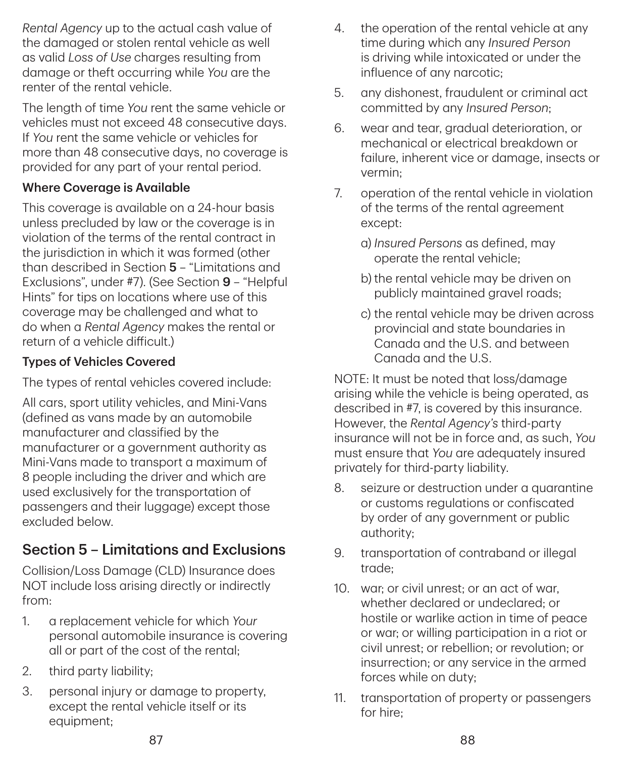*Rental Agency* up to the actual cash value of the damaged or stolen rental vehicle as well as valid *Loss of Use* charges resulting from damage or theft occurring while *You* are the renter of the rental vehicle.

The length of time *You* rent the same vehicle or vehicles must not exceed 48 consecutive days. If *You* rent the same vehicle or vehicles for more than 48 consecutive days, no coverage is provided for any part of your rental period.

### Where Coverage is Available

This coverage is available on a 24-hour basis unless precluded by law or the coverage is in violation of the terms of the rental contract in the jurisdiction in which it was formed (other than described in Section **5** – "Limitations and Exclusions", under #7). (See Section **9** – "Helpful Hints" for tips on locations where use of this coverage may be challenged and what to do when a *Rental Agency* makes the rental or return of a vehicle difficult.)

### Types of Vehicles Covered

The types of rental vehicles covered include:

All cars, sport utility vehicles, and Mini-Vans (defined as vans made by an automobile manufacturer and classified by the manufacturer or a government authority as Mini-Vans made to transport a maximum of 8 people including the driver and which are used exclusively for the transportation of passengers and their luggage) except those excluded below.

## Section 5 – Limitations and Exclusions

Collision/Loss Damage (CLD) Insurance does NOT include loss arising directly or indirectly from:

1. a replacement vehicle for which *Your* personal automobile insurance is covering all or part of the cost of the rental;
2. third party liability;
3. personal injury or damage to property, except the rental vehicle itself or its equipment;
4. the operation of the rental vehicle at any time during which any *Insured Person* is driving while intoxicated or under the influence of any narcotic;
5. any dishonest, fraudulent or criminal act committed by any *Insured Person*;
6. wear and tear, gradual deterioration, or mechanical or electrical breakdown or failure, inherent vice or damage, insects or vermin;
7. operation of the rental vehicle in violation of the terms of the rental agreement except:
   a) *Insured Persons* as defined, may operate the rental vehicle;
   b) the rental vehicle may be driven on publicly maintained gravel roads;
   c) the rental vehicle may be driven across provincial and state boundaries in Canada and the U.S. and between Canada and the U.S.

   NOTE: It must be noted that loss/damage arising while the vehicle is being operated, as described in #7, is covered by this insurance. However, the *Rental Agency's* third-party insurance will not be in force and, as such, *You* must ensure that *You* are adequately insured privately for third-party liability.
8. seizure or destruction under a quarantine or customs regulations or confiscated by order of any government or public authority;
9. transportation of contraband or illegal trade;
10. war; or civil unrest; or an act of war, whether declared or undeclared; or hostile or warlike action in time of peace or war; or willing participation in a riot or civil unrest; or rebellion; or revolution; or insurrection; or any service in the armed forces while on duty;
11. transportation of property or passengers for hire;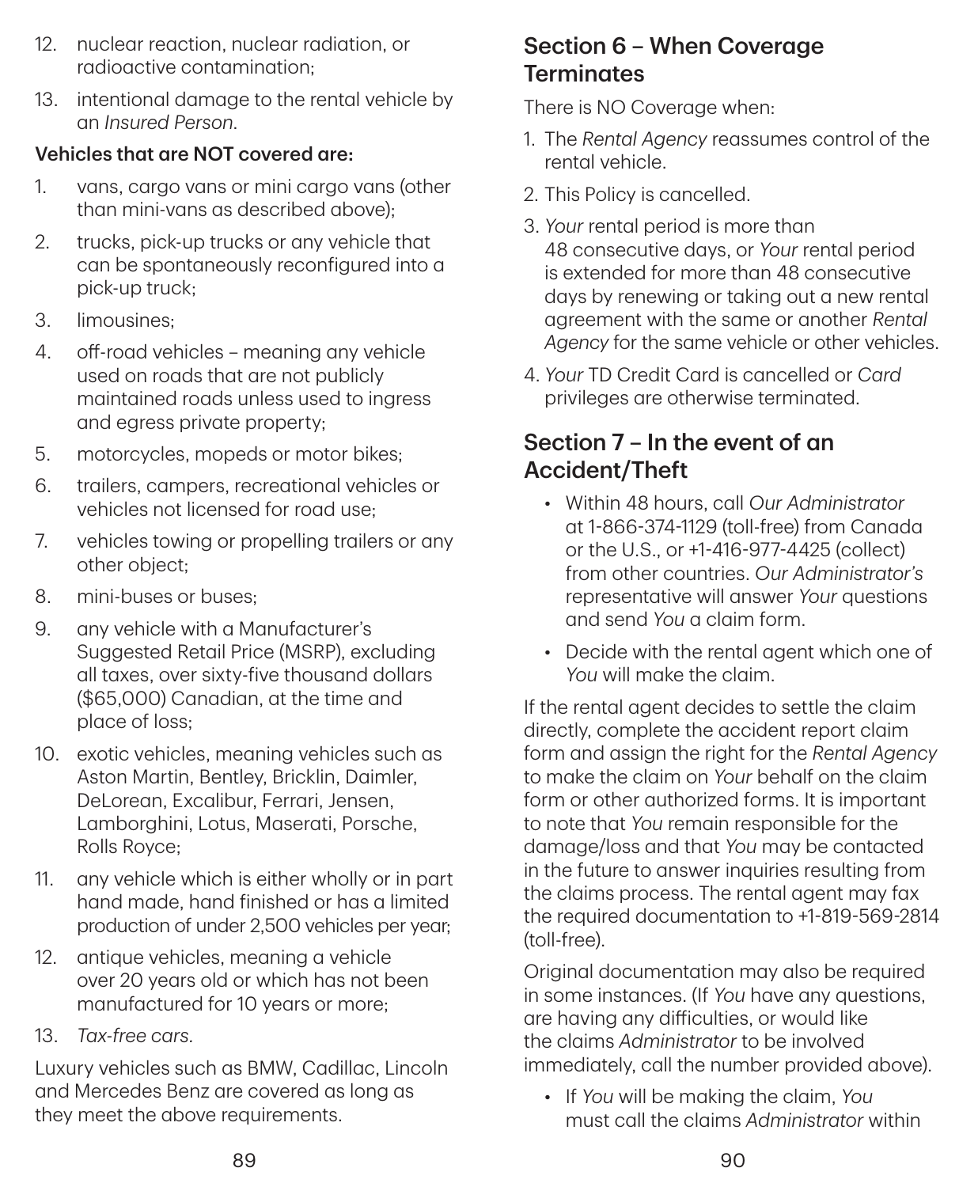12. nuclear reaction, nuclear radiation, or radioactive contamination;
13. intentional damage to the rental vehicle by an *Insured Person*.

**Vehicles that are NOT covered are:**

1. vans, cargo vans or mini cargo vans (other than mini-vans as described above);
2. trucks, pick-up trucks or any vehicle that can be spontaneously reconfigured into a pick-up truck;
3. limousines;
4. off-road vehicles – meaning any vehicle used on roads that are not publicly maintained roads unless used to ingress and egress private property;
5. motorcycles, mopeds or motor bikes;
6. trailers, campers, recreational vehicles or vehicles not licensed for road use;
7. vehicles towing or propelling trailers or any other object;
8. mini-buses or buses;
9. any vehicle with a Manufacturer's Suggested Retail Price (MSRP), excluding all taxes, over sixty-five thousand dollars ($65,000) Canadian, at the time and place of loss;
10. exotic vehicles, meaning vehicles such as Aston Martin, Bentley, Bricklin, Daimler, DeLorean, Excalibur, Ferrari, Jensen, Lamborghini, Lotus, Maserati, Porsche, Rolls Royce;
11. any vehicle which is either wholly or in part hand made, hand finished or has a limited production of under 2,500 vehicles per year;
12. antique vehicles, meaning a vehicle over 20 years old or which has not been manufactured for 10 years or more;
13. *Tax-free cars.*

Luxury vehicles such as BMW, Cadillac, Lincoln and Mercedes Benz are covered as long as they meet the above requirements.

## Section 6 – When Coverage Terminates

There is NO Coverage when:

1. The *Rental Agency* reassumes control of the rental vehicle.
2. This Policy is cancelled.
3. *Your* rental period is more than 48 consecutive days, or *Your* rental period is extended for more than 48 consecutive days by renewing or taking out a new rental agreement with the same or another *Rental Agency* for the same vehicle or other vehicles.
4. *Your* TD Credit Card is cancelled or *Card* privileges are otherwise terminated.

## Section 7 – In the event of an Accident/Theft

- Within 48 hours, call *Our Administrator* at 1-866-374-1129 (toll-free) from Canada or the U.S., or +1-416-977-4425 (collect) from other countries. *Our Administrator's* representative will answer *Your* questions and send *You* a claim form.
- Decide with the rental agent which one of *You* will make the claim.

If the rental agent decides to settle the claim directly, complete the accident report claim form and assign the right for the *Rental Agency* to make the claim on *Your* behalf on the claim form or other authorized forms. It is important to note that *You* remain responsible for the damage/loss and that *You* may be contacted in the future to answer inquiries resulting from the claims process. The rental agent may fax the required documentation to +1-819-569-2814 (toll-free).

Original documentation may also be required in some instances. (If *You* have any questions, are having any difficulties, or would like the claims *Administrator* to be involved immediately, call the number provided above).

- If *You* will be making the claim, *You* must call the claims *Administrator* within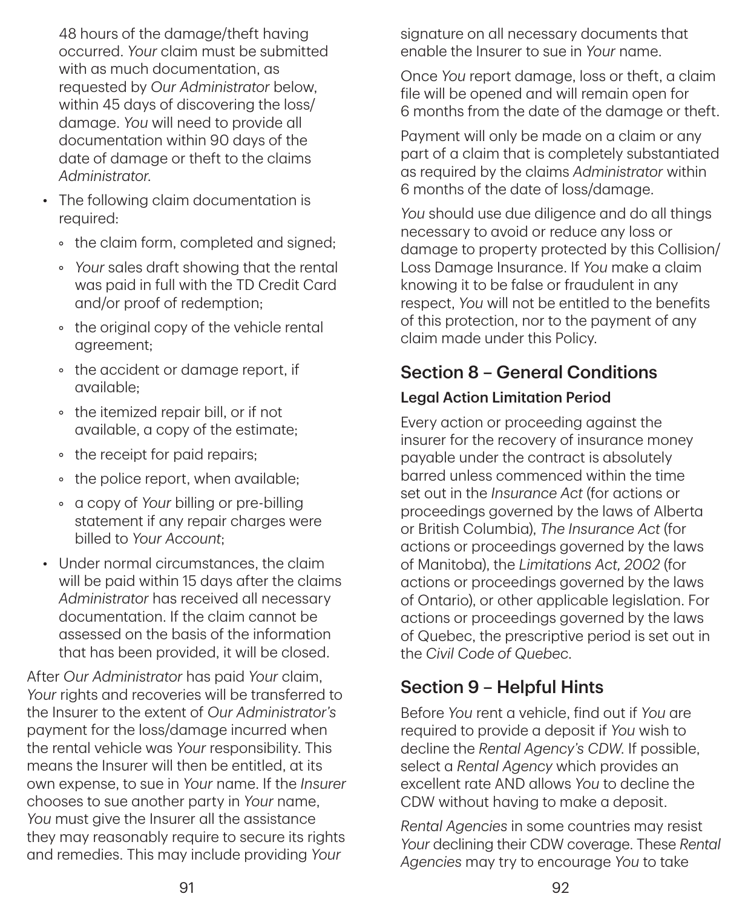48 hours of the damage/theft having occurred. *Your* claim must be submitted with as much documentation, as requested by *Our Administrator* below, within 45 days of discovering the loss/damage. *You* will need to provide all documentation within 90 days of the date of damage or theft to the claims *Administrator*.

- The following claim documentation is required:
  - the claim form, completed and signed;
  - *Your* sales draft showing that the rental was paid in full with the TD Credit Card and/or proof of redemption;
  - the original copy of the vehicle rental agreement;
  - the accident or damage report, if available;
  - the itemized repair bill, or if not available, a copy of the estimate;
  - the receipt for paid repairs;
  - the police report, when available;
  - a copy of *Your* billing or pre-billing statement if any repair charges were billed to *Your Account*;
- Under normal circumstances, the claim will be paid within 15 days after the claims *Administrator* has received all necessary documentation. If the claim cannot be assessed on the basis of the information that has been provided, it will be closed.

After *Our Administrator* has paid *Your* claim, *Your* rights and recoveries will be transferred to the Insurer to the extent of *Our Administrator's* payment for the loss/damage incurred when the rental vehicle was *Your* responsibility. This means the Insurer will then be entitled, at its own expense, to sue in *Your* name. If the *Insurer* chooses to sue another party in *Your* name, *You* must give the Insurer all the assistance they may reasonably require to secure its rights and remedies. This may include providing *Your* signature on all necessary documents that enable the Insurer to sue in *Your* name.

Once *You* report damage, loss or theft, a claim file will be opened and will remain open for 6 months from the date of the damage or theft.

Payment will only be made on a claim or any part of a claim that is completely substantiated as required by the claims *Administrator* within 6 months of the date of loss/damage.

*You* should use due diligence and do all things necessary to avoid or reduce any loss or damage to property protected by this Collision/Loss Damage Insurance. If *You* make a claim knowing it to be false or fraudulent in any respect, *You* will not be entitled to the benefits of this protection, nor to the payment of any claim made under this Policy.

## Section 8 – General Conditions

### Legal Action Limitation Period

Every action or proceeding against the insurer for the recovery of insurance money payable under the contract is absolutely barred unless commenced within the time set out in the *Insurance Act* (for actions or proceedings governed by the laws of Alberta or British Columbia), *The Insurance Act* (for actions or proceedings governed by the laws of Manitoba), the *Limitations Act, 2002* (for actions or proceedings governed by the laws of Ontario), or other applicable legislation. For actions or proceedings governed by the laws of Quebec, the prescriptive period is set out in the *Civil Code of Quebec*.

## Section 9 – Helpful Hints

Before *You* rent a vehicle, find out if *You* are required to provide a deposit if *You* wish to decline the *Rental Agency's CDW*. If possible, select a *Rental Agency* which provides an excellent rate AND allows *You* to decline the CDW without having to make a deposit.

*Rental Agencies* in some countries may resist *Your* declining their CDW coverage. These *Rental Agencies* may try to encourage *You* to take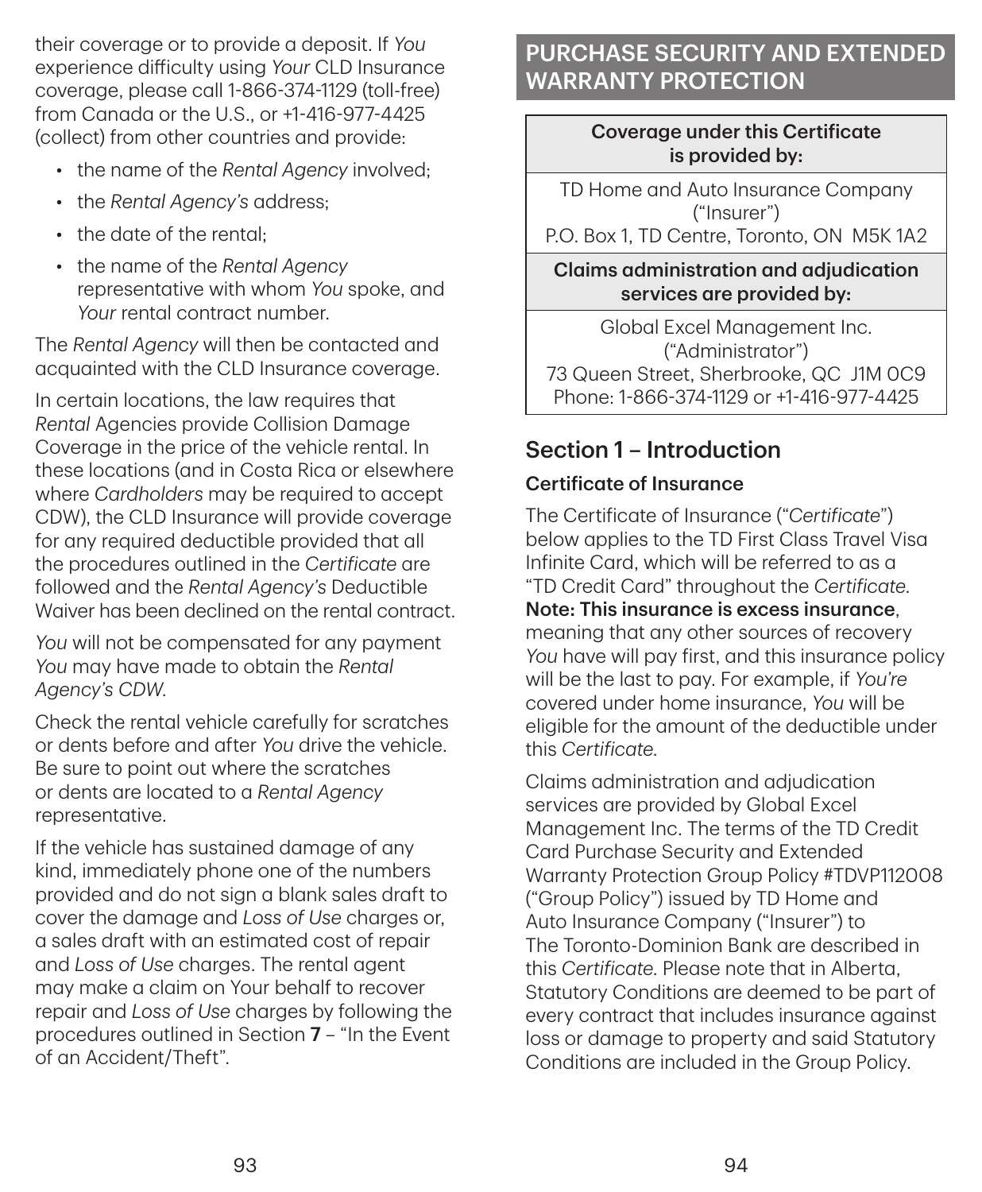their coverage or to provide a deposit. If *You* experience difficulty using *Your* CLD Insurance coverage, please call 1-866-374-1129 (toll-free) from Canada or the U.S., or +1-416-977-4425 (collect) from other countries and provide:

- the name of the *Rental Agency* involved;
- the *Rental Agency's* address;
- the date of the rental;
- the name of the *Rental Agency* representative with whom *You* spoke, and *Your* rental contract number.

The *Rental Agency* will then be contacted and acquainted with the CLD Insurance coverage.

In certain locations, the law requires that *Rental* Agencies provide Collision Damage Coverage in the price of the vehicle rental. In these locations (and in Costa Rica or elsewhere where *Cardholders* may be required to accept CDW), the CLD Insurance will provide coverage for any required deductible provided that all the procedures outlined in the *Certificate* are followed and the *Rental Agency's* Deductible Waiver has been declined on the rental contract.

*You* will not be compensated for any payment *You* may have made to obtain the *Rental Agency's CDW*.

Check the rental vehicle carefully for scratches or dents before and after *You* drive the vehicle. Be sure to point out where the scratches or dents are located to a *Rental Agency* representative.

If the vehicle has sustained damage of any kind, immediately phone one of the numbers provided and do not sign a blank sales draft to cover the damage and *Loss of Use* charges or, a sales draft with an estimated cost of repair and *Loss of Use* charges. The rental agent may make a claim on Your behalf to recover repair and *Loss of Use* charges by following the procedures outlined in Section **7** – "In the Event of an Accident/Theft".

# PURCHASE SECURITY AND EXTENDED WARRANTY PROTECTION

| Coverage under this Certificate is provided by: |
|---|
| TD Home and Auto Insurance Company ("Insurer") P.O. Box 1, TD Centre, Toronto, ON M5K 1A2 |
| **Claims administration and adjudication services are provided by:** |
| Global Excel Management Inc. ("Administrator") 73 Queen Street, Sherbrooke, QC J1M 0C9 Phone: 1-866-374-1129 or +1-416-977-4425 |

## Section 1 – Introduction

### Certificate of Insurance

The Certificate of Insurance ("*Certificate*") below applies to the TD First Class Travel Visa Infinite Card, which will be referred to as a "TD Credit Card" throughout the *Certificate*. **Note: This insurance is excess insurance**, meaning that any other sources of recovery *You* have will pay first, and this insurance policy will be the last to pay. For example, if *You're* covered under home insurance, *You* will be eligible for the amount of the deductible under this *Certificate*.

Claims administration and adjudication services are provided by Global Excel Management Inc. The terms of the TD Credit Card Purchase Security and Extended Warranty Protection Group Policy #TDVP112008 ("Group Policy") issued by TD Home and Auto Insurance Company ("Insurer") to The Toronto-Dominion Bank are described in this *Certificate*. Please note that in Alberta, Statutory Conditions are deemed to be part of every contract that includes insurance against loss or damage to property and said Statutory Conditions are included in the Group Policy.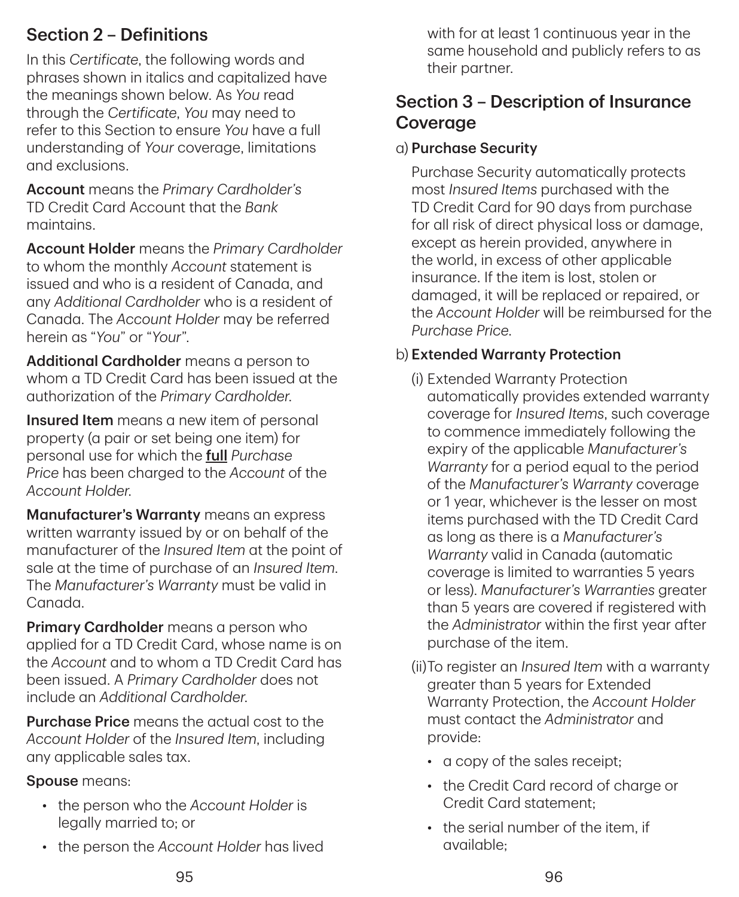## Section 2 – Definitions

In this *Certificate*, the following words and phrases shown in italics and capitalized have the meanings shown below. As *You* read through the *Certificate*, *You* may need to refer to this Section to ensure *You* have a full understanding of *Your* coverage, limitations and exclusions.

**Account** means the *Primary Cardholder's* TD Credit Card Account that the *Bank* maintains.

**Account Holder** means the *Primary Cardholder* to whom the monthly *Account* statement is issued and who is a resident of Canada, and any *Additional Cardholder* who is a resident of Canada. The *Account Holder* may be referred herein as "*You*" or "*Your*".

**Additional Cardholder** means a person to whom a TD Credit Card has been issued at the authorization of the *Primary Cardholder*.

**Insured Item** means a new item of personal property (a pair or set being one item) for personal use for which the **full** *Purchase Price* has been charged to the *Account* of the *Account Holder*.

**Manufacturer's Warranty** means an express written warranty issued by or on behalf of the manufacturer of the *Insured Item* at the point of sale at the time of purchase of an *Insured Item*. The *Manufacturer's Warranty* must be valid in Canada.

**Primary Cardholder** means a person who applied for a TD Credit Card, whose name is on the *Account* and to whom a TD Credit Card has been issued. A *Primary Cardholder* does not include an *Additional Cardholder*.

**Purchase Price** means the actual cost to the *Account Holder* of the *Insured Item*, including any applicable sales tax.

**Spouse** means:

- the person who the *Account Holder* is legally married to; or
- the person the *Account Holder* has lived with for at least 1 continuous year in the same household and publicly refers to as their partner.

## Section 3 – Description of Insurance Coverage

a) **Purchase Security**

Purchase Security automatically protects most *Insured Items* purchased with the TD Credit Card for 90 days from purchase for all risk of direct physical loss or damage, except as herein provided, anywhere in the world, in excess of other applicable insurance. If the item is lost, stolen or damaged, it will be replaced or repaired, or the *Account Holder* will be reimbursed for the *Purchase Price*.

b) **Extended Warranty Protection**

(i) Extended Warranty Protection automatically provides extended warranty coverage for *Insured Items*, such coverage to commence immediately following the expiry of the applicable *Manufacturer's Warranty* for a period equal to the period of the *Manufacturer's Warranty* coverage or 1 year, whichever is the lesser on most items purchased with the TD Credit Card as long as there is a *Manufacturer's Warranty* valid in Canada (automatic coverage is limited to warranties 5 years or less). *Manufacturer's Warranties* greater than 5 years are covered if registered with the *Administrator* within the first year after purchase of the item.

(ii) To register an *Insured Item* with a warranty greater than 5 years for Extended Warranty Protection, the *Account Holder* must contact the *Administrator* and provide:

- a copy of the sales receipt;
- the Credit Card record of charge or Credit Card statement;
- the serial number of the item, if available;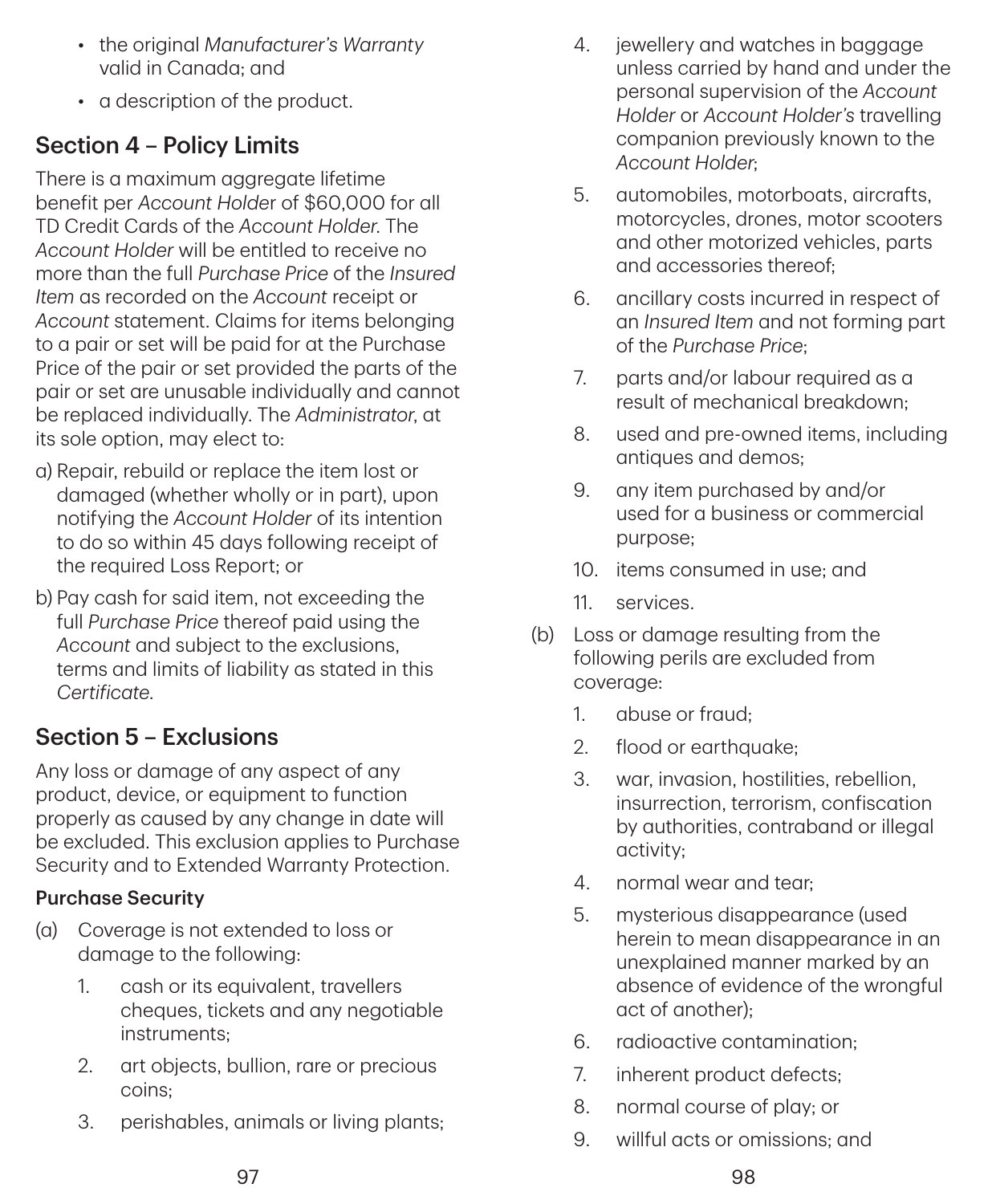- the original *Manufacturer's Warranty* valid in Canada; and
- a description of the product.

## Section 4 – Policy Limits

There is a maximum aggregate lifetime benefit per *Account Holder* of $60,000 for all TD Credit Cards of the *Account Holder*. The *Account Holder* will be entitled to receive no more than the full *Purchase Price* of the *Insured Item* as recorded on the *Account* receipt or *Account* statement. Claims for items belonging to a pair or set will be paid for at the Purchase Price of the pair or set provided the parts of the pair or set are unusable individually and cannot be replaced individually. The *Administrator*, at its sole option, may elect to:

a) Repair, rebuild or replace the item lost or damaged (whether wholly or in part), upon notifying the *Account Holder* of its intention to do so within 45 days following receipt of the required Loss Report; or

b) Pay cash for said item, not exceeding the full *Purchase Price* thereof paid using the *Account* and subject to the exclusions, terms and limits of liability as stated in this *Certificate*.

## Section 5 – Exclusions

Any loss or damage of any aspect of any product, device, or equipment to function properly as caused by any change in date will be excluded. This exclusion applies to Purchase Security and to Extended Warranty Protection.

### Purchase Security

(a) Coverage is not extended to loss or damage to the following:

1. cash or its equivalent, travellers cheques, tickets and any negotiable instruments;
2. art objects, bullion, rare or precious coins;
3. perishables, animals or living plants;
4. jewellery and watches in baggage unless carried by hand and under the personal supervision of the *Account Holder* or *Account Holder's* travelling companion previously known to the *Account Holder*;
5. automobiles, motorboats, aircrafts, motorcycles, drones, motor scooters and other motorized vehicles, parts and accessories thereof;
6. ancillary costs incurred in respect of an *Insured Item* and not forming part of the *Purchase Price*;
7. parts and/or labour required as a result of mechanical breakdown;
8. used and pre-owned items, including antiques and demos;
9. any item purchased by and/or used for a business or commercial purpose;
10. items consumed in use; and
11. services.

(b) Loss or damage resulting from the following perils are excluded from coverage:

1. abuse or fraud;
2. flood or earthquake;
3. war, invasion, hostilities, rebellion, insurrection, terrorism, confiscation by authorities, contraband or illegal activity;
4. normal wear and tear;
5. mysterious disappearance (used herein to mean disappearance in an unexplained manner marked by an absence of evidence of the wrongful act of another);
6. radioactive contamination;
7. inherent product defects;
8. normal course of play; or
9. willful acts or omissions; and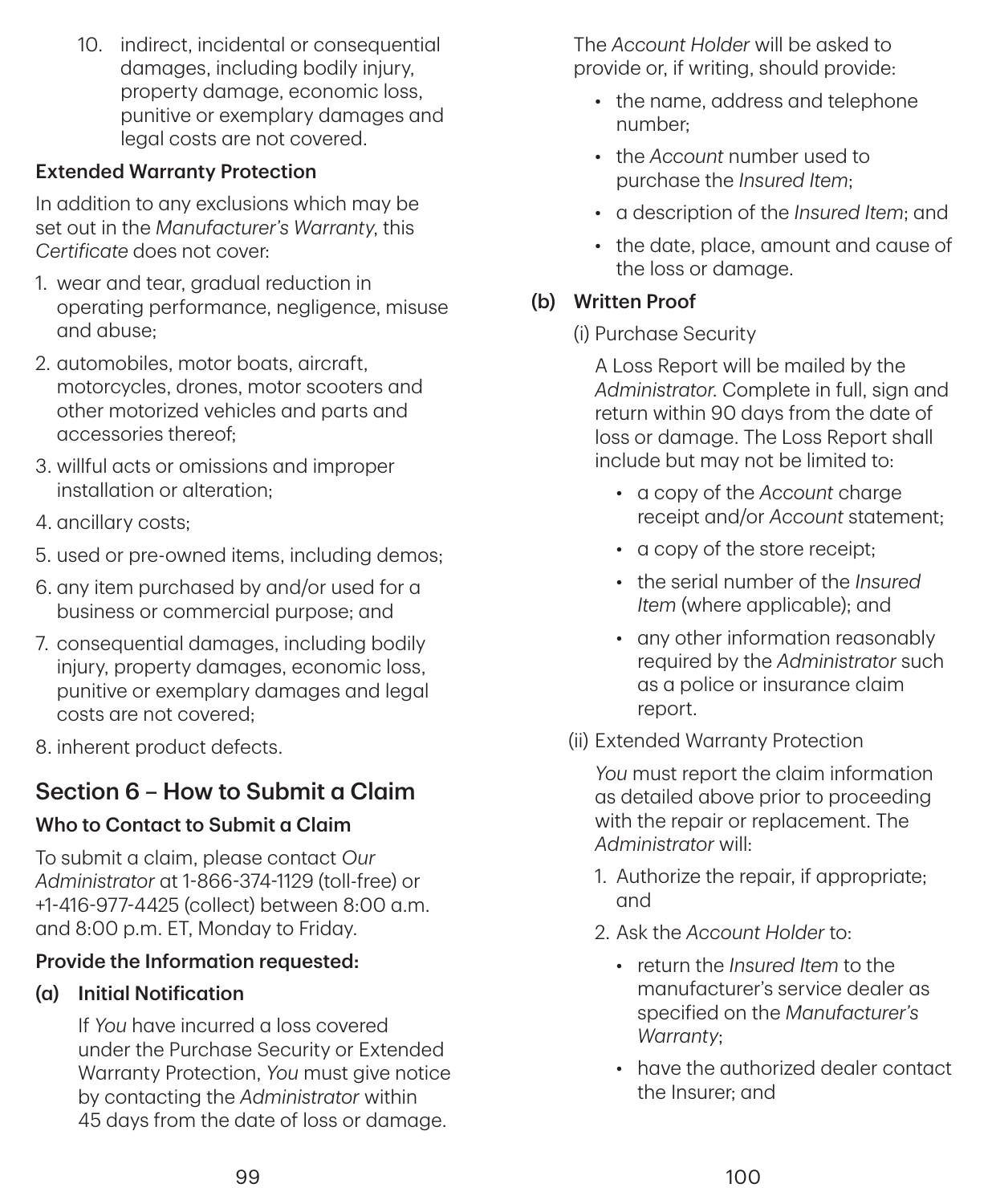10. indirect, incidental or consequential damages, including bodily injury, property damage, economic loss, punitive or exemplary damages and legal costs are not covered.

**Extended Warranty Protection**

In addition to any exclusions which may be set out in the *Manufacturer's Warranty*, this *Certificate* does not cover:

1. wear and tear, gradual reduction in operating performance, negligence, misuse and abuse;
2. automobiles, motor boats, aircraft, motorcycles, drones, motor scooters and other motorized vehicles and parts and accessories thereof;
3. willful acts or omissions and improper installation or alteration;
4. ancillary costs;
5. used or pre-owned items, including demos;
6. any item purchased by and/or used for a business or commercial purpose; and
7. consequential damages, including bodily injury, property damages, economic loss, punitive or exemplary damages and legal costs are not covered;
8. inherent product defects.

## Section 6 – How to Submit a Claim

**Who to Contact to Submit a Claim**

To submit a claim, please contact *Our Administrator* at 1-866-374-1129 (toll-free) or +1-416-977-4425 (collect) between 8:00 a.m. and 8:00 p.m. ET, Monday to Friday.

**Provide the Information requested:**

**(a) Initial Notification**

If *You* have incurred a loss covered under the Purchase Security or Extended Warranty Protection, *You* must give notice by contacting the *Administrator* within 45 days from the date of loss or damage.

The *Account Holder* will be asked to provide or, if writing, should provide:

- the name, address and telephone number;
- the *Account* number used to purchase the *Insured Item*;
- a description of the *Insured Item*; and
- the date, place, amount and cause of the loss or damage.

**(b) Written Proof**

(i) Purchase Security

A Loss Report will be mailed by the *Administrator*. Complete in full, sign and return within 90 days from the date of loss or damage. The Loss Report shall include but may not be limited to:

- a copy of the *Account* charge receipt and/or *Account* statement;
- a copy of the store receipt;
- the serial number of the *Insured Item* (where applicable); and
- any other information reasonably required by the *Administrator* such as a police or insurance claim report.

(ii) Extended Warranty Protection

*You* must report the claim information as detailed above prior to proceeding with the repair or replacement. The *Administrator* will:

1. Authorize the repair, if appropriate; and
2. Ask the *Account Holder* to:
   - return the *Insured Item* to the manufacturer's service dealer as specified on the *Manufacturer's Warranty*;
   - have the authorized dealer contact the Insurer; and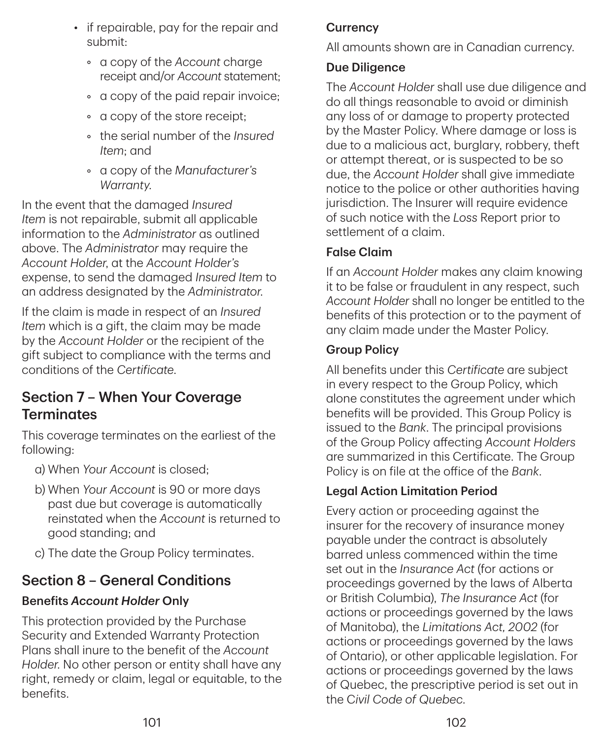- if repairable, pay for the repair and submit:
  - a copy of the *Account* charge receipt and/or *Account* statement;
  - a copy of the paid repair invoice;
  - a copy of the store receipt;
  - the serial number of the *Insured Item*; and
  - a copy of the *Manufacturer's Warranty*.

In the event that the damaged *Insured Item* is not repairable, submit all applicable information to the *Administrator* as outlined above. The *Administrator* may require the *Account Holder*, at the *Account Holder's* expense, to send the damaged *Insured Item* to an address designated by the *Administrator*.

If the claim is made in respect of an *Insured Item* which is a gift, the claim may be made by the *Account Holder* or the recipient of the gift subject to compliance with the terms and conditions of the *Certificate*.

## Section 7 – When Your Coverage Terminates

This coverage terminates on the earliest of the following:

a) When *Your Account* is closed;

b) When *Your Account* is 90 or more days past due but coverage is automatically reinstated when the *Account* is returned to good standing; and

c) The date the Group Policy terminates.

## Section 8 – General Conditions

### Benefits *Account Holder* Only

This protection provided by the Purchase Security and Extended Warranty Protection Plans shall inure to the benefit of the *Account Holder*. No other person or entity shall have any right, remedy or claim, legal or equitable, to the benefits.

### Currency

All amounts shown are in Canadian currency.

### Due Diligence

The *Account Holder* shall use due diligence and do all things reasonable to avoid or diminish any loss of or damage to property protected by the Master Policy. Where damage or loss is due to a malicious act, burglary, robbery, theft or attempt thereat, or is suspected to be so due, the *Account Holder* shall give immediate notice to the police or other authorities having jurisdiction. The Insurer will require evidence of such notice with the *Loss* Report prior to settlement of a claim.

### False Claim

If an *Account Holder* makes any claim knowing it to be false or fraudulent in any respect, such *Account Holder* shall no longer be entitled to the benefits of this protection or to the payment of any claim made under the Master Policy.

### Group Policy

All benefits under this *Certificate* are subject in every respect to the Group Policy, which alone constitutes the agreement under which benefits will be provided. This Group Policy is issued to the *Bank*. The principal provisions of the Group Policy affecting *Account Holders* are summarized in this Certificate. The Group Policy is on file at the office of the *Bank*.

### Legal Action Limitation Period

Every action or proceeding against the insurer for the recovery of insurance money payable under the contract is absolutely barred unless commenced within the time set out in the *Insurance Act* (for actions or proceedings governed by the laws of Alberta or British Columbia), *The Insurance Act* (for actions or proceedings governed by the laws of Manitoba), the *Limitations Act, 2002* (for actions or proceedings governed by the laws of Ontario), or other applicable legislation. For actions or proceedings governed by the laws of Quebec, the prescriptive period is set out in the *Civil Code of Quebec*.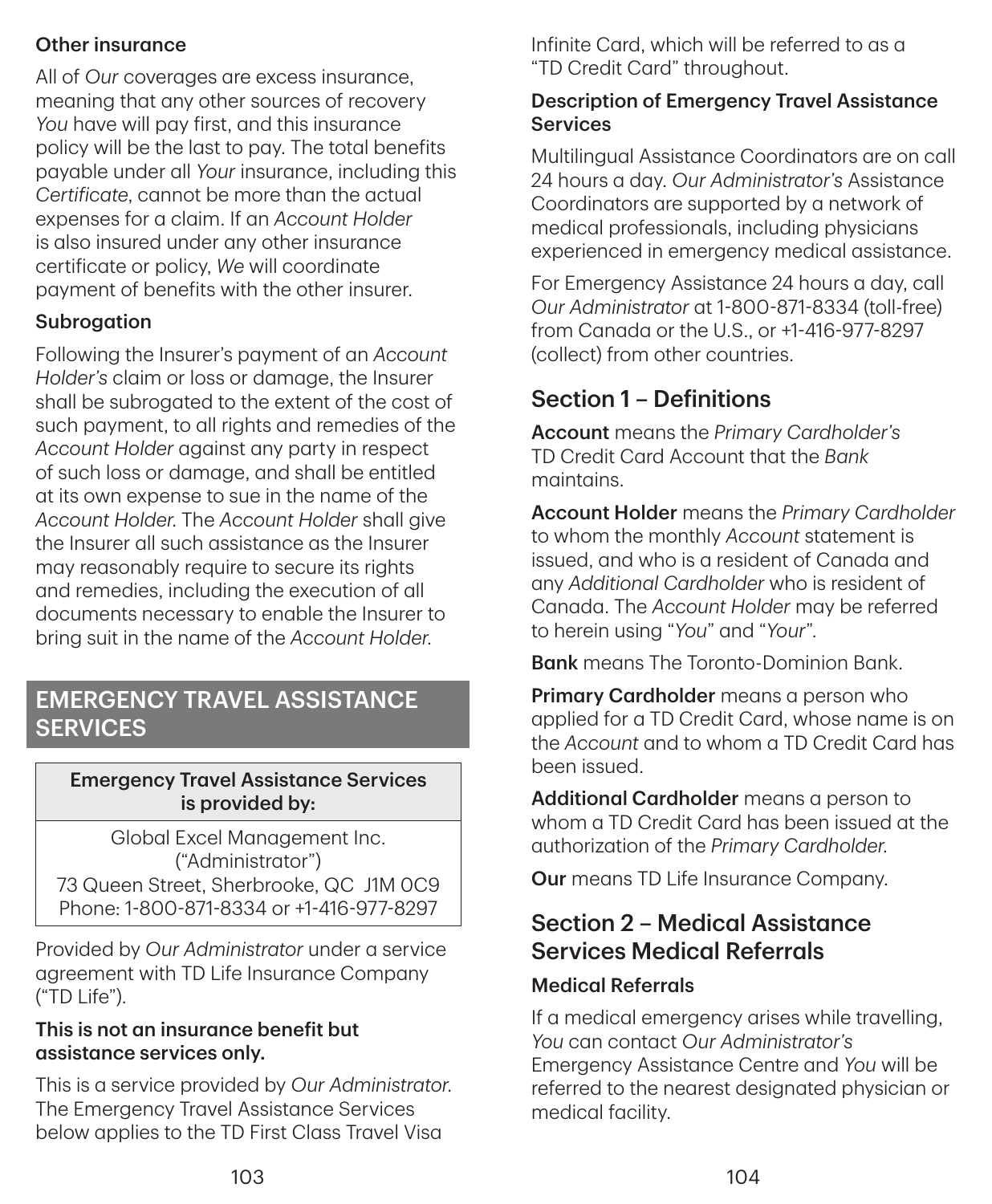### Other insurance

All of *Our* coverages are excess insurance, meaning that any other sources of recovery *You* have will pay first, and this insurance policy will be the last to pay. The total benefits payable under all *Your* insurance, including this *Certificate*, cannot be more than the actual expenses for a claim. If an *Account Holder* is also insured under any other insurance certificate or policy, *We* will coordinate payment of benefits with the other insurer.

### Subrogation

Following the Insurer's payment of an *Account Holder's* claim or loss or damage, the Insurer shall be subrogated to the extent of the cost of such payment, to all rights and remedies of the *Account Holder* against any party in respect of such loss or damage, and shall be entitled at its own expense to sue in the name of the *Account Holder*. The *Account Holder* shall give the Insurer all such assistance as the Insurer may reasonably require to secure its rights and remedies, including the execution of all documents necessary to enable the Insurer to bring suit in the name of the *Account Holder*.

# EMERGENCY TRAVEL ASSISTANCE SERVICES

| Emergency Travel Assistance Services is provided by: |
|---|
| Global Excel Management Inc. ("Administrator")<br>73 Queen Street, Sherbrooke, QC J1M 0C9<br>Phone: 1-800-871-8334 or +1-416-977-8297 |

Provided by *Our Administrator* under a service agreement with TD Life Insurance Company ("TD Life").

**This is not an insurance benefit but assistance services only.**

This is a service provided by *Our Administrator*. The Emergency Travel Assistance Services below applies to the TD First Class Travel Visa Infinite Card, which will be referred to as a "TD Credit Card" throughout.

### Description of Emergency Travel Assistance Services

Multilingual Assistance Coordinators are on call 24 hours a day. *Our Administrator's* Assistance Coordinators are supported by a network of medical professionals, including physicians experienced in emergency medical assistance.

For Emergency Assistance 24 hours a day, call *Our Administrator* at 1-800-871-8334 (toll-free) from Canada or the U.S., or +1-416-977-8297 (collect) from other countries.

## Section 1 – Definitions

**Account** means the *Primary Cardholder's* TD Credit Card Account that the *Bank* maintains.

**Account Holder** means the *Primary Cardholder* to whom the monthly *Account* statement is issued, and who is a resident of Canada and any *Additional Cardholder* who is resident of Canada. The *Account Holder* may be referred to herein using "*You*" and "*Your*".

**Bank** means The Toronto-Dominion Bank.

**Primary Cardholder** means a person who applied for a TD Credit Card, whose name is on the *Account* and to whom a TD Credit Card has been issued.

**Additional Cardholder** means a person to whom a TD Credit Card has been issued at the authorization of the *Primary Cardholder*.

**Our** means TD Life Insurance Company.

## Section 2 – Medical Assistance Services Medical Referrals

### Medical Referrals

If a medical emergency arises while travelling, *You* can contact *Our Administrator's* Emergency Assistance Centre and *You* will be referred to the nearest designated physician or medical facility.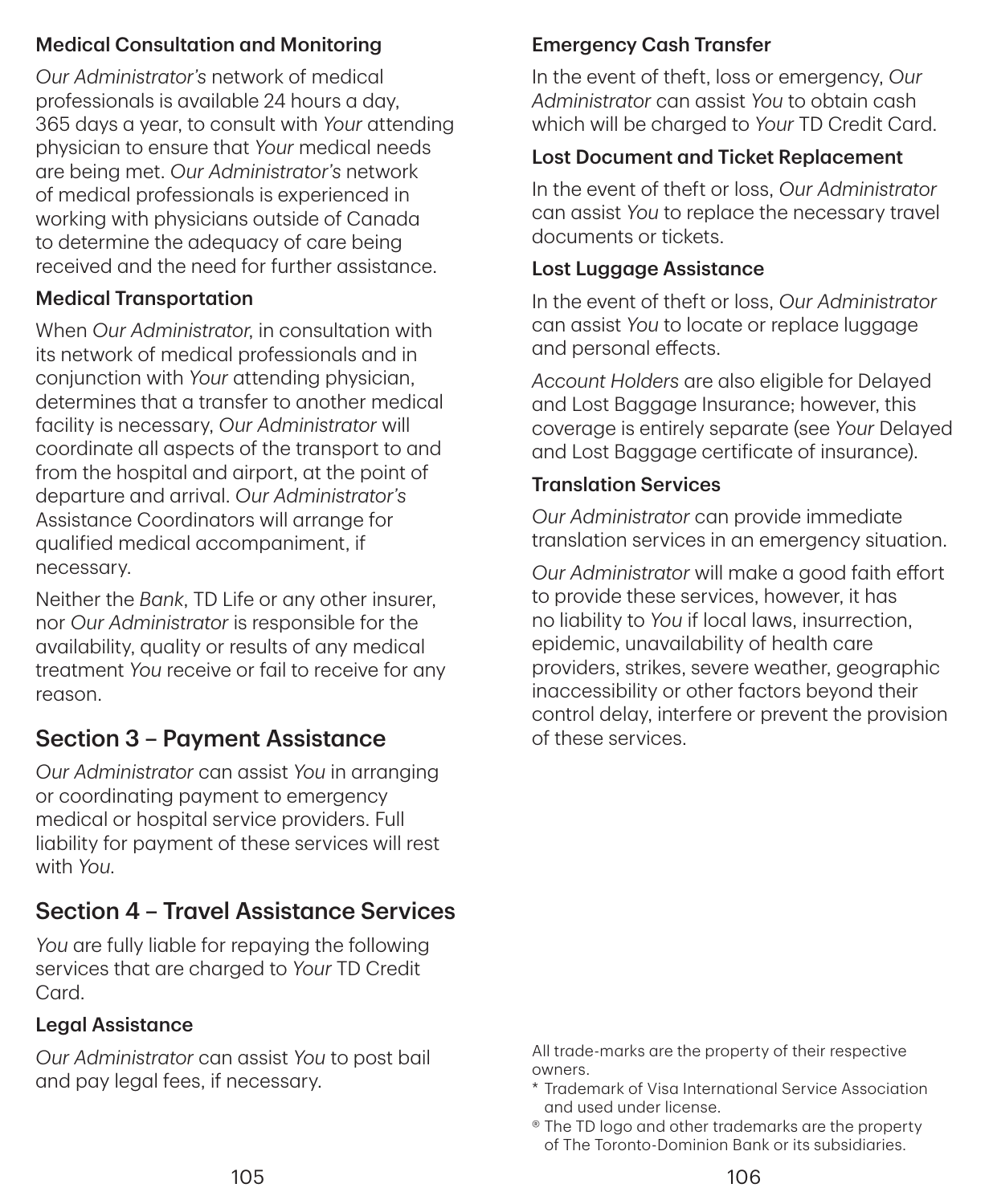### Medical Consultation and Monitoring

*Our Administrator's* network of medical professionals is available 24 hours a day, 365 days a year, to consult with *Your* attending physician to ensure that *Your* medical needs are being met. *Our Administrator's* network of medical professionals is experienced in working with physicians outside of Canada to determine the adequacy of care being received and the need for further assistance.

### Medical Transportation

When *Our Administrator*, in consultation with its network of medical professionals and in conjunction with *Your* attending physician, determines that a transfer to another medical facility is necessary, *Our Administrator* will coordinate all aspects of the transport to and from the hospital and airport, at the point of departure and arrival. *Our Administrator's* Assistance Coordinators will arrange for qualified medical accompaniment, if necessary.

Neither the *Bank*, TD Life or any other insurer, nor *Our Administrator* is responsible for the availability, quality or results of any medical treatment *You* receive or fail to receive for any reason.

## Section 3 – Payment Assistance

*Our Administrator* can assist *You* in arranging or coordinating payment to emergency medical or hospital service providers. Full liability for payment of these services will rest with *You*.

## Section 4 – Travel Assistance Services

*You* are fully liable for repaying the following services that are charged to *Your* TD Credit Card.

### Legal Assistance

*Our Administrator* can assist *You* to post bail and pay legal fees, if necessary.

### Emergency Cash Transfer

In the event of theft, loss or emergency, *Our Administrator* can assist *You* to obtain cash which will be charged to *Your* TD Credit Card.

### Lost Document and Ticket Replacement

In the event of theft or loss, *Our Administrator* can assist *You* to replace the necessary travel documents or tickets.

### Lost Luggage Assistance

In the event of theft or loss, *Our Administrator* can assist *You* to locate or replace luggage and personal effects.

*Account Holders* are also eligible for Delayed and Lost Baggage Insurance; however, this coverage is entirely separate (see *Your* Delayed and Lost Baggage certificate of insurance).

### Translation Services

*Our Administrator* can provide immediate translation services in an emergency situation.

*Our Administrator* will make a good faith effort to provide these services, however, it has no liability to *You* if local laws, insurrection, epidemic, unavailability of health care providers, strikes, severe weather, geographic inaccessibility or other factors beyond their control delay, interfere or prevent the provision of these services.

All trade-marks are the property of their respective owners.

* Trademark of Visa International Service Association and used under license.

® The TD logo and other trademarks are the property of The Toronto-Dominion Bank or its subsidiaries.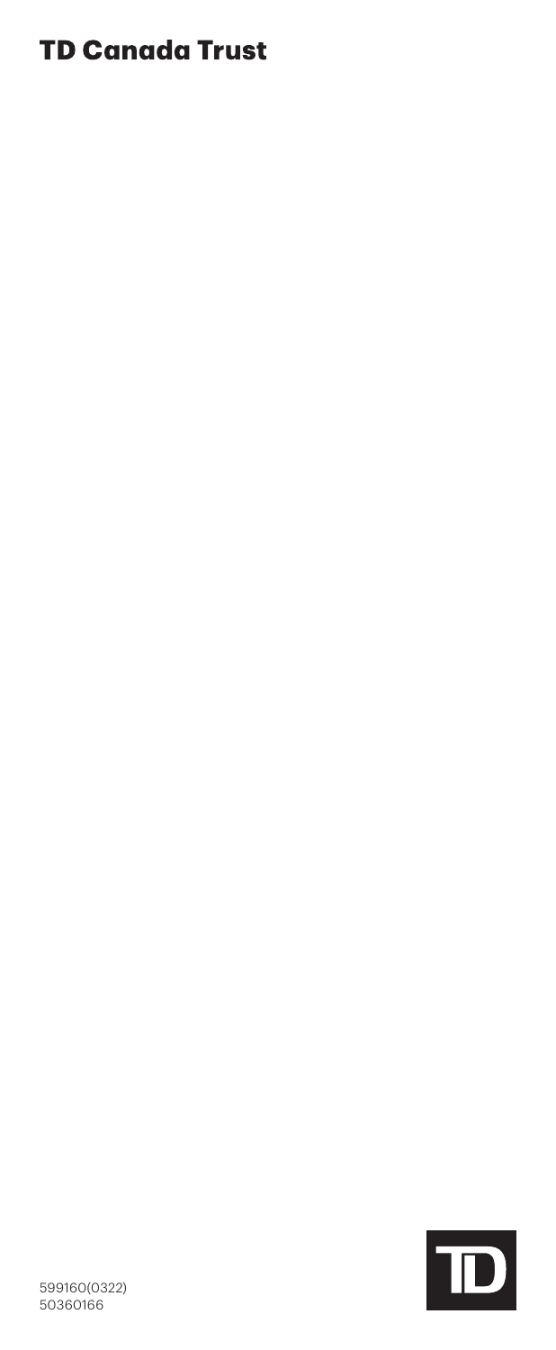# TD Canada Trust

599160(0322)
50360166